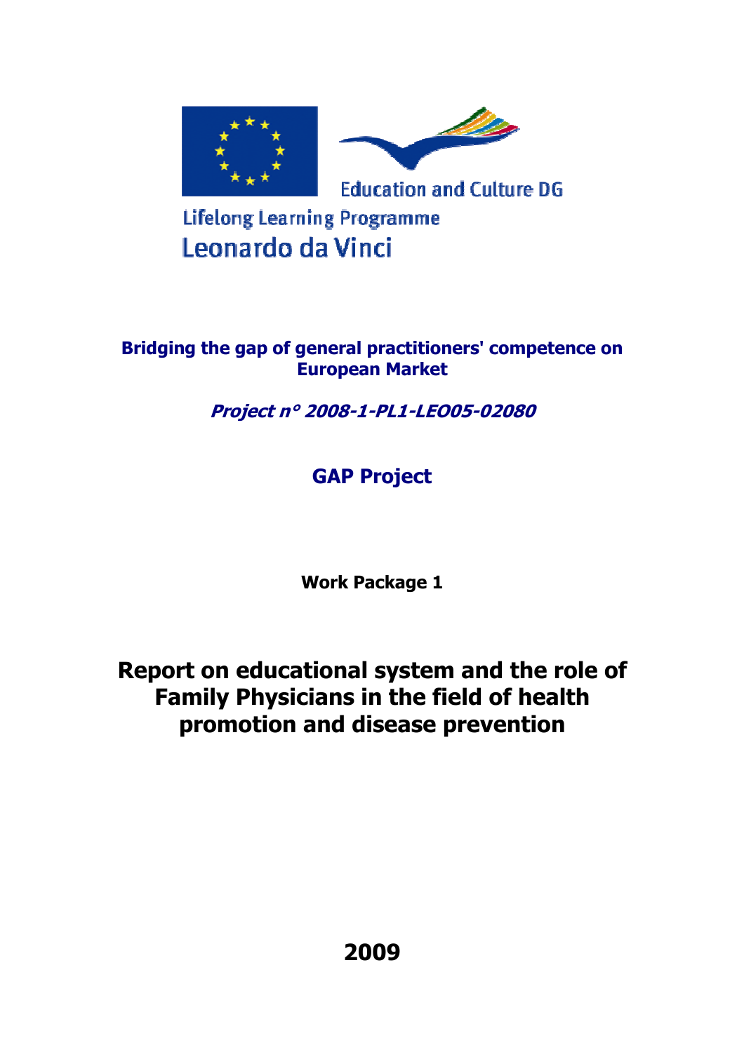Education and Culture DG

Lifelong Learning Programme

Leonardo da Vinci

**Bridging the gap of general practitioners' competence on European Market**

***Project n° 2008-1-PL1-LEO05-02080***

## GAP Project

**Work Package 1**

# Report on educational system and the role of Family Physicians in the field of health promotion and disease prevention

**2009**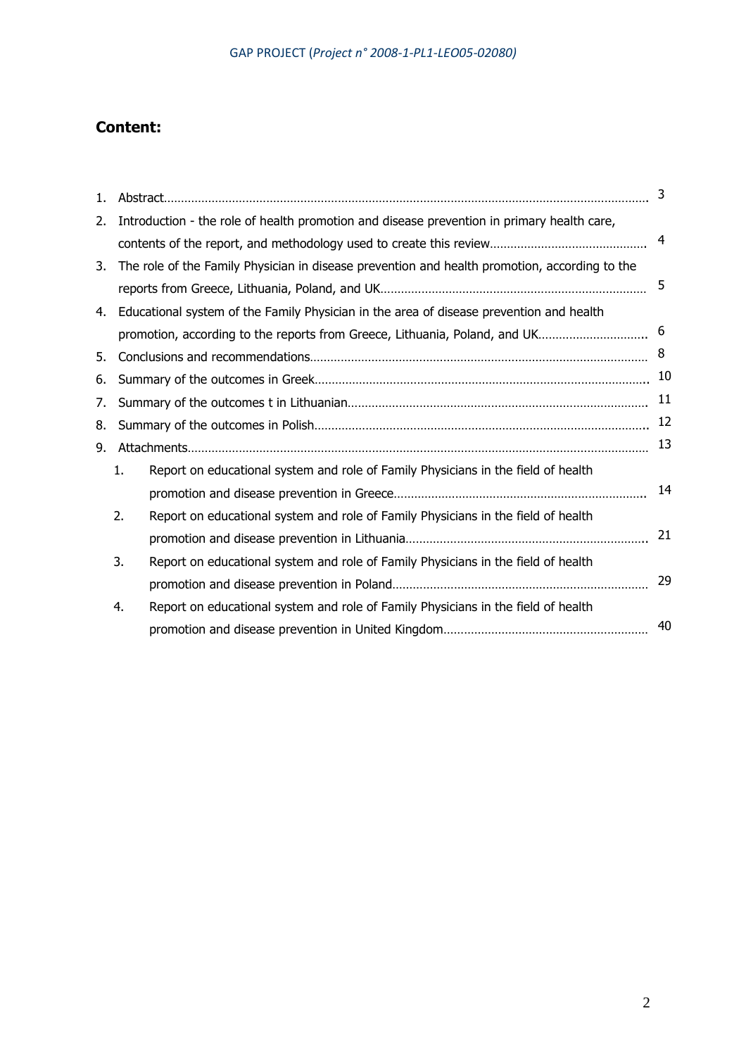## Content:

1. Abstract.......................................................................................................................................... 3
2. Introduction - the role of health promotion and disease prevention in primary health care, contents of the report, and methodology used to create this review............................................. 4
3. The role of the Family Physician in disease prevention and health promotion, according to the reports from Greece, Lithuania, Poland, and UK............................................................................ 5
4. Educational system of the Family Physician in the area of disease prevention and health promotion, according to the reports from Greece, Lithuania, Poland, and UK............................... 6
5. Conclusions and recommendations................................................................................................. 8
6. Summary of the outcomes in Greek............................................................................................... 10
7. Summary of the outcomes t in Lithuanian..................................................................................... 11
8. Summary of the outcomes in Polish............................................................................................... 12
9. Attachments.................................................................................................................................... 13
   1. Report on educational system and role of Family Physicians in the field of health promotion and disease prevention in Greece........................................................................ 14
   2. Report on educational system and role of Family Physicians in the field of health promotion and disease prevention in Lithuania..................................................................... 21
   3. Report on educational system and role of Family Physicians in the field of health promotion and disease prevention in Poland......................................................................... 29
   4. Report on educational system and role of Family Physicians in the field of health promotion and disease prevention in United Kingdom........................................................... 40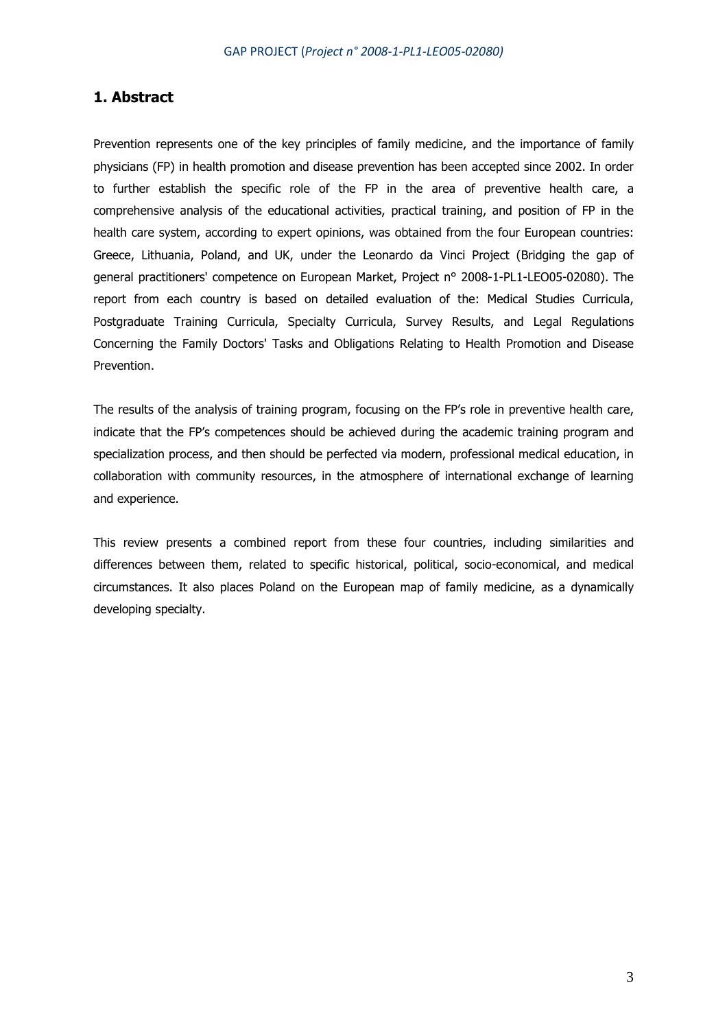## 1. Abstract

Prevention represents one of the key principles of family medicine, and the importance of family physicians (FP) in health promotion and disease prevention has been accepted since 2002. In order to further establish the specific role of the FP in the area of preventive health care, a comprehensive analysis of the educational activities, practical training, and position of FP in the health care system, according to expert opinions, was obtained from the four European countries: Greece, Lithuania, Poland, and UK, under the Leonardo da Vinci Project (Bridging the gap of general practitioners' competence on European Market, Project n° 2008-1-PL1-LEO05-02080). The report from each country is based on detailed evaluation of the: Medical Studies Curricula, Postgraduate Training Curricula, Specialty Curricula, Survey Results, and Legal Regulations Concerning the Family Doctors' Tasks and Obligations Relating to Health Promotion and Disease Prevention.

The results of the analysis of training program, focusing on the FP's role in preventive health care, indicate that the FP's competences should be achieved during the academic training program and specialization process, and then should be perfected via modern, professional medical education, in collaboration with community resources, in the atmosphere of international exchange of learning and experience.

This review presents a combined report from these four countries, including similarities and differences between them, related to specific historical, political, socio-economical, and medical circumstances. It also places Poland on the European map of family medicine, as a dynamically developing specialty.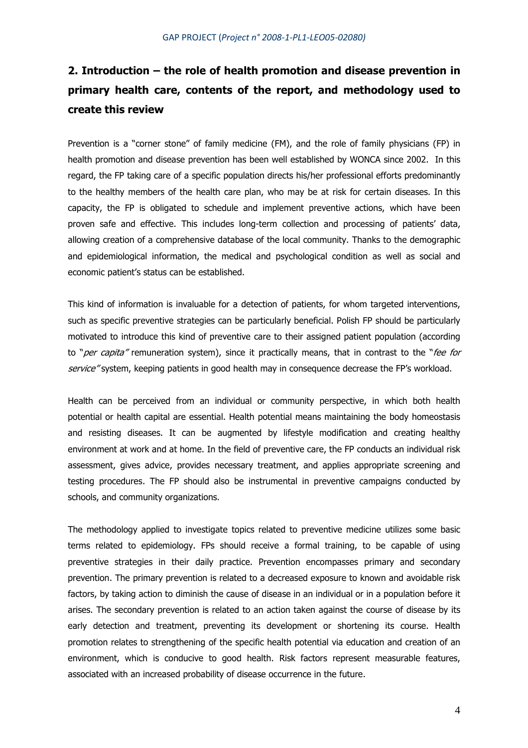## 2. Introduction – the role of health promotion and disease prevention in primary health care, contents of the report, and methodology used to create this review

Prevention is a "corner stone" of family medicine (FM), and the role of family physicians (FP) in health promotion and disease prevention has been well established by WONCA since 2002. In this regard, the FP taking care of a specific population directs his/her professional efforts predominantly to the healthy members of the health care plan, who may be at risk for certain diseases. In this capacity, the FP is obligated to schedule and implement preventive actions, which have been proven safe and effective. This includes long-term collection and processing of patients' data, allowing creation of a comprehensive database of the local community. Thanks to the demographic and epidemiological information, the medical and psychological condition as well as social and economic patient's status can be established.

This kind of information is invaluable for a detection of patients, for whom targeted interventions, such as specific preventive strategies can be particularly beneficial. Polish FP should be particularly motivated to introduce this kind of preventive care to their assigned patient population (according to "*per capita"* remuneration system), since it practically means, that in contrast to the "*fee for service"* system, keeping patients in good health may in consequence decrease the FP's workload.

Health can be perceived from an individual or community perspective, in which both health potential or health capital are essential. Health potential means maintaining the body homeostasis and resisting diseases. It can be augmented by lifestyle modification and creating healthy environment at work and at home. In the field of preventive care, the FP conducts an individual risk assessment, gives advice, provides necessary treatment, and applies appropriate screening and testing procedures. The FP should also be instrumental in preventive campaigns conducted by schools, and community organizations.

The methodology applied to investigate topics related to preventive medicine utilizes some basic terms related to epidemiology. FPs should receive a formal training, to be capable of using preventive strategies in their daily practice. Prevention encompasses primary and secondary prevention. The primary prevention is related to a decreased exposure to known and avoidable risk factors, by taking action to diminish the cause of disease in an individual or in a population before it arises. The secondary prevention is related to an action taken against the course of disease by its early detection and treatment, preventing its development or shortening its course. Health promotion relates to strengthening of the specific health potential via education and creation of an environment, which is conducive to good health. Risk factors represent measurable features, associated with an increased probability of disease occurrence in the future.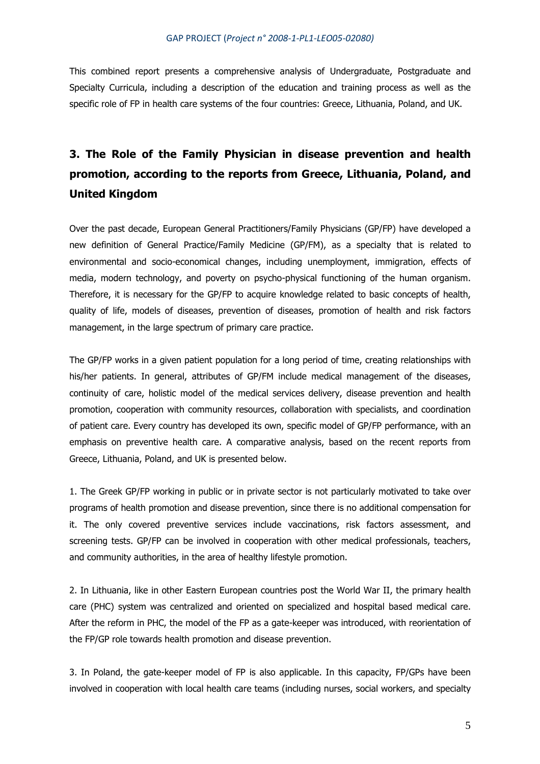This combined report presents a comprehensive analysis of Undergraduate, Postgraduate and Specialty Curricula, including a description of the education and training process as well as the specific role of FP in health care systems of the four countries: Greece, Lithuania, Poland, and UK.

## 3. The Role of the Family Physician in disease prevention and health promotion, according to the reports from Greece, Lithuania, Poland, and United Kingdom

Over the past decade, European General Practitioners/Family Physicians (GP/FP) have developed a new definition of General Practice/Family Medicine (GP/FM), as a specialty that is related to environmental and socio-economical changes, including unemployment, immigration, effects of media, modern technology, and poverty on psycho-physical functioning of the human organism. Therefore, it is necessary for the GP/FP to acquire knowledge related to basic concepts of health, quality of life, models of diseases, prevention of diseases, promotion of health and risk factors management, in the large spectrum of primary care practice.

The GP/FP works in a given patient population for a long period of time, creating relationships with his/her patients. In general, attributes of GP/FM include medical management of the diseases, continuity of care, holistic model of the medical services delivery, disease prevention and health promotion, cooperation with community resources, collaboration with specialists, and coordination of patient care. Every country has developed its own, specific model of GP/FP performance, with an emphasis on preventive health care. A comparative analysis, based on the recent reports from Greece, Lithuania, Poland, and UK is presented below.

1. The Greek GP/FP working in public or in private sector is not particularly motivated to take over programs of health promotion and disease prevention, since there is no additional compensation for it. The only covered preventive services include vaccinations, risk factors assessment, and screening tests. GP/FP can be involved in cooperation with other medical professionals, teachers, and community authorities, in the area of healthy lifestyle promotion.

2. In Lithuania, like in other Eastern European countries post the World War II, the primary health care (PHC) system was centralized and oriented on specialized and hospital based medical care. After the reform in PHC, the model of the FP as a gate-keeper was introduced, with reorientation of the FP/GP role towards health promotion and disease prevention.

3. In Poland, the gate-keeper model of FP is also applicable. In this capacity, FP/GPs have been involved in cooperation with local health care teams (including nurses, social workers, and specialty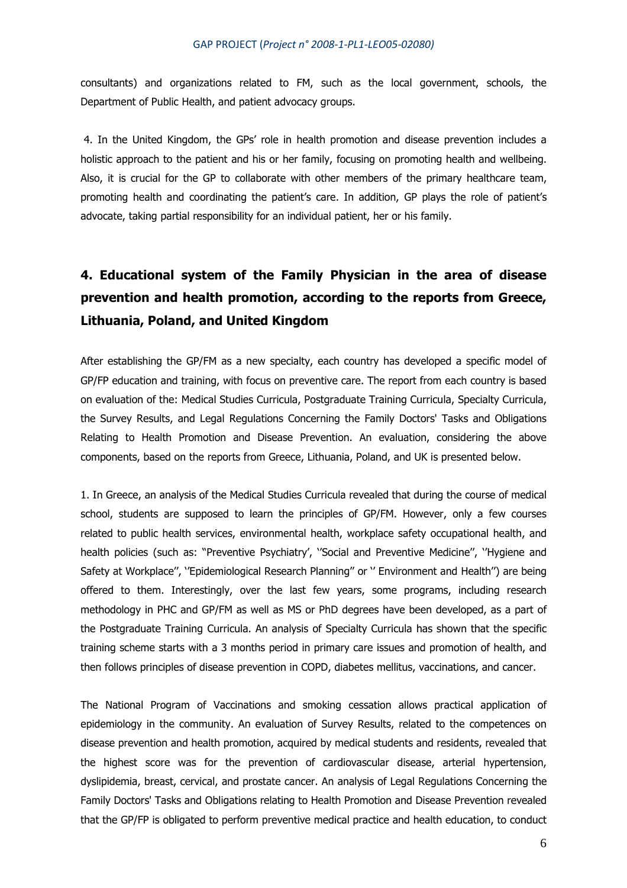consultants) and organizations related to FM, such as the local government, schools, the Department of Public Health, and patient advocacy groups.

4. In the United Kingdom, the GPs' role in health promotion and disease prevention includes a holistic approach to the patient and his or her family, focusing on promoting health and wellbeing. Also, it is crucial for the GP to collaborate with other members of the primary healthcare team, promoting health and coordinating the patient's care. In addition, GP plays the role of patient's advocate, taking partial responsibility for an individual patient, her or his family.

## 4. Educational system of the Family Physician in the area of disease prevention and health promotion, according to the reports from Greece, Lithuania, Poland, and United Kingdom

After establishing the GP/FM as a new specialty, each country has developed a specific model of GP/FP education and training, with focus on preventive care. The report from each country is based on evaluation of the: Medical Studies Curricula, Postgraduate Training Curricula, Specialty Curricula, the Survey Results, and Legal Regulations Concerning the Family Doctors' Tasks and Obligations Relating to Health Promotion and Disease Prevention. An evaluation, considering the above components, based on the reports from Greece, Lithuania, Poland, and UK is presented below.

1. In Greece, an analysis of the Medical Studies Curricula revealed that during the course of medical school, students are supposed to learn the principles of GP/FM. However, only a few courses related to public health services, environmental health, workplace safety occupational health, and health policies (such as: "Preventive Psychiatry', ''Social and Preventive Medicine'', ''Hygiene and Safety at Workplace'', ''Epidemiological Research Planning'' or '' Environment and Health'') are being offered to them. Interestingly, over the last few years, some programs, including research methodology in PHC and GP/FM as well as MS or PhD degrees have been developed, as a part of the Postgraduate Training Curricula. An analysis of Specialty Curricula has shown that the specific training scheme starts with a 3 months period in primary care issues and promotion of health, and then follows principles of disease prevention in COPD, diabetes mellitus, vaccinations, and cancer.

The National Program of Vaccinations and smoking cessation allows practical application of epidemiology in the community. An evaluation of Survey Results, related to the competences on disease prevention and health promotion, acquired by medical students and residents, revealed that the highest score was for the prevention of cardiovascular disease, arterial hypertension, dyslipidemia, breast, cervical, and prostate cancer. An analysis of Legal Regulations Concerning the Family Doctors' Tasks and Obligations relating to Health Promotion and Disease Prevention revealed that the GP/FP is obligated to perform preventive medical practice and health education, to conduct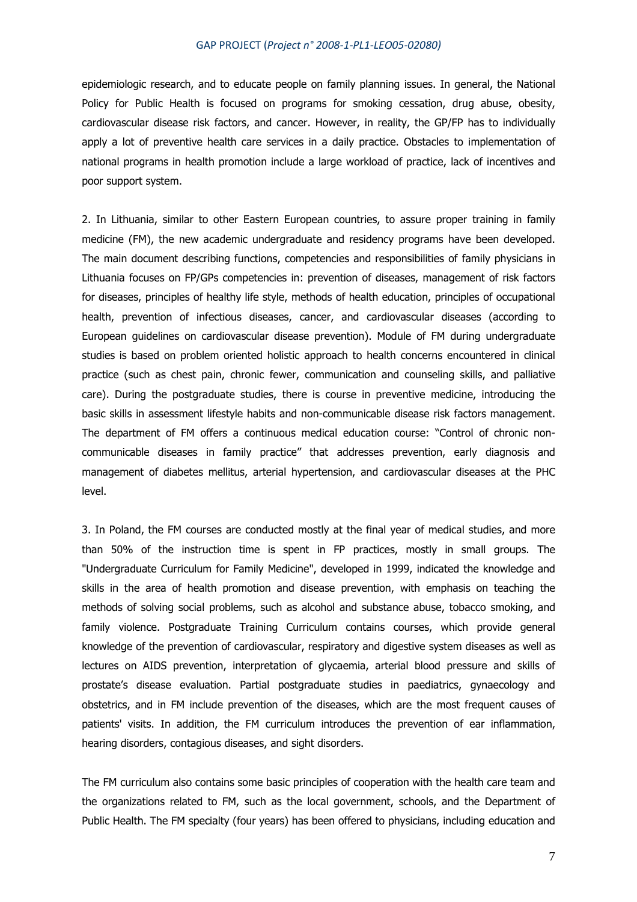epidemiologic research, and to educate people on family planning issues. In general, the National Policy for Public Health is focused on programs for smoking cessation, drug abuse, obesity, cardiovascular disease risk factors, and cancer. However, in reality, the GP/FP has to individually apply a lot of preventive health care services in a daily practice. Obstacles to implementation of national programs in health promotion include a large workload of practice, lack of incentives and poor support system.

2. In Lithuania, similar to other Eastern European countries, to assure proper training in family medicine (FM), the new academic undergraduate and residency programs have been developed. The main document describing functions, competencies and responsibilities of family physicians in Lithuania focuses on FP/GPs competencies in: prevention of diseases, management of risk factors for diseases, principles of healthy life style, methods of health education, principles of occupational health, prevention of infectious diseases, cancer, and cardiovascular diseases (according to European guidelines on cardiovascular disease prevention). Module of FM during undergraduate studies is based on problem oriented holistic approach to health concerns encountered in clinical practice (such as chest pain, chronic fewer, communication and counseling skills, and palliative care). During the postgraduate studies, there is course in preventive medicine, introducing the basic skills in assessment lifestyle habits and non-communicable disease risk factors management. The department of FM offers a continuous medical education course: "Control of chronic non-communicable diseases in family practice" that addresses prevention, early diagnosis and management of diabetes mellitus, arterial hypertension, and cardiovascular diseases at the PHC level.

3. In Poland, the FM courses are conducted mostly at the final year of medical studies, and more than 50% of the instruction time is spent in FP practices, mostly in small groups. The "Undergraduate Curriculum for Family Medicine", developed in 1999, indicated the knowledge and skills in the area of health promotion and disease prevention, with emphasis on teaching the methods of solving social problems, such as alcohol and substance abuse, tobacco smoking, and family violence. Postgraduate Training Curriculum contains courses, which provide general knowledge of the prevention of cardiovascular, respiratory and digestive system diseases as well as lectures on AIDS prevention, interpretation of glycaemia, arterial blood pressure and skills of prostate's disease evaluation. Partial postgraduate studies in paediatrics, gynaecology and obstetrics, and in FM include prevention of the diseases, which are the most frequent causes of patients' visits. In addition, the FM curriculum introduces the prevention of ear inflammation, hearing disorders, contagious diseases, and sight disorders.

The FM curriculum also contains some basic principles of cooperation with the health care team and the organizations related to FM, such as the local government, schools, and the Department of Public Health. The FM specialty (four years) has been offered to physicians, including education and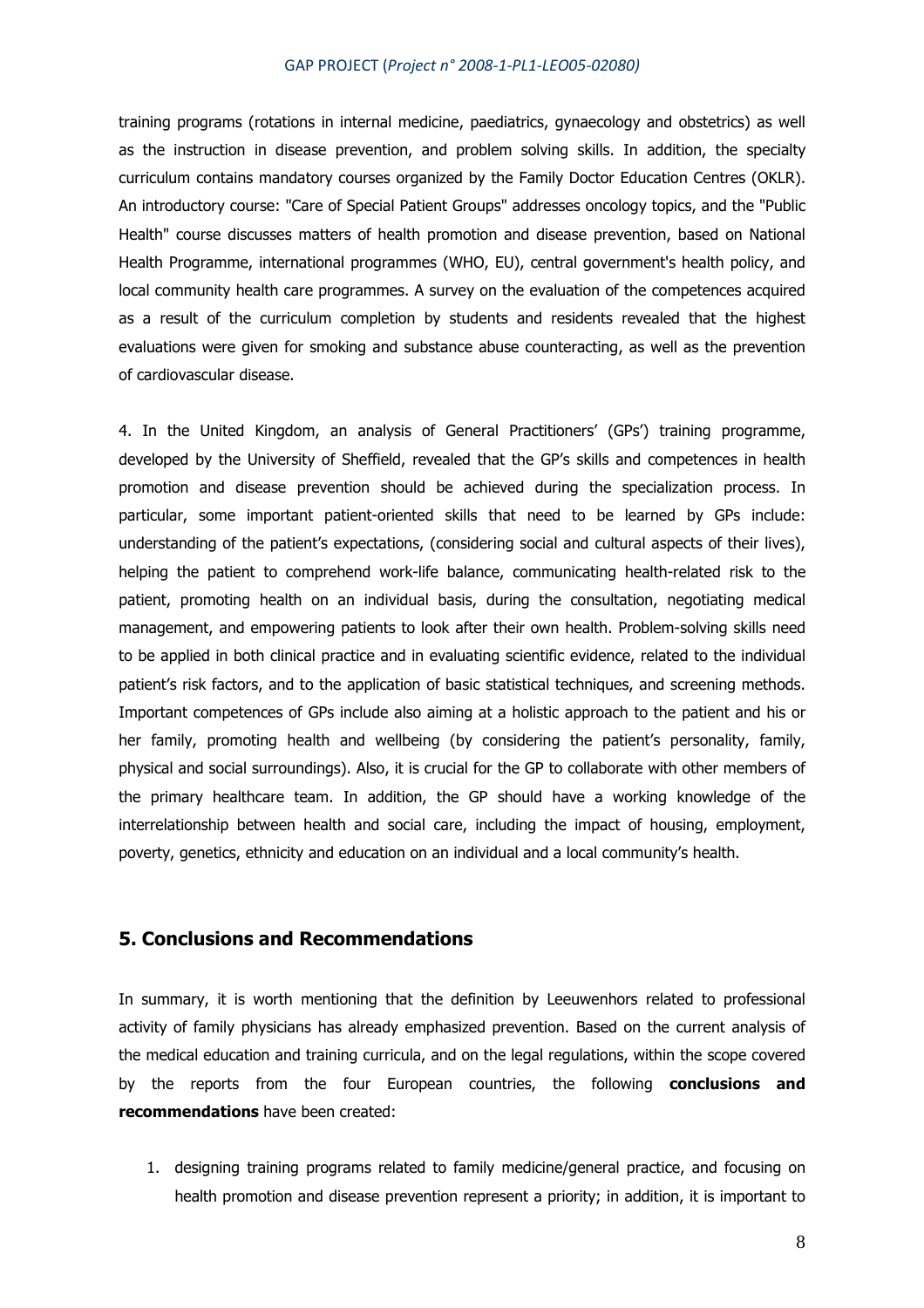training programs (rotations in internal medicine, paediatrics, gynaecology and obstetrics) as well as the instruction in disease prevention, and problem solving skills. In addition, the specialty curriculum contains mandatory courses organized by the Family Doctor Education Centres (OKLR). An introductory course: "Care of Special Patient Groups" addresses oncology topics, and the "Public Health" course discusses matters of health promotion and disease prevention, based on National Health Programme, international programmes (WHO, EU), central government's health policy, and local community health care programmes. A survey on the evaluation of the competences acquired as a result of the curriculum completion by students and residents revealed that the highest evaluations were given for smoking and substance abuse counteracting, as well as the prevention of cardiovascular disease.

4. In the United Kingdom, an analysis of General Practitioners' (GPs') training programme, developed by the University of Sheffield, revealed that the GP's skills and competences in health promotion and disease prevention should be achieved during the specialization process. In particular, some important patient-oriented skills that need to be learned by GPs include: understanding of the patient's expectations, (considering social and cultural aspects of their lives), helping the patient to comprehend work-life balance, communicating health-related risk to the patient, promoting health on an individual basis, during the consultation, negotiating medical management, and empowering patients to look after their own health. Problem-solving skills need to be applied in both clinical practice and in evaluating scientific evidence, related to the individual patient's risk factors, and to the application of basic statistical techniques, and screening methods. Important competences of GPs include also aiming at a holistic approach to the patient and his or her family, promoting health and wellbeing (by considering the patient's personality, family, physical and social surroundings). Also, it is crucial for the GP to collaborate with other members of the primary healthcare team. In addition, the GP should have a working knowledge of the interrelationship between health and social care, including the impact of housing, employment, poverty, genetics, ethnicity and education on an individual and a local community's health.

## 5. Conclusions and Recommendations

In summary, it is worth mentioning that the definition by Leeuwenhors related to professional activity of family physicians has already emphasized prevention. Based on the current analysis of the medical education and training curricula, and on the legal regulations, within the scope covered by the reports from the four European countries, the following **conclusions and recommendations** have been created:

1. designing training programs related to family medicine/general practice, and focusing on health promotion and disease prevention represent a priority; in addition, it is important to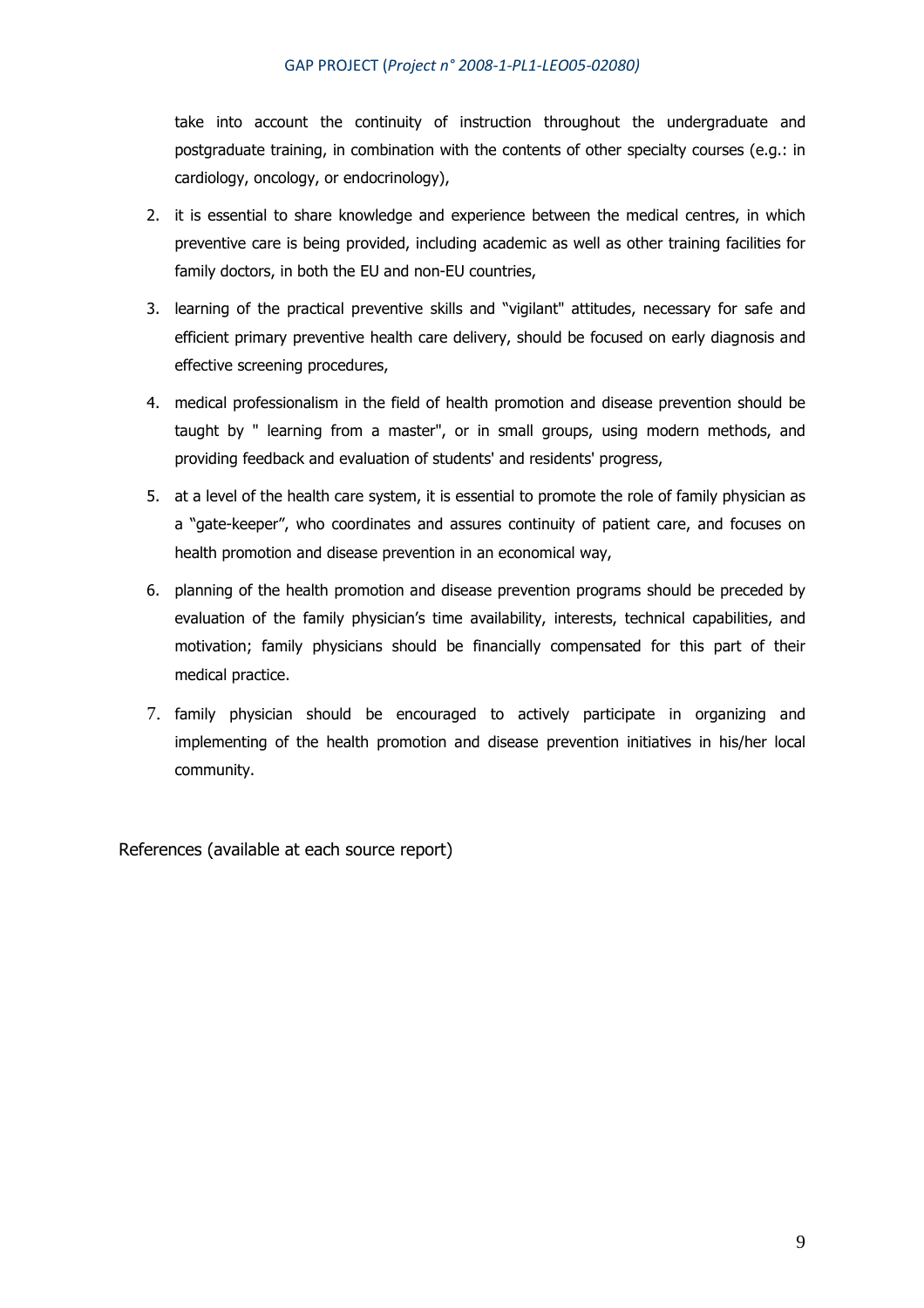take into account the continuity of instruction throughout the undergraduate and postgraduate training, in combination with the contents of other specialty courses (e.g.: in cardiology, oncology, or endocrinology),

2. it is essential to share knowledge and experience between the medical centres, in which preventive care is being provided, including academic as well as other training facilities for family doctors, in both the EU and non-EU countries,
3. learning of the practical preventive skills and "vigilant" attitudes, necessary for safe and efficient primary preventive health care delivery, should be focused on early diagnosis and effective screening procedures,
4. medical professionalism in the field of health promotion and disease prevention should be taught by " learning from a master", or in small groups, using modern methods, and providing feedback and evaluation of students' and residents' progress,
5. at a level of the health care system, it is essential to promote the role of family physician as a "gate-keeper", who coordinates and assures continuity of patient care, and focuses on health promotion and disease prevention in an economical way,
6. planning of the health promotion and disease prevention programs should be preceded by evaluation of the family physician's time availability, interests, technical capabilities, and motivation; family physicians should be financially compensated for this part of their medical practice.
7. family physician should be encouraged to actively participate in organizing and implementing of the health promotion and disease prevention initiatives in his/her local community.

References (available at each source report)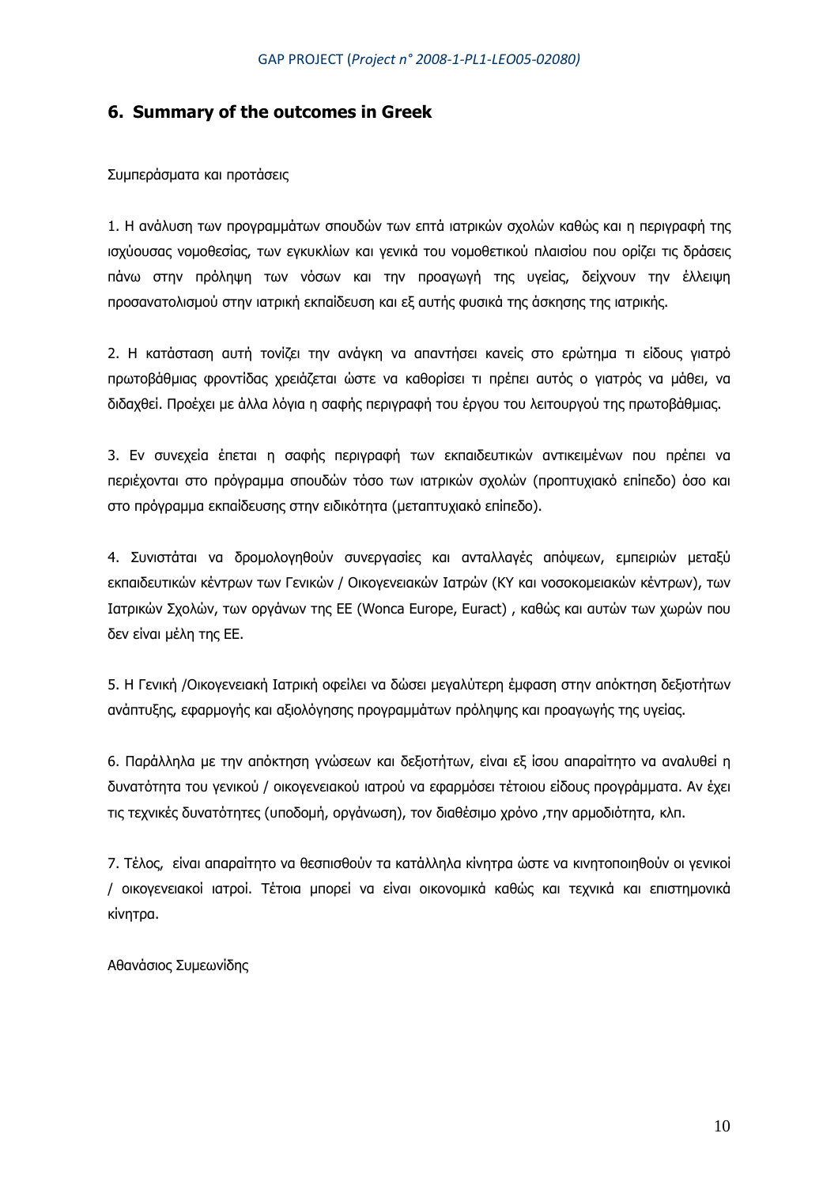## 6. Summary of the outcomes in Greek

Συμπεράσματα και προτάσεις

1. Η ανάλυση των προγραμμάτων σπουδών των επτά ιατρικών σχολών καθώς και η περιγραφή της ισχύουσας νομοθεσίας, των εγκυκλίων και γενικά του νομοθετικού πλαισίου που ορίζει τις δράσεις πάνω στην πρόληψη των νόσων και την προαγωγή της υγείας, δείχνουν την έλλειψη προσανατολισμού στην ιατρική εκπαίδευση και εξ αυτής φυσικά της άσκησης της ιατρικής.

2. Η κατάσταση αυτή τονίζει την ανάγκη να απαντήσει κανείς στο ερώτημα τι είδους γιατρό πρωτοβάθμιας φροντίδας χρειάζεται ώστε να καθορίσει τι πρέπει αυτός ο γιατρός να μάθει, να διδαχθεί. Προέχει με άλλα λόγια η σαφής περιγραφή του έργου του λειτουργού της πρωτοβάθμιας.

3. Εν συνεχεία έπεται η σαφής περιγραφή των εκπαιδευτικών αντικειμένων που πρέπει να περιέχονται στο πρόγραμμα σπουδών τόσο των ιατρικών σχολών (προπτυχιακό επίπεδο) όσο και στο πρόγραμμα εκπαίδευσης στην ειδικότητα (μεταπτυχιακό επίπεδο).

4. Συνιστάται να δρομολογηθούν συνεργασίες και ανταλλαγές απόψεων, εμπειριών μεταξύ εκπαιδευτικών κέντρων των Γενικών / Οικογενειακών Ιατρών (ΚΥ και νοσοκομειακών κέντρων), των Ιατρικών Σχολών, των οργάνων της ΕΕ (Wonca Europe, Euract) , καθώς και αυτών των χωρών που δεν είναι μέλη της ΕΕ.

5. Η Γενική /Οικογενειακή Ιατρική οφείλει να δώσει μεγαλύτερη έμφαση στην απόκτηση δεξιοτήτων ανάπτυξης, εφαρμογής και αξιολόγησης προγραμμάτων πρόληψης και προαγωγής της υγείας.

6. Παράλληλα με την απόκτηση γνώσεων και δεξιοτήτων, είναι εξ ίσου απαραίτητο να αναλυθεί η δυνατότητα του γενικού / οικογενειακού ιατρού να εφαρμόσει τέτοιου είδους προγράμματα. Αν έχει τις τεχνικές δυνατότητες (υποδομή, οργάνωση), τον διαθέσιμο χρόνο ,την αρμοδιότητα, κλπ.

7. Τέλος, είναι απαραίτητο να θεσπισθούν τα κατάλληλα κίνητρα ώστε να κινητοποιηθούν οι γενικοί / οικογενειακοί ιατροί. Τέτοια μπορεί να είναι οικονομικά καθώς και τεχνικά και επιστημονικά κίνητρα.

Αθανάσιος Συμεωνίδης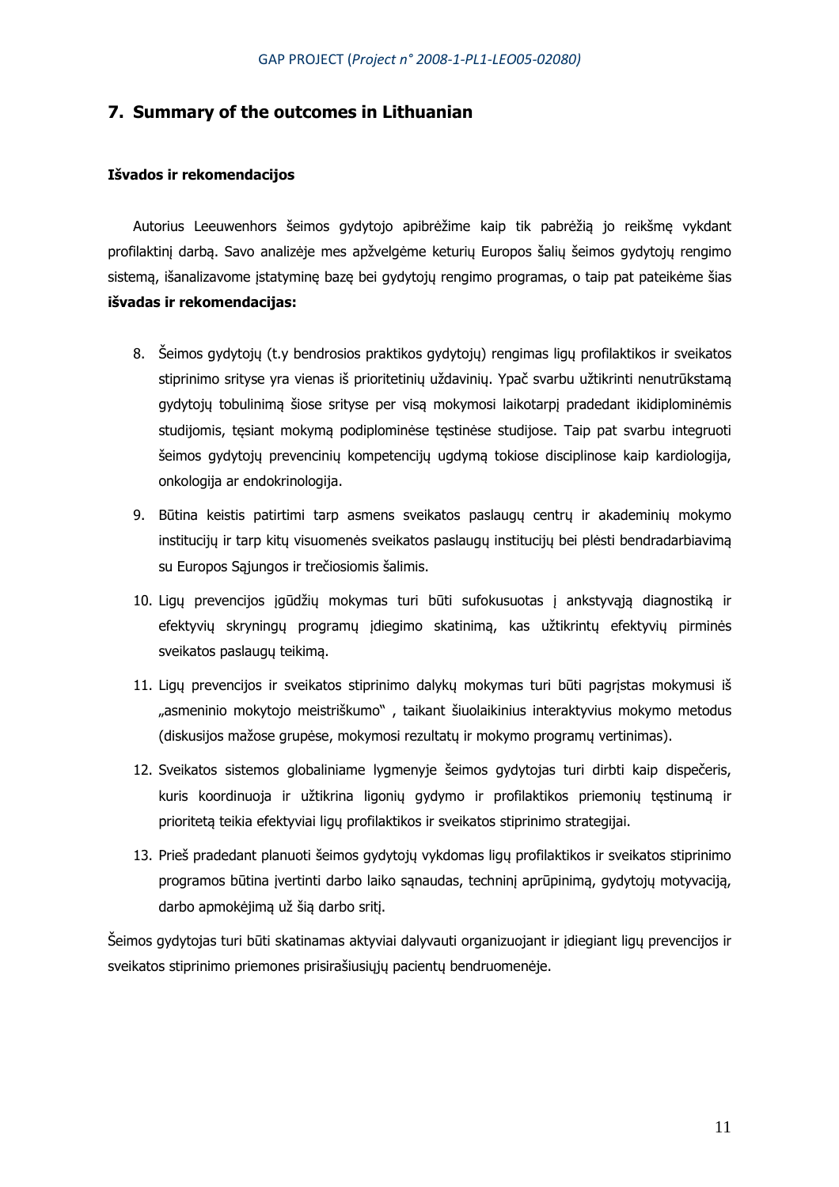## 7. Summary of the outcomes in Lithuanian

**Išvados ir rekomendacijos**

Autorius Leeuwenhors šeimos gydytojo apibrėžime kaip tik pabrėžią jo reikšmę vykdant profilaktinį darbą. Savo analizėje mes apžvelgėme keturių Europos šalių šeimos gydytojų rengimo sistemą, išanalizavome įstatyminę bazę bei gydytojų rengimo programas, o taip pat pateikėme šias **išvadas ir rekomendacijas:**

8. Šeimos gydytojų (t.y bendrosios praktikos gydytojų) rengimas ligų profilaktikos ir sveikatos stiprinimo srityse yra vienas iš prioritetinių uždavinių. Ypač svarbu užtikrinti nenutrūkstamą gydytojų tobulinimą šiose srityse per visą mokymosi laikotarpį pradedant ikidiplominėmis studijomis, tęsiant mokymą podiplominėse tęstinėse studijose. Taip pat svarbu integruoti šeimos gydytojų prevencinių kompetencijų ugdymą tokiose disciplinose kaip kardiologija, onkologija ar endokrinologija.
9. Būtina keistis patirtimi tarp asmens sveikatos paslaugų centrų ir akademinių mokymo institucijų ir tarp kitų visuomenės sveikatos paslaugų institucijų bei plėsti bendradarbiavimą su Europos Sąjungos ir trečiosiomis šalimis.
10. Ligų prevencijos įgūdžių mokymas turi būti sufokusuotas į ankstyvąją diagnostiką ir efektyvių skryningų programų įdiegimo skatinimą, kas užtikrintų efektyvių pirminės sveikatos paslaugų teikimą.
11. Ligų prevencijos ir sveikatos stiprinimo dalykų mokymas turi būti pagrįstas mokymusi iš „asmeninio mokytojo meistriškumo" , taikant šiuolaikinius interaktyvius mokymo metodus (diskusijos mažose grupėse, mokymosi rezultatų ir mokymo programų vertinimas).
12. Sveikatos sistemos globaliniame lygmenyje šeimos gydytojas turi dirbti kaip dispečeris, kuris koordinuoja ir užtikrina ligonių gydymo ir profilaktikos priemonių tęstinumą ir prioritetą teikia efektyviai ligų profilaktikos ir sveikatos stiprinimo strategijai.
13. Prieš pradedant planuoti šeimos gydytojų vykdomas ligų profilaktikos ir sveikatos stiprinimo programos būtina įvertinti darbo laiko sąnaudas, techninį aprūpinimą, gydytojų motyvaciją, darbo apmokėjimą už šią darbo sritį.

Šeimos gydytojas turi būti skatinamas aktyviai dalyvauti organizuojant ir įdiegiant ligų prevencijos ir sveikatos stiprinimo priemones prisirašiusiųjų pacientų bendruomenėje.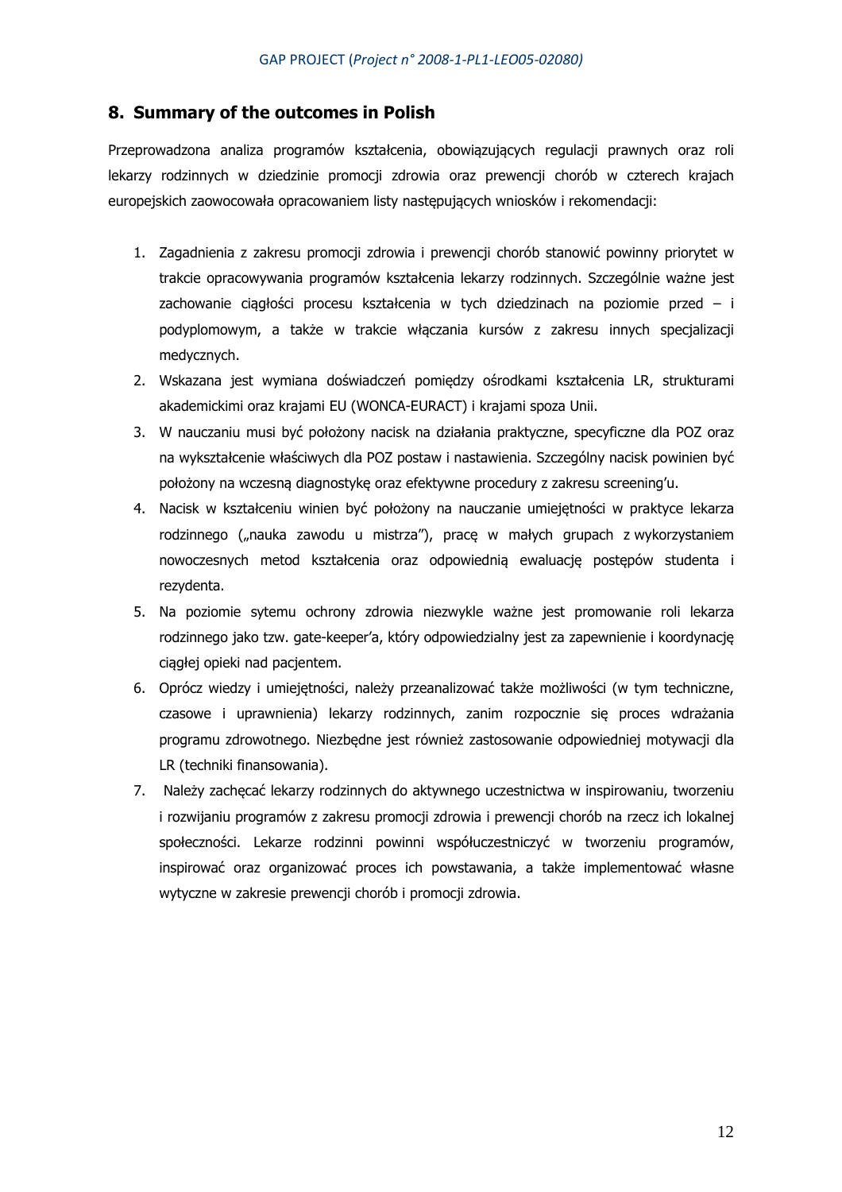## 8. Summary of the outcomes in Polish

Przeprowadzona analiza programów kształcenia, obowiązujących regulacji prawnych oraz roli lekarzy rodzinnych w dziedzinie promocji zdrowia oraz prewencji chorób w czterech krajach europejskich zaowocowała opracowaniem listy następujących wniosków i rekomendacji:

1. Zagadnienia z zakresu promocji zdrowia i prewencji chorób stanowić powinny priorytet w trakcie opracowywania programów kształcenia lekarzy rodzinnych. Szczególnie ważne jest zachowanie ciągłości procesu kształcenia w tych dziedzinach na poziomie przed – i podyplomowym, a także w trakcie włączania kursów z zakresu innych specjalizacji medycznych.
2. Wskazana jest wymiana doświadczeń pomiędzy ośrodkami kształcenia LR, strukturami akademickimi oraz krajami EU (WONCA-EURACT) i krajami spoza Unii.
3. W nauczaniu musi być położony nacisk na działania praktyczne, specyficzne dla POZ oraz na wykształcenie właściwych dla POZ postaw i nastawienia. Szczególny nacisk powinien być położony na wczesną diagnostykę oraz efektywne procedury z zakresu screening'u.
4. Nacisk w kształceniu winien być położony na nauczanie umiejętności w praktyce lekarza rodzinnego („nauka zawodu u mistrza"), pracę w małych grupach z wykorzystaniem nowoczesnych metod kształcenia oraz odpowiednią ewaluację postępów studenta i rezydenta.
5. Na poziomie sytemu ochrony zdrowia niezwykle ważne jest promowanie roli lekarza rodzinnego jako tzw. gate-keeper'a, który odpowiedzialny jest za zapewnienie i koordynację ciągłej opieki nad pacjentem.
6. Oprócz wiedzy i umiejętności, należy przeanalizować także możliwości (w tym techniczne, czasowe i uprawnienia) lekarzy rodzinnych, zanim rozpocznie się proces wdrażania programu zdrowotnego. Niezbędne jest również zastosowanie odpowiedniej motywacji dla LR (techniki finansowania).
7. Należy zachęcać lekarzy rodzinnych do aktywnego uczestnictwa w inspirowaniu, tworzeniu i rozwijaniu programów z zakresu promocji zdrowia i prewencji chorób na rzecz ich lokalnej społeczności. Lekarze rodzinni powinni współuczestniczyć w tworzeniu programów, inspirować oraz organizować proces ich powstawania, a także implementować własne wytyczne w zakresie prewencji chorób i promocji zdrowia.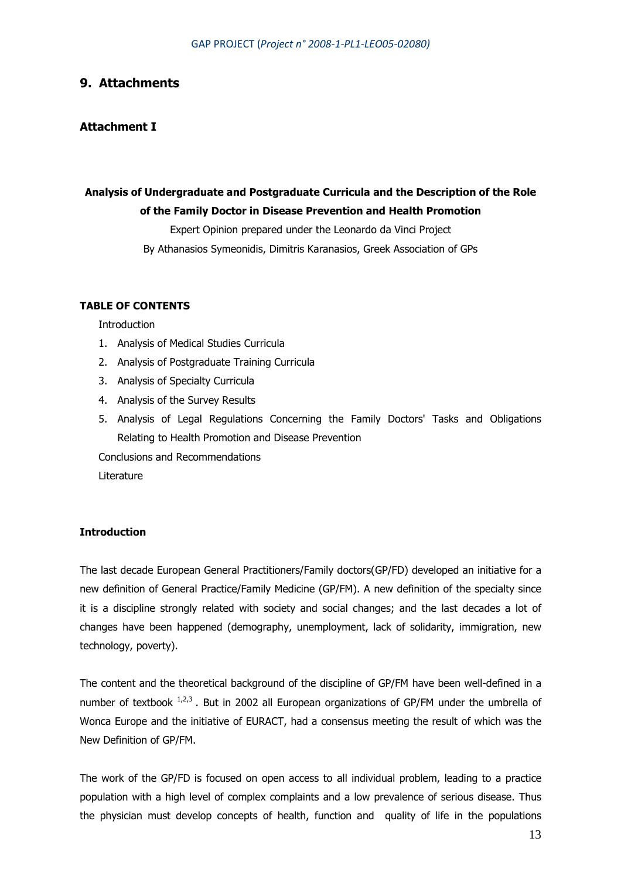## 9. Attachments

### Attachment I

**Analysis of Undergraduate and Postgraduate Curricula and the Description of the Role of the Family Doctor in Disease Prevention and Health Promotion**

Expert Opinion prepared under the Leonardo da Vinci Project

By Athanasios Symeonidis, Dimitris Karanasios, Greek Association of GPs

**TABLE OF CONTENTS**

Introduction

1. Analysis of Medical Studies Curricula
2. Analysis of Postgraduate Training Curricula
3. Analysis of Specialty Curricula
4. Analysis of the Survey Results
5. Analysis of Legal Regulations Concerning the Family Doctors' Tasks and Obligations Relating to Health Promotion and Disease Prevention

Conclusions and Recommendations

Literature

**Introduction**

The last decade European General Practitioners/Family doctors(GP/FD) developed an initiative for a new definition of General Practice/Family Medicine (GP/FM). A new definition of the specialty since it is a discipline strongly related with society and social changes; and the last decades a lot of changes have been happened (demography, unemployment, lack of solidarity, immigration, new technology, poverty).

The content and the theoretical background of the discipline of GP/FM have been well-defined in a number of textbook [1,2,3] . But in 2002 all European organizations of GP/FM under the umbrella of Wonca Europe and the initiative of EURACT, had a consensus meeting the result of which was the New Definition of GP/FM.

The work of the GP/FD is focused on open access to all individual problem, leading to a practice population with a high level of complex complaints and a low prevalence of serious disease. Thus the physician must develop concepts of health, function and quality of life in the populations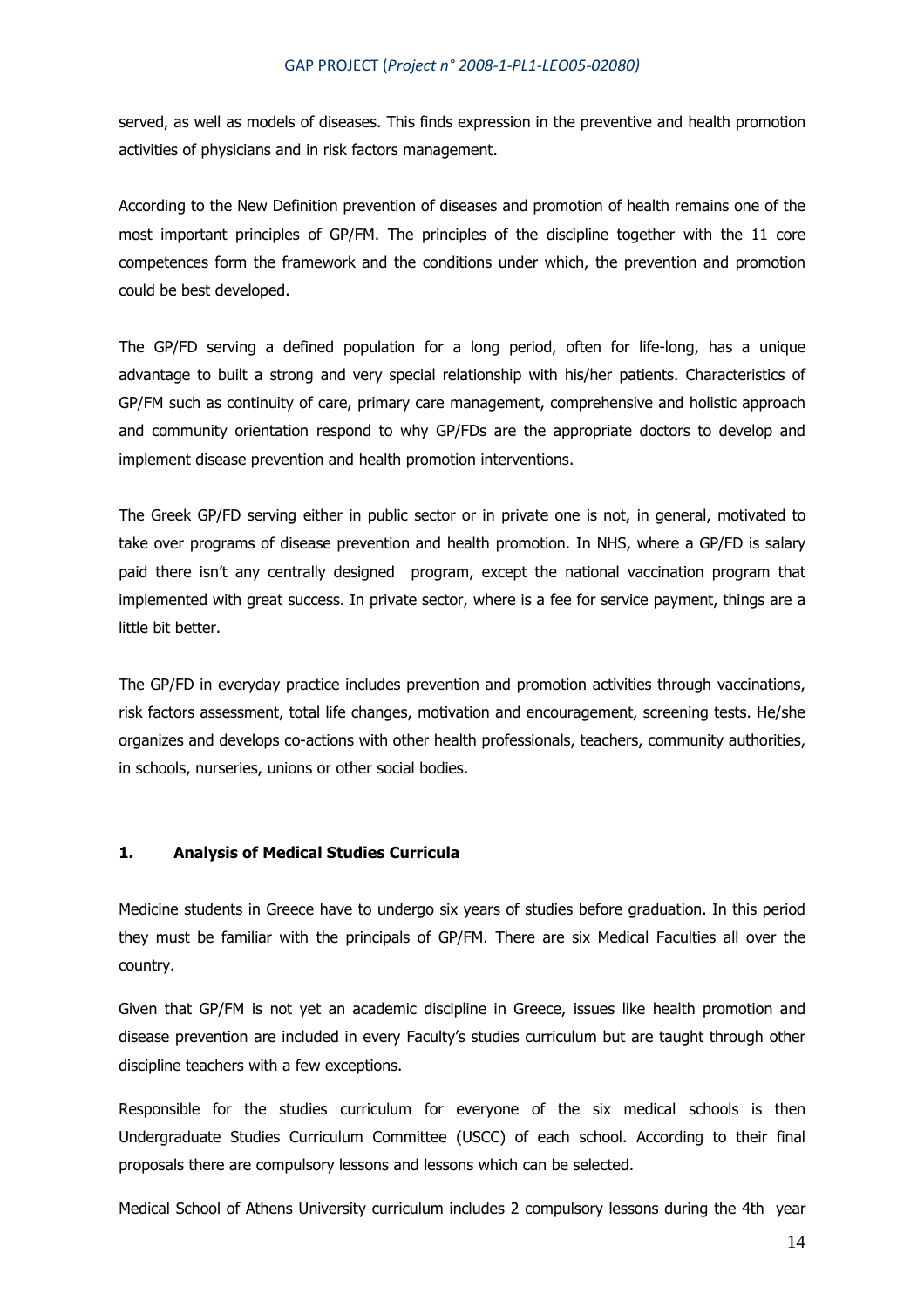served, as well as models of diseases. This finds expression in the preventive and health promotion activities of physicians and in risk factors management.

According to the New Definition prevention of diseases and promotion of health remains one of the most important principles of GP/FM. The principles of the discipline together with the 11 core competences form the framework and the conditions under which, the prevention and promotion could be best developed.

The GP/FD serving a defined population for a long period, often for life-long, has a unique advantage to built a strong and very special relationship with his/her patients. Characteristics of GP/FM such as continuity of care, primary care management, comprehensive and holistic approach and community orientation respond to why GP/FDs are the appropriate doctors to develop and implement disease prevention and health promotion interventions.

The Greek GP/FD serving either in public sector or in private one is not, in general, motivated to take over programs of disease prevention and health promotion. In NHS, where a GP/FD is salary paid there isn't any centrally designed program, except the national vaccination program that implemented with great success. In private sector, where is a fee for service payment, things are a little bit better.

The GP/FD in everyday practice includes prevention and promotion activities through vaccinations, risk factors assessment, total life changes, motivation and encouragement, screening tests. He/she organizes and develops co-actions with other health professionals, teachers, community authorities, in schools, nurseries, unions or other social bodies.

## 1. Analysis of Medical Studies Curricula

Medicine students in Greece have to undergo six years of studies before graduation. In this period they must be familiar with the principals of GP/FM. There are six Medical Faculties all over the country.

Given that GP/FM is not yet an academic discipline in Greece, issues like health promotion and disease prevention are included in every Faculty's studies curriculum but are taught through other discipline teachers with a few exceptions.

Responsible for the studies curriculum for everyone of the six medical schools is then Undergraduate Studies Curriculum Committee (USCC) of each school. According to their final proposals there are compulsory lessons and lessons which can be selected.

Medical School of Athens University curriculum includes 2 compulsory lessons during the 4th year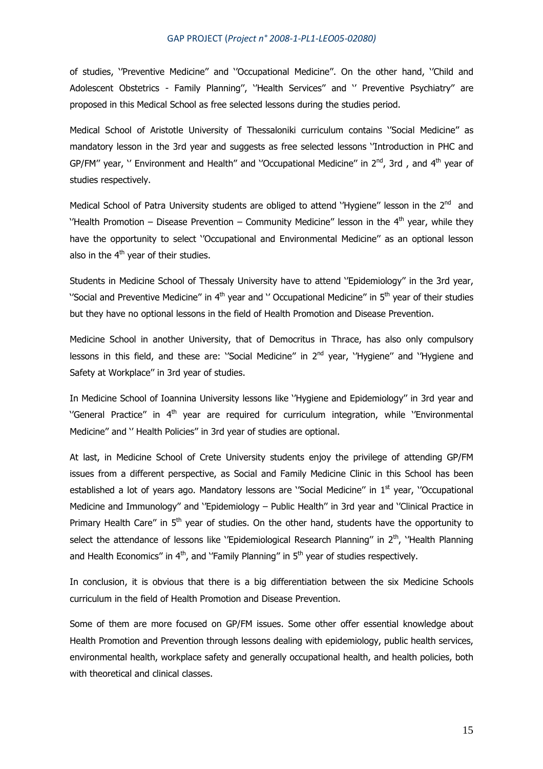of studies, ''Preventive Medicine'' and ''Occupational Medicine''. On the other hand, ''Child and Adolescent Obstetrics - Family Planning'', ''Health Services'' and '' Preventive Psychiatry'' are proposed in this Medical School as free selected lessons during the studies period.

Medical School of Aristotle University of Thessaloniki curriculum contains ''Social Medicine'' as mandatory lesson in the 3rd year and suggests as free selected lessons ''Introduction in PHC and GP/FM'' year, '' Environment and Health'' and ''Occupational Medicine'' in 2nd, 3rd , and 4th year of studies respectively.

Medical School of Patra University students are obliged to attend ''Hygiene'' lesson in the 2nd and ''Health Promotion – Disease Prevention – Community Medicine'' lesson in the 4th year, while they have the opportunity to select ''Occupational and Environmental Medicine'' as an optional lesson also in the 4th year of their studies.

Students in Medicine School of Thessaly University have to attend ''Epidemiology'' in the 3rd year, ''Social and Preventive Medicine'' in 4th year and '' Occupational Medicine'' in 5th year of their studies but they have no optional lessons in the field of Health Promotion and Disease Prevention.

Medicine School in another University, that of Democritus in Thrace, has also only compulsory lessons in this field, and these are: ''Social Medicine'' in 2nd year, ''Hygiene'' and ''Hygiene and Safety at Workplace'' in 3rd year of studies.

In Medicine School of Ioannina University lessons like ''Hygiene and Epidemiology'' in 3rd year and ''General Practice'' in 4th year are required for curriculum integration, while ''Environmental Medicine'' and '' Health Policies'' in 3rd year of studies are optional.

At last, in Medicine School of Crete University students enjoy the privilege of attending GP/FM issues from a different perspective, as Social and Family Medicine Clinic in this School has been established a lot of years ago. Mandatory lessons are ''Social Medicine'' in 1st year, ''Occupational Medicine and Immunology'' and ''Epidemiology – Public Health'' in 3rd year and ''Clinical Practice in Primary Health Care'' in 5th year of studies. On the other hand, students have the opportunity to select the attendance of lessons like ''Epidemiological Research Planning'' in 2th, ''Health Planning and Health Economics'' in 4th, and ''Family Planning'' in 5th year of studies respectively.

In conclusion, it is obvious that there is a big differentiation between the six Medicine Schools curriculum in the field of Health Promotion and Disease Prevention.

Some of them are more focused on GP/FM issues. Some other offer essential knowledge about Health Promotion and Prevention through lessons dealing with epidemiology, public health services, environmental health, workplace safety and generally occupational health, and health policies, both with theoretical and clinical classes.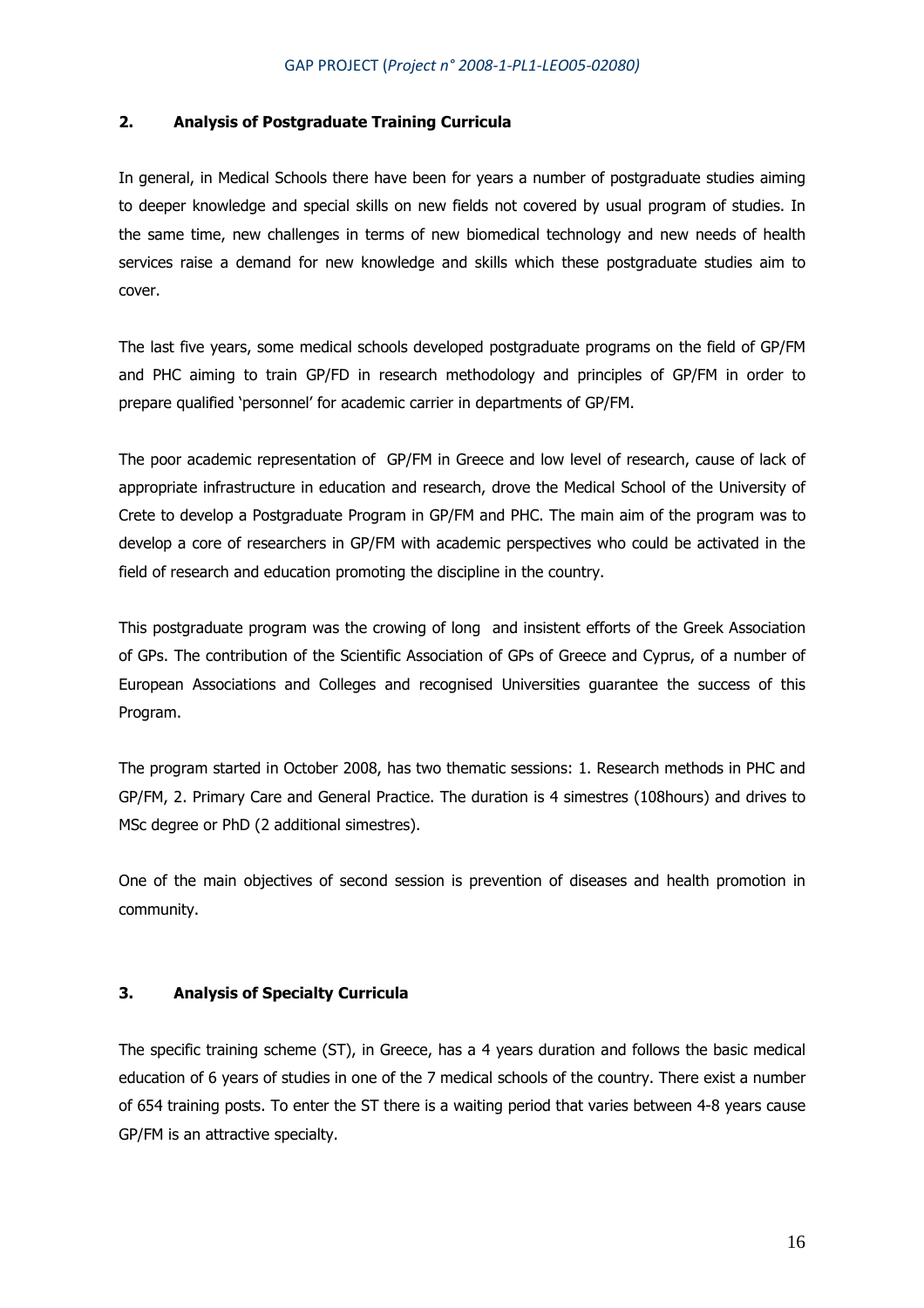## 2. Analysis of Postgraduate Training Curricula

In general, in Medical Schools there have been for years a number of postgraduate studies aiming to deeper knowledge and special skills on new fields not covered by usual program of studies. In the same time, new challenges in terms of new biomedical technology and new needs of health services raise a demand for new knowledge and skills which these postgraduate studies aim to cover.

The last five years, some medical schools developed postgraduate programs on the field of GP/FM and PHC aiming to train GP/FD in research methodology and principles of GP/FM in order to prepare qualified 'personnel' for academic carrier in departments of GP/FM.

The poor academic representation of GP/FM in Greece and low level of research, cause of lack of appropriate infrastructure in education and research, drove the Medical School of the University of Crete to develop a Postgraduate Program in GP/FM and PHC. The main aim of the program was to develop a core of researchers in GP/FM with academic perspectives who could be activated in the field of research and education promoting the discipline in the country.

This postgraduate program was the crowing of long and insistent efforts of the Greek Association of GPs. The contribution of the Scientific Association of GPs of Greece and Cyprus, of a number of European Associations and Colleges and recognised Universities guarantee the success of this Program.

The program started in October 2008, has two thematic sessions: 1. Research methods in PHC and GP/FM, 2. Primary Care and General Practice. The duration is 4 simestres (108hours) and drives to MSc degree or PhD (2 additional simestres).

One of the main objectives of second session is prevention of diseases and health promotion in community.

## 3. Analysis of Specialty Curricula

The specific training scheme (ST), in Greece, has a 4 years duration and follows the basic medical education of 6 years of studies in one of the 7 medical schools of the country. There exist a number of 654 training posts. To enter the ST there is a waiting period that varies between 4-8 years cause GP/FM is an attractive specialty.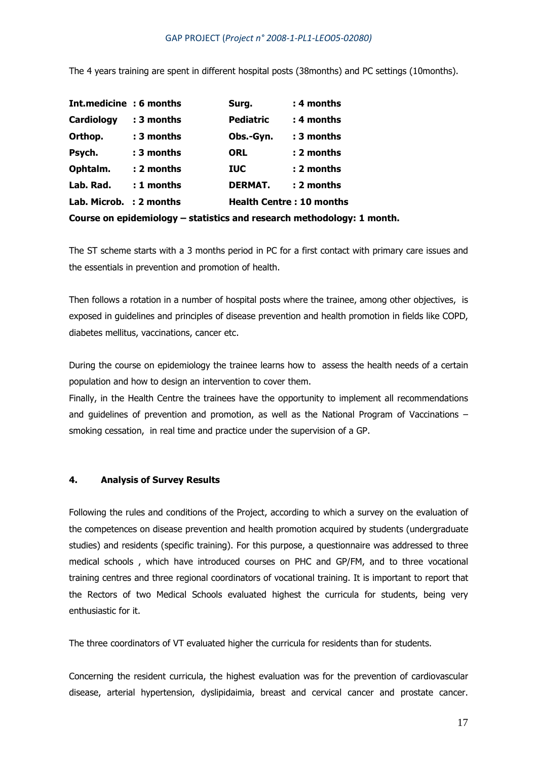The 4 years training are spent in different hospital posts (38months) and PC settings (10months).

| | | | |
|---|---|---|---|
| **Int.medicine** | **: 6 months** | **Surg.** | **: 4 months** |
| **Cardiology** | **: 3 months** | **Pediatric** | **: 4 months** |
| **Orthop.** | **: 3 months** | **Obs.-Gyn.** | **: 3 months** |
| **Psych.** | **: 3 months** | **ORL** | **: 2 months** |
| **Ophtalm.** | **: 2 months** | **IUC** | **: 2 months** |
| **Lab. Rad.** | **: 1 months** | **DERMAT.** | **: 2 months** |
| **Lab. Microb.** | **: 2 months** | **Health Centre** | **: 10 months** |

**Course on epidemiology – statistics and research methodology: 1 month.**

The ST scheme starts with a 3 months period in PC for a first contact with primary care issues and the essentials in prevention and promotion of health.

Then follows a rotation in a number of hospital posts where the trainee, among other objectives, is exposed in guidelines and principles of disease prevention and health promotion in fields like COPD, diabetes mellitus, vaccinations, cancer etc.

During the course on epidemiology the trainee learns how to assess the health needs of a certain population and how to design an intervention to cover them.

Finally, in the Health Centre the trainees have the opportunity to implement all recommendations and guidelines of prevention and promotion, as well as the National Program of Vaccinations – smoking cessation, in real time and practice under the supervision of a GP.

## 4. Analysis of Survey Results

Following the rules and conditions of the Project, according to which a survey on the evaluation of the competences on disease prevention and health promotion acquired by students (undergraduate studies) and residents (specific training). For this purpose, a questionnaire was addressed to three medical schools , which have introduced courses on PHC and GP/FM, and to three vocational training centres and three regional coordinators of vocational training. It is important to report that the Rectors of two Medical Schools evaluated highest the curricula for students, being very enthusiastic for it.

The three coordinators of VT evaluated higher the curricula for residents than for students.

Concerning the resident curricula, the highest evaluation was for the prevention of cardiovascular disease, arterial hypertension, dyslipidaimia, breast and cervical cancer and prostate cancer.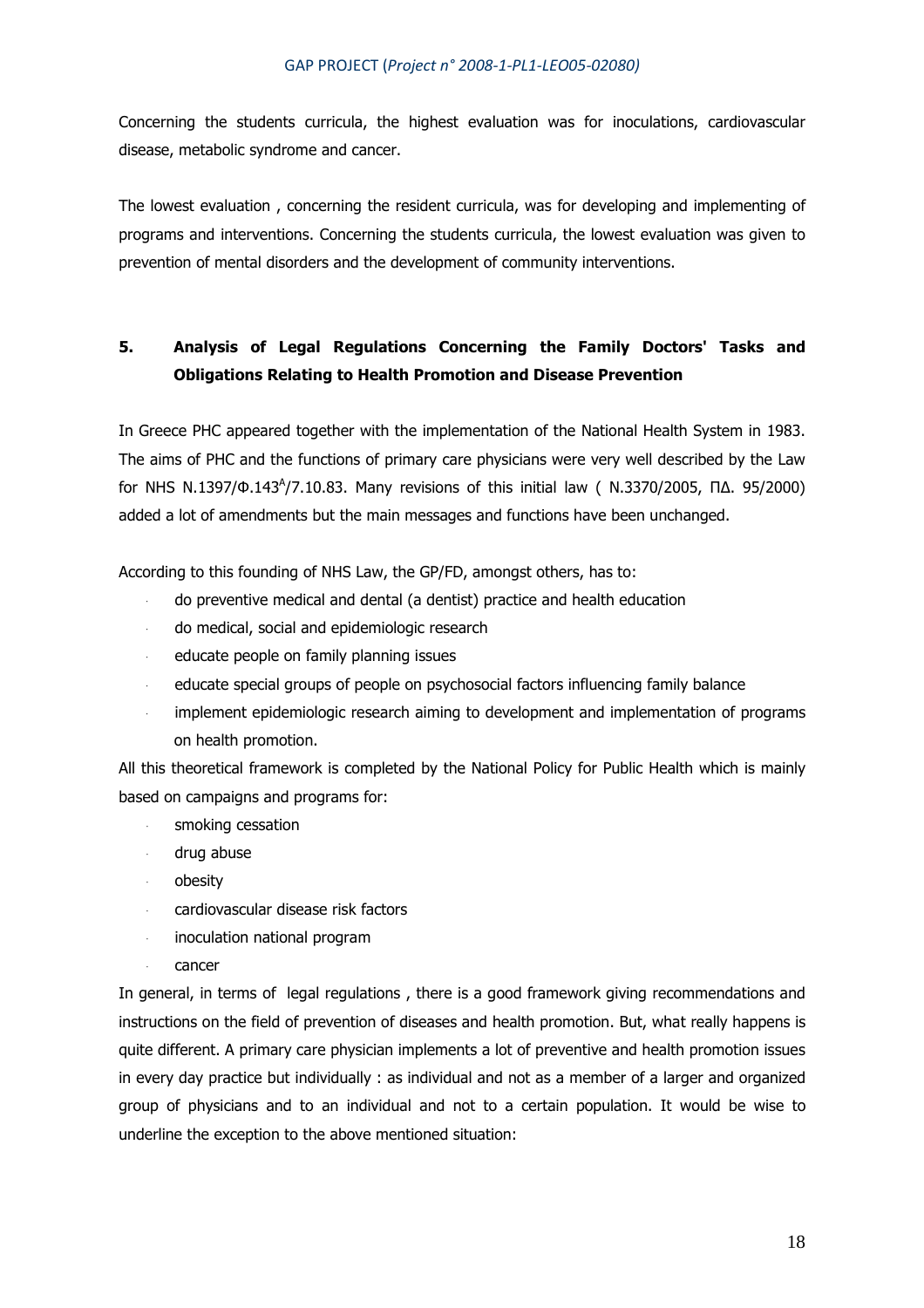Concerning the students curricula, the highest evaluation was for inoculations, cardiovascular disease, metabolic syndrome and cancer.

The lowest evaluation , concerning the resident curricula, was for developing and implementing of programs and interventions. Concerning the students curricula, the lowest evaluation was given to prevention of mental disorders and the development of community interventions.

## 5. Analysis of Legal Regulations Concerning the Family Doctors' Tasks and Obligations Relating to Health Promotion and Disease Prevention

In Greece PHC appeared together with the implementation of the National Health System in 1983. The aims of PHC and the functions of primary care physicians were very well described by the Law for NHS N.1397/Φ.143[A]/7.10.83. Many revisions of this initial law ( N.3370/2005, ΠΔ. 95/2000) added a lot of amendments but the main messages and functions have been unchanged.

According to this founding of NHS Law, the GP/FD, amongst others, has to:

- do preventive medical and dental (a dentist) practice and health education
- do medical, social and epidemiologic research
- educate people on family planning issues
- educate special groups of people on psychosocial factors influencing family balance
- implement epidemiologic research aiming to development and implementation of programs on health promotion.

All this theoretical framework is completed by the National Policy for Public Health which is mainly based on campaigns and programs for:

- smoking cessation
- drug abuse
- obesity
- cardiovascular disease risk factors
- inoculation national program
- cancer

In general, in terms of legal regulations , there is a good framework giving recommendations and instructions on the field of prevention of diseases and health promotion. But, what really happens is quite different. A primary care physician implements a lot of preventive and health promotion issues in every day practice but individually : as individual and not as a member of a larger and organized group of physicians and to an individual and not to a certain population. It would be wise to underline the exception to the above mentioned situation: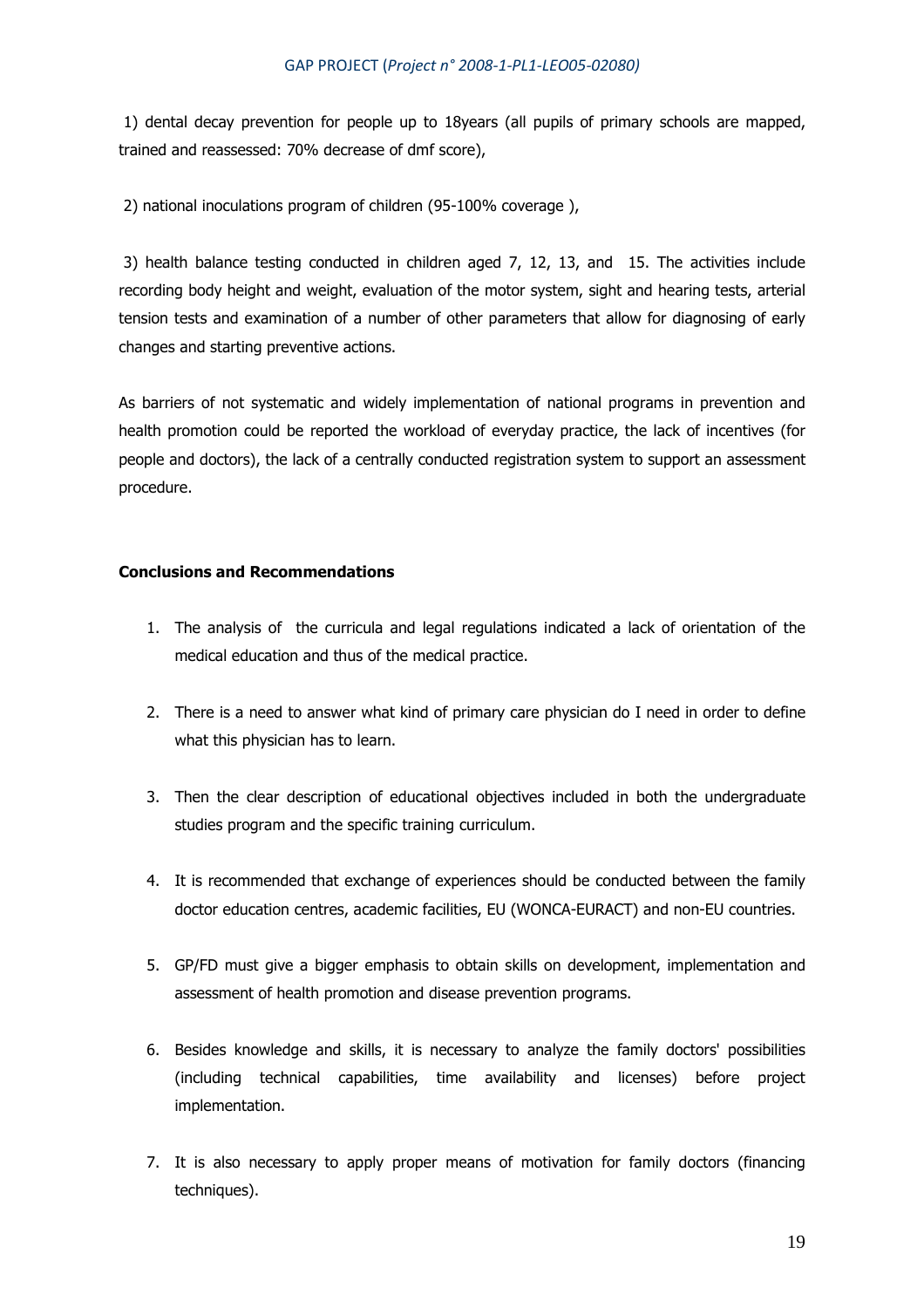1) dental decay prevention for people up to 18years (all pupils of primary schools are mapped, trained and reassessed: 70% decrease of dmf score),

2) national inoculations program of children (95-100% coverage ),

3) health balance testing conducted in children aged 7, 12, 13, and 15. The activities include recording body height and weight, evaluation of the motor system, sight and hearing tests, arterial tension tests and examination of a number of other parameters that allow for diagnosing of early changes and starting preventive actions.

As barriers of not systematic and widely implementation of national programs in prevention and health promotion could be reported the workload of everyday practice, the lack of incentives (for people and doctors), the lack of a centrally conducted registration system to support an assessment procedure.

**Conclusions and Recommendations**

1. The analysis of the curricula and legal regulations indicated a lack of orientation of the medical education and thus of the medical practice.
2. There is a need to answer what kind of primary care physician do I need in order to define what this physician has to learn.
3. Then the clear description of educational objectives included in both the undergraduate studies program and the specific training curriculum.
4. It is recommended that exchange of experiences should be conducted between the family doctor education centres, academic facilities, EU (WONCA-EURACT) and non-EU countries.
5. GP/FD must give a bigger emphasis to obtain skills on development, implementation and assessment of health promotion and disease prevention programs.
6. Besides knowledge and skills, it is necessary to analyze the family doctors' possibilities (including technical capabilities, time availability and licenses) before project implementation.
7. It is also necessary to apply proper means of motivation for family doctors (financing techniques).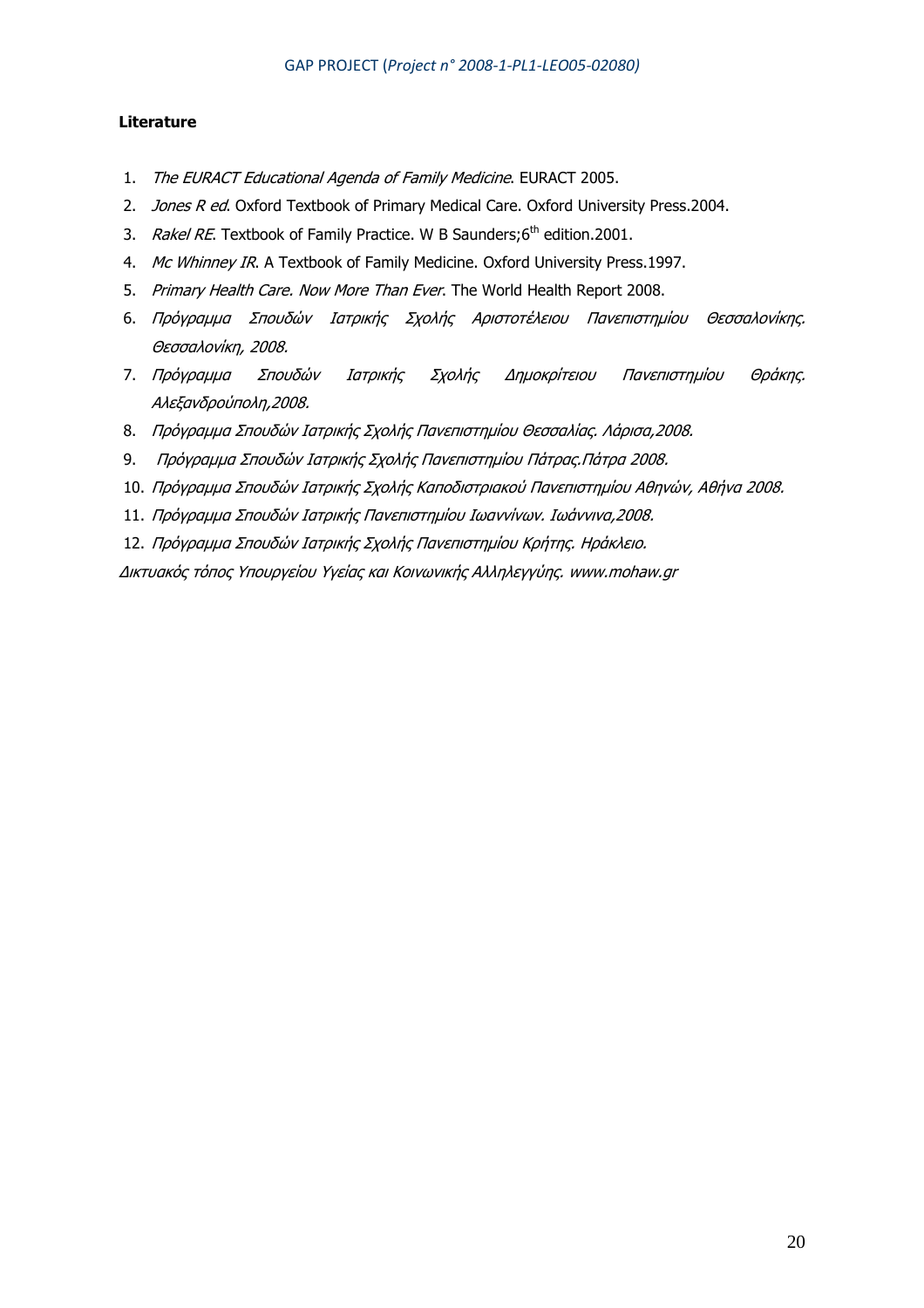**Literature**

1. *The EURACT Educational Agenda of Family Medicine*. EURACT 2005.
2. *Jones R ed*. Oxford Textbook of Primary Medical Care. Oxford University Press.2004.
3. *Rakel RE*. Textbook of Family Practice. W B Saunders;6th edition.2001.
4. *Mc Whinney IR*. A Textbook of Family Medicine. Oxford University Press.1997.
5. *Primary Health Care. Now More Than Ever*. The World Health Report 2008.
6. *Πρόγραμμα Σπουδών Ιατρικής Σχολής Αριστοτέλειου Πανεπιστημίου Θεσσαλονίκης. Θεσσαλονίκη, 2008.*
7. *Πρόγραμμα Σπουδών Ιατρικής Σχολής Δημοκρίτειου Πανεπιστημίου Θράκης. Αλεξανδρούπολη,2008.*
8. *Πρόγραμμα Σπουδών Ιατρικής Σχολής Πανεπιστημίου Θεσσαλίας. Λάρισα,2008.*
9. *Πρόγραμμα Σπουδών Ιατρικής Σχολής Πανεπιστημίου Πάτρας.Πάτρα 2008.*
10. *Πρόγραμμα Σπουδών Ιατρικής Σχολής Καποδιστριακού Πανεπιστημίου Αθηνών, Αθήνα 2008.*
11. *Πρόγραμμα Σπουδών Ιατρικής Πανεπιστημίου Ιωαννίνων. Ιωάννινα,2008.*
12. *Πρόγραμμα Σπουδών Ιατρικής Σχολής Πανεπιστημίου Κρήτης. Ηράκλειο.*

*Δικτυακός τόπος Υπουργείου Υγείας και Κοινωνικής Αλληλεγγύης. www.mohaw.gr*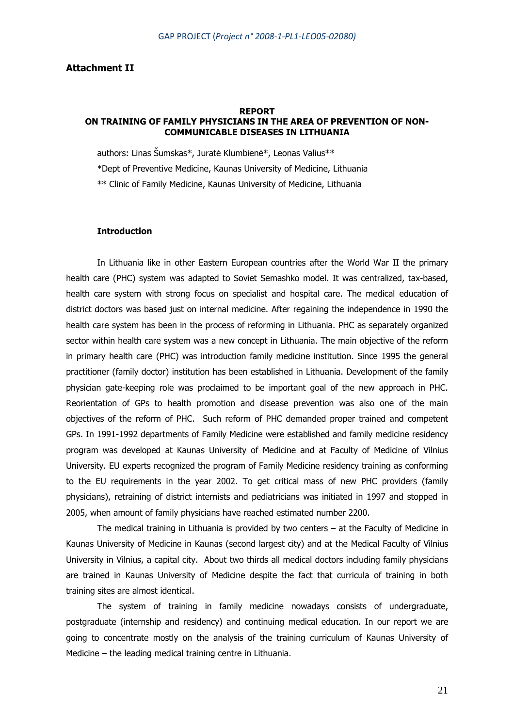**Attachment II**

**REPORT**
**ON TRAINING OF FAMILY PHYSICIANS IN THE AREA OF PREVENTION OF NON-COMMUNICABLE DISEASES IN LITHUANIA**

authors: Linas Šumskas*, Juratė Klumbienė*, Leonas Valius**

*Dept of Preventive Medicine, Kaunas University of Medicine, Lithuania

** Clinic of Family Medicine, Kaunas University of Medicine, Lithuania

**Introduction**

In Lithuania like in other Eastern European countries after the World War II the primary health care (PHC) system was adapted to Soviet Semashko model. It was centralized, tax-based, health care system with strong focus on specialist and hospital care. The medical education of district doctors was based just on internal medicine. After regaining the independence in 1990 the health care system has been in the process of reforming in Lithuania. PHC as separately organized sector within health care system was a new concept in Lithuania. The main objective of the reform in primary health care (PHC) was introduction family medicine institution. Since 1995 the general practitioner (family doctor) institution has been established in Lithuania. Development of the family physician gate-keeping role was proclaimed to be important goal of the new approach in PHC. Reorientation of GPs to health promotion and disease prevention was also one of the main objectives of the reform of PHC. Such reform of PHC demanded proper trained and competent GPs. In 1991-1992 departments of Family Medicine were established and family medicine residency program was developed at Kaunas University of Medicine and at Faculty of Medicine of Vilnius University. EU experts recognized the program of Family Medicine residency training as conforming to the EU requirements in the year 2002. To get critical mass of new PHC providers (family physicians), retraining of district internists and pediatricians was initiated in 1997 and stopped in 2005, when amount of family physicians have reached estimated number 2200.

The medical training in Lithuania is provided by two centers – at the Faculty of Medicine in Kaunas University of Medicine in Kaunas (second largest city) and at the Medical Faculty of Vilnius University in Vilnius, a capital city. About two thirds all medical doctors including family physicians are trained in Kaunas University of Medicine despite the fact that curricula of training in both training sites are almost identical.

The system of training in family medicine nowadays consists of undergraduate, postgraduate (internship and residency) and continuing medical education. In our report we are going to concentrate mostly on the analysis of the training curriculum of Kaunas University of Medicine – the leading medical training centre in Lithuania.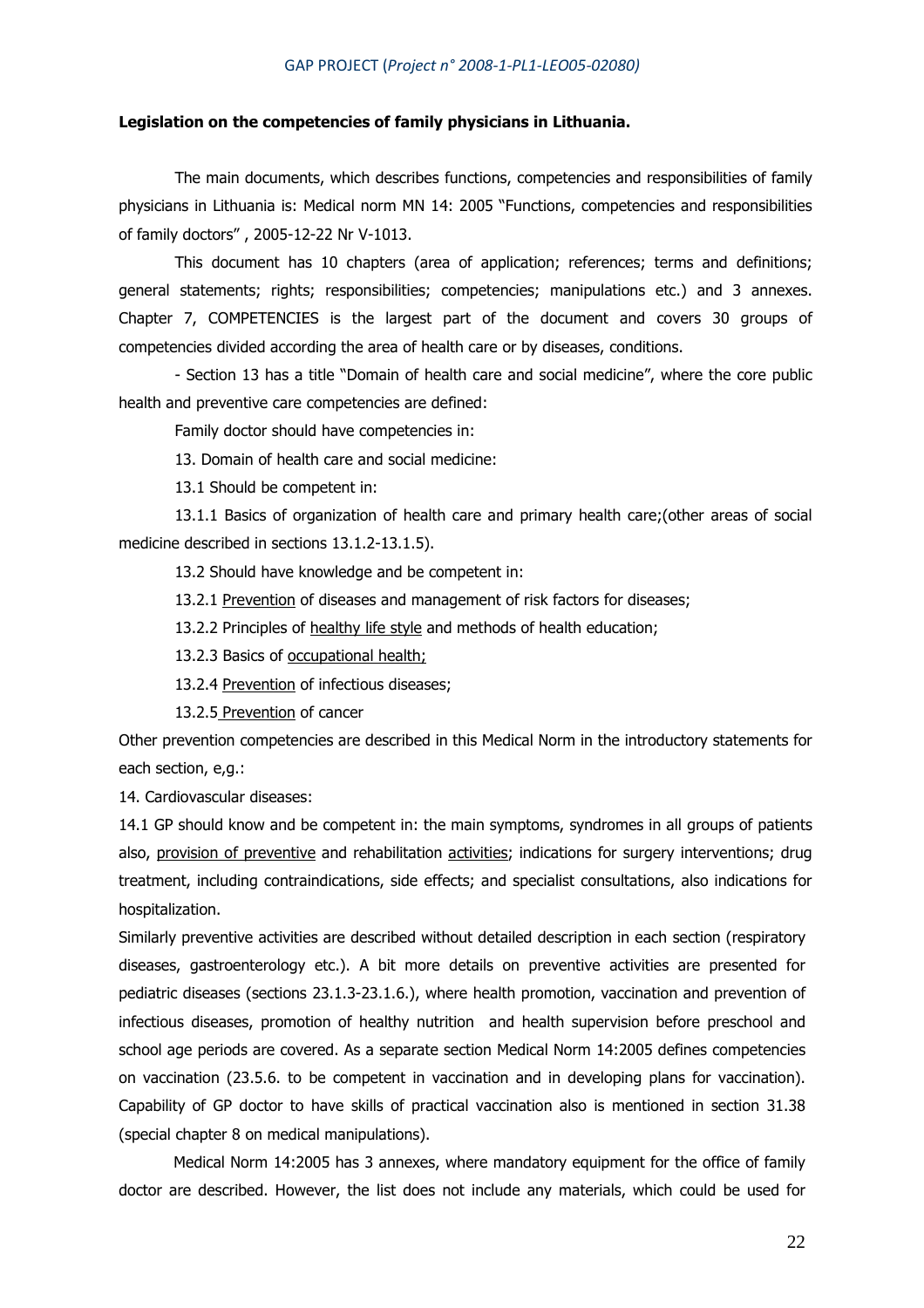**Legislation on the competencies of family physicians in Lithuania.**

The main documents, which describes functions, competencies and responsibilities of family physicians in Lithuania is: Medical norm MN 14: 2005 "Functions, competencies and responsibilities of family doctors" , 2005-12-22 Nr V-1013.

This document has 10 chapters (area of application; references; terms and definitions; general statements; rights; responsibilities; competencies; manipulations etc.) and 3 annexes. Chapter 7, COMPETENCIES is the largest part of the document and covers 30 groups of competencies divided according the area of health care or by diseases, conditions.

- Section 13 has a title "Domain of health care and social medicine", where the core public health and preventive care competencies are defined:

Family doctor should have competencies in:

13. Domain of health care and social medicine:

13.1 Should be competent in:

13.1.1 Basics of organization of health care and primary health care;(other areas of social medicine described in sections 13.1.2-13.1.5).

13.2 Should have knowledge and be competent in:

13.2.1 Prevention of diseases and management of risk factors for diseases;

13.2.2 Principles of healthy life style and methods of health education;

13.2.3 Basics of occupational health;

13.2.4 Prevention of infectious diseases;

13.2.5 Prevention of cancer

Other prevention competencies are described in this Medical Norm in the introductory statements for each section, e,g.:

14. Cardiovascular diseases:

14.1 GP should know and be competent in: the main symptoms, syndromes in all groups of patients also, provision of preventive and rehabilitation activities; indications for surgery interventions; drug treatment, including contraindications, side effects; and specialist consultations, also indications for hospitalization.

Similarly preventive activities are described without detailed description in each section (respiratory diseases, gastroenterology etc.). A bit more details on preventive activities are presented for pediatric diseases (sections 23.1.3-23.1.6.), where health promotion, vaccination and prevention of infectious diseases, promotion of healthy nutrition and health supervision before preschool and school age periods are covered. As a separate section Medical Norm 14:2005 defines competencies on vaccination (23.5.6. to be competent in vaccination and in developing plans for vaccination). Capability of GP doctor to have skills of practical vaccination also is mentioned in section 31.38 (special chapter 8 on medical manipulations).

Medical Norm 14:2005 has 3 annexes, where mandatory equipment for the office of family doctor are described. However, the list does not include any materials, which could be used for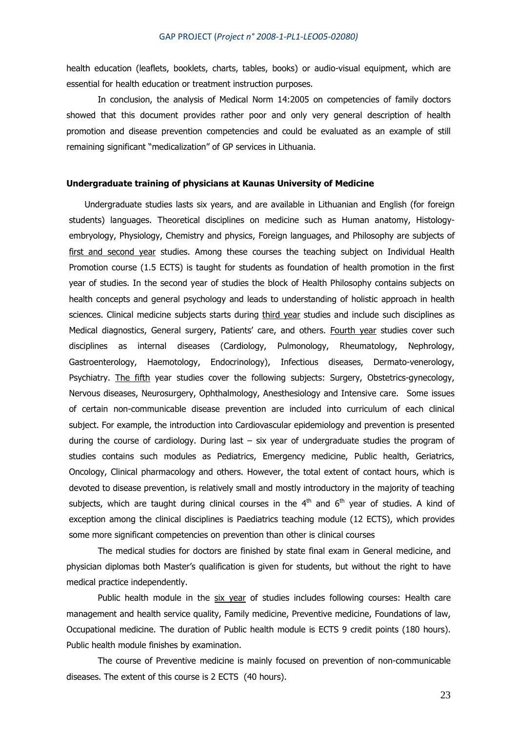health education (leaflets, booklets, charts, tables, books) or audio-visual equipment, which are essential for health education or treatment instruction purposes.

In conclusion, the analysis of Medical Norm 14:2005 on competencies of family doctors showed that this document provides rather poor and only very general description of health promotion and disease prevention competencies and could be evaluated as an example of still remaining significant "medicalization" of GP services in Lithuania.

**Undergraduate training of physicians at Kaunas University of Medicine**

Undergraduate studies lasts six years, and are available in Lithuanian and English (for foreign students) languages. Theoretical disciplines on medicine such as Human anatomy, Histology-embryology, Physiology, Chemistry and physics, Foreign languages, and Philosophy are subjects of first and second year studies. Among these courses the teaching subject on Individual Health Promotion course (1.5 ECTS) is taught for students as foundation of health promotion in the first year of studies. In the second year of studies the block of Health Philosophy contains subjects on health concepts and general psychology and leads to understanding of holistic approach in health sciences. Clinical medicine subjects starts during third year studies and include such disciplines as Medical diagnostics, General surgery, Patients' care, and others. Fourth year studies cover such disciplines as internal diseases (Cardiology, Pulmonology, Rheumatology, Nephrology, Gastroenterology, Haemotology, Endocrinology), Infectious diseases, Dermato-venerology, Psychiatry. The fifth year studies cover the following subjects: Surgery, Obstetrics-gynecology, Nervous diseases, Neurosurgery, Ophthalmology, Anesthesiology and Intensive care. Some issues of certain non-communicable disease prevention are included into curriculum of each clinical subject. For example, the introduction into Cardiovascular epidemiology and prevention is presented during the course of cardiology. During last – six year of undergraduate studies the program of studies contains such modules as Pediatrics, Emergency medicine, Public health, Geriatrics, Oncology, Clinical pharmacology and others. However, the total extent of contact hours, which is devoted to disease prevention, is relatively small and mostly introductory in the majority of teaching subjects, which are taught during clinical courses in the 4th and 6th year of studies. A kind of exception among the clinical disciplines is Paediatrics teaching module (12 ECTS), which provides some more significant competencies on prevention than other is clinical courses

The medical studies for doctors are finished by state final exam in General medicine, and physician diplomas both Master's qualification is given for students, but without the right to have medical practice independently.

Public health module in the six year of studies includes following courses: Health care management and health service quality, Family medicine, Preventive medicine, Foundations of law, Occupational medicine. The duration of Public health module is ECTS 9 credit points (180 hours). Public health module finishes by examination.

The course of Preventive medicine is mainly focused on prevention of non-communicable diseases. The extent of this course is 2 ECTS (40 hours).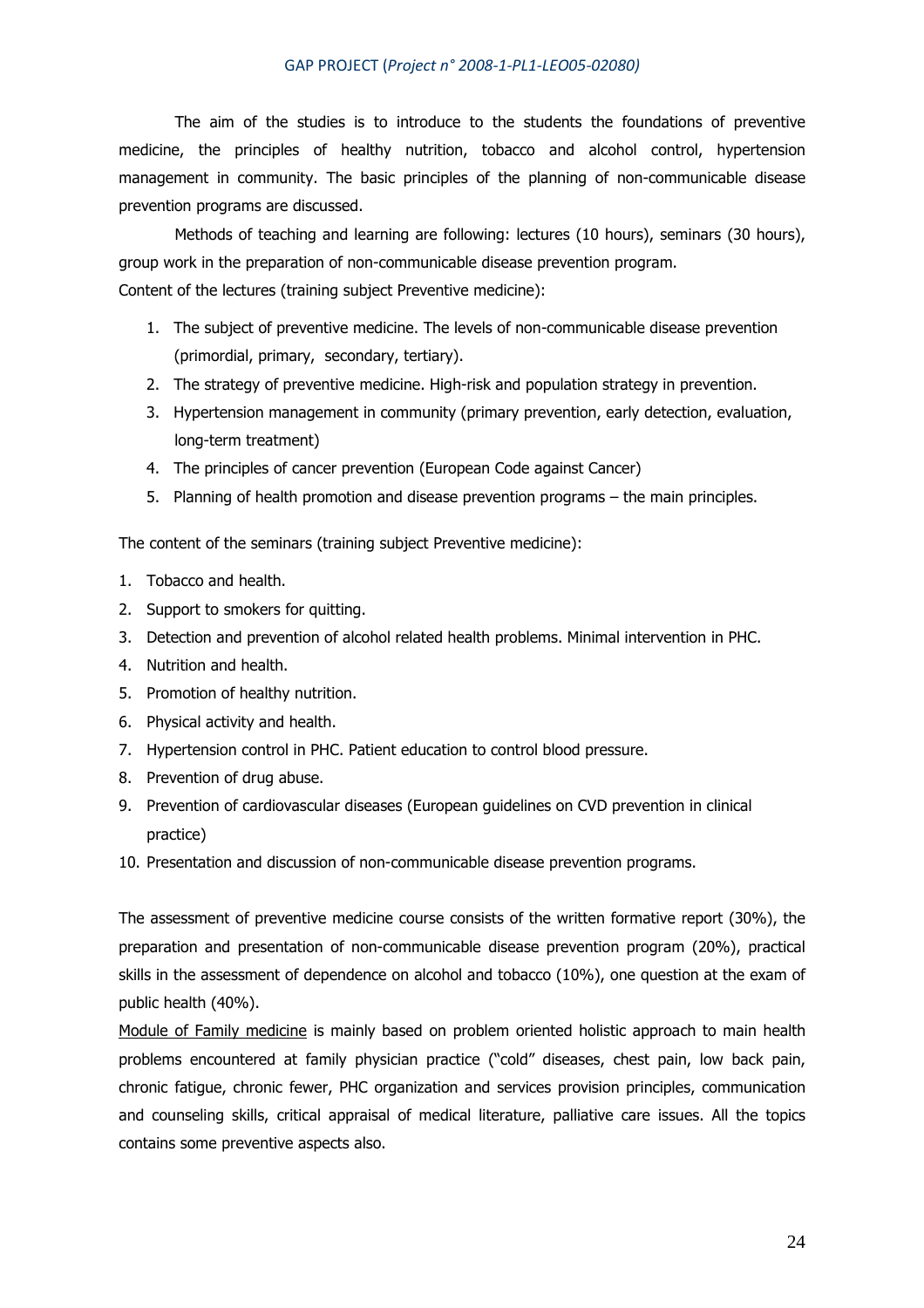The aim of the studies is to introduce to the students the foundations of preventive medicine, the principles of healthy nutrition, tobacco and alcohol control, hypertension management in community. The basic principles of the planning of non-communicable disease prevention programs are discussed.

Methods of teaching and learning are following: lectures (10 hours), seminars (30 hours), group work in the preparation of non-communicable disease prevention program.

Content of the lectures (training subject Preventive medicine):

1. The subject of preventive medicine. The levels of non-communicable disease prevention (primordial, primary, secondary, tertiary).
2. The strategy of preventive medicine. High-risk and population strategy in prevention.
3. Hypertension management in community (primary prevention, early detection, evaluation, long-term treatment)
4. The principles of cancer prevention (European Code against Cancer)
5. Planning of health promotion and disease prevention programs – the main principles.

The content of the seminars (training subject Preventive medicine):

1. Tobacco and health.
2. Support to smokers for quitting.
3. Detection and prevention of alcohol related health problems. Minimal intervention in PHC.
4. Nutrition and health.
5. Promotion of healthy nutrition.
6. Physical activity and health.
7. Hypertension control in PHC. Patient education to control blood pressure.
8. Prevention of drug abuse.
9. Prevention of cardiovascular diseases (European guidelines on CVD prevention in clinical practice)
10. Presentation and discussion of non-communicable disease prevention programs.

The assessment of preventive medicine course consists of the written formative report (30%), the preparation and presentation of non-communicable disease prevention program (20%), practical skills in the assessment of dependence on alcohol and tobacco (10%), one question at the exam of public health (40%).

<u>Module of Family medicine</u> is mainly based on problem oriented holistic approach to main health problems encountered at family physician practice ("cold" diseases, chest pain, low back pain, chronic fatigue, chronic fewer, PHC organization and services provision principles, communication and counseling skills, critical appraisal of medical literature, palliative care issues. All the topics contains some preventive aspects also.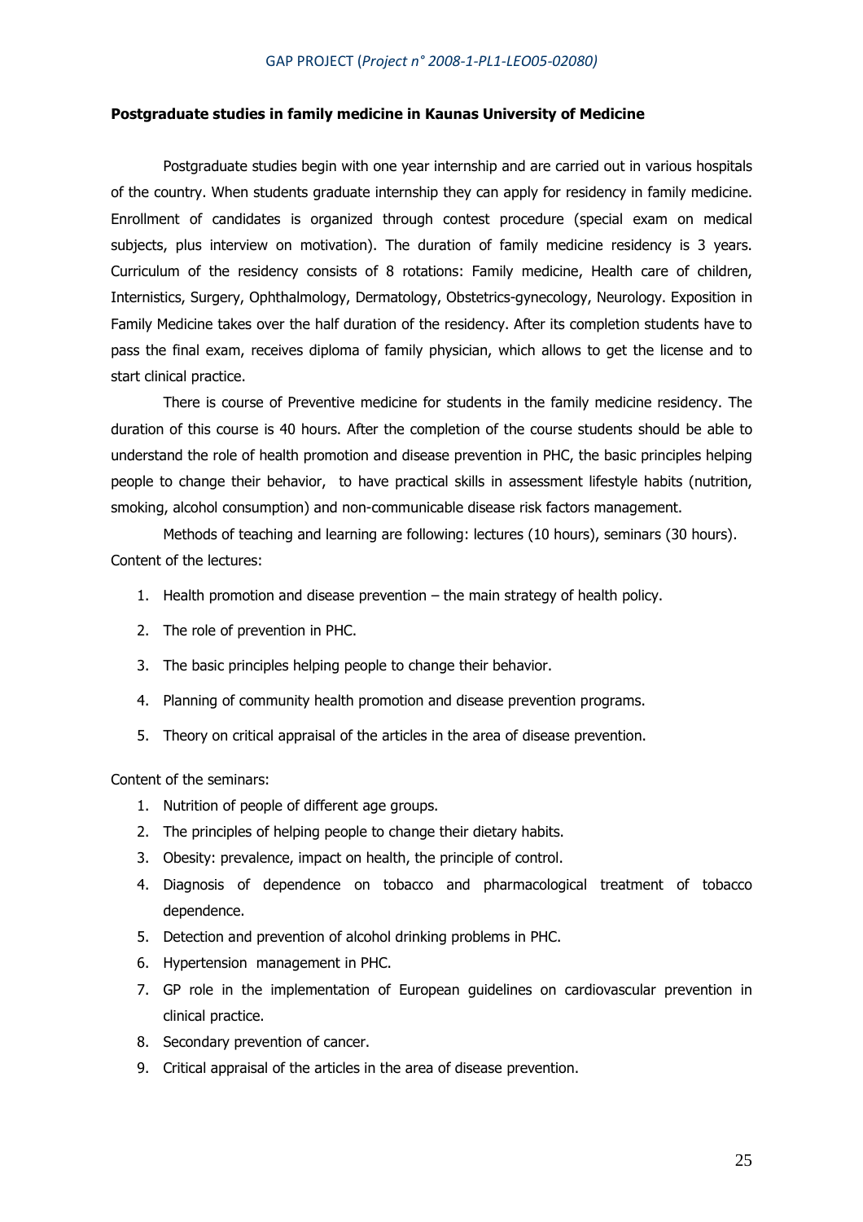**Postgraduate studies in family medicine in Kaunas University of Medicine**

Postgraduate studies begin with one year internship and are carried out in various hospitals of the country. When students graduate internship they can apply for residency in family medicine. Enrollment of candidates is organized through contest procedure (special exam on medical subjects, plus interview on motivation). The duration of family medicine residency is 3 years. Curriculum of the residency consists of 8 rotations: Family medicine, Health care of children, Internistics, Surgery, Ophthalmology, Dermatology, Obstetrics-gynecology, Neurology. Exposition in Family Medicine takes over the half duration of the residency. After its completion students have to pass the final exam, receives diploma of family physician, which allows to get the license and to start clinical practice.

There is course of Preventive medicine for students in the family medicine residency. The duration of this course is 40 hours. After the completion of the course students should be able to understand the role of health promotion and disease prevention in PHC, the basic principles helping people to change their behavior, to have practical skills in assessment lifestyle habits (nutrition, smoking, alcohol consumption) and non-communicable disease risk factors management.

Methods of teaching and learning are following: lectures (10 hours), seminars (30 hours).
Content of the lectures:

1. Health promotion and disease prevention – the main strategy of health policy.
2. The role of prevention in PHC.
3. The basic principles helping people to change their behavior.
4. Planning of community health promotion and disease prevention programs.
5. Theory on critical appraisal of the articles in the area of disease prevention.

Content of the seminars:

1. Nutrition of people of different age groups.
2. The principles of helping people to change their dietary habits.
3. Obesity: prevalence, impact on health, the principle of control.
4. Diagnosis of dependence on tobacco and pharmacological treatment of tobacco dependence.
5. Detection and prevention of alcohol drinking problems in PHC.
6. Hypertension management in PHC.
7. GP role in the implementation of European guidelines on cardiovascular prevention in clinical practice.
8. Secondary prevention of cancer.
9. Critical appraisal of the articles in the area of disease prevention.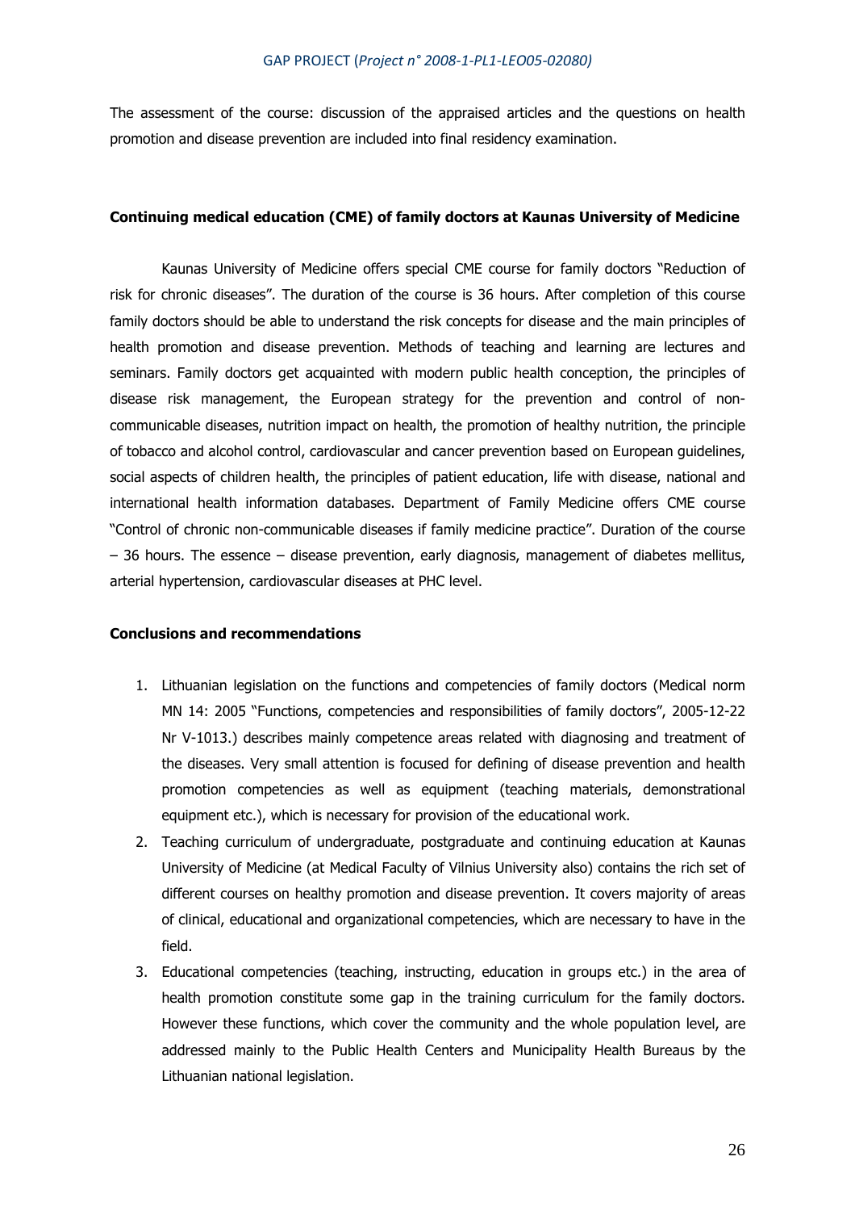The assessment of the course: discussion of the appraised articles and the questions on health promotion and disease prevention are included into final residency examination.

**Continuing medical education (CME) of family doctors at Kaunas University of Medicine**

Kaunas University of Medicine offers special CME course for family doctors "Reduction of risk for chronic diseases". The duration of the course is 36 hours. After completion of this course family doctors should be able to understand the risk concepts for disease and the main principles of health promotion and disease prevention. Methods of teaching and learning are lectures and seminars. Family doctors get acquainted with modern public health conception, the principles of disease risk management, the European strategy for the prevention and control of non-communicable diseases, nutrition impact on health, the promotion of healthy nutrition, the principle of tobacco and alcohol control, cardiovascular and cancer prevention based on European guidelines, social aspects of children health, the principles of patient education, life with disease, national and international health information databases. Department of Family Medicine offers CME course "Control of chronic non-communicable diseases if family medicine practice". Duration of the course – 36 hours. The essence – disease prevention, early diagnosis, management of diabetes mellitus, arterial hypertension, cardiovascular diseases at PHC level.

**Conclusions and recommendations**

1. Lithuanian legislation on the functions and competencies of family doctors (Medical norm MN 14: 2005 "Functions, competencies and responsibilities of family doctors", 2005-12-22 Nr V-1013.) describes mainly competence areas related with diagnosing and treatment of the diseases. Very small attention is focused for defining of disease prevention and health promotion competencies as well as equipment (teaching materials, demonstrational equipment etc.), which is necessary for provision of the educational work.
2. Teaching curriculum of undergraduate, postgraduate and continuing education at Kaunas University of Medicine (at Medical Faculty of Vilnius University also) contains the rich set of different courses on healthy promotion and disease prevention. It covers majority of areas of clinical, educational and organizational competencies, which are necessary to have in the field.
3. Educational competencies (teaching, instructing, education in groups etc.) in the area of health promotion constitute some gap in the training curriculum for the family doctors. However these functions, which cover the community and the whole population level, are addressed mainly to the Public Health Centers and Municipality Health Bureaus by the Lithuanian national legislation.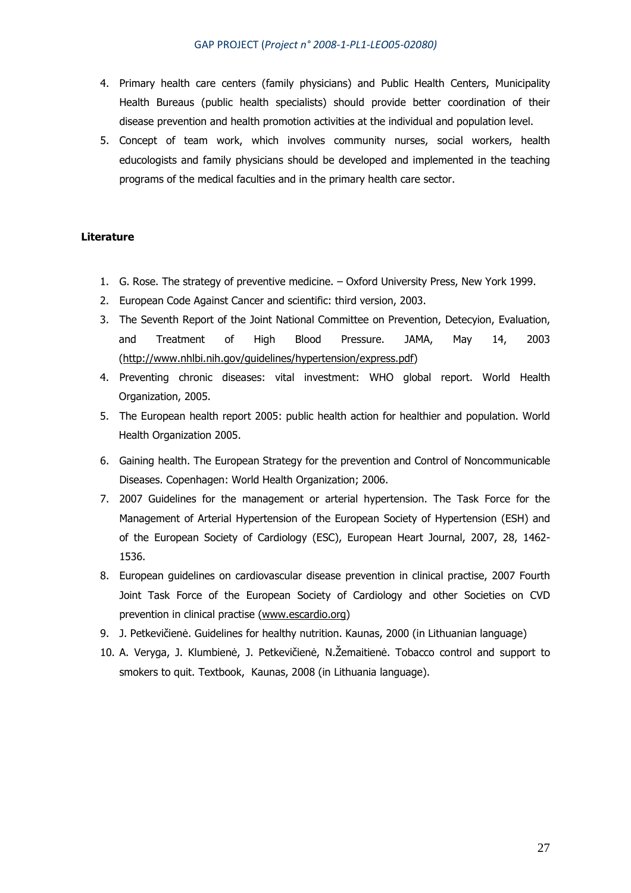4. Primary health care centers (family physicians) and Public Health Centers, Municipality Health Bureaus (public health specialists) should provide better coordination of their disease prevention and health promotion activities at the individual and population level.
5. Concept of team work, which involves community nurses, social workers, health educologists and family physicians should be developed and implemented in the teaching programs of the medical faculties and in the primary health care sector.

**Literature**

1. G. Rose. The strategy of preventive medicine. – Oxford University Press, New York 1999.
2. European Code Against Cancer and scientific: third version, 2003.
3. The Seventh Report of the Joint National Committee on Prevention, Detecyion, Evaluation, and Treatment of High Blood Pressure. JAMA, May 14, 2003 (http://www.nhlbi.nih.gov/guidelines/hypertension/express.pdf)
4. Preventing chronic diseases: vital investment: WHO global report. World Health Organization, 2005.
5. The European health report 2005: public health action for healthier and population. World Health Organization 2005.
6. Gaining health. The European Strategy for the prevention and Control of Noncommunicable Diseases. Copenhagen: World Health Organization; 2006.
7. 2007 Guidelines for the management or arterial hypertension. The Task Force for the Management of Arterial Hypertension of the European Society of Hypertension (ESH) and of the European Society of Cardiology (ESC), European Heart Journal, 2007, 28, 1462-1536.
8. European guidelines on cardiovascular disease prevention in clinical practise, 2007 Fourth Joint Task Force of the European Society of Cardiology and other Societies on CVD prevention in clinical practise (www.escardio.org)
9. J. Petkevičienė. Guidelines for healthy nutrition. Kaunas, 2000 (in Lithuanian language)
10. A. Veryga, J. Klumbienė, J. Petkevičienė, N.Žemaitienė. Tobacco control and support to smokers to quit. Textbook, Kaunas, 2008 (in Lithuania language).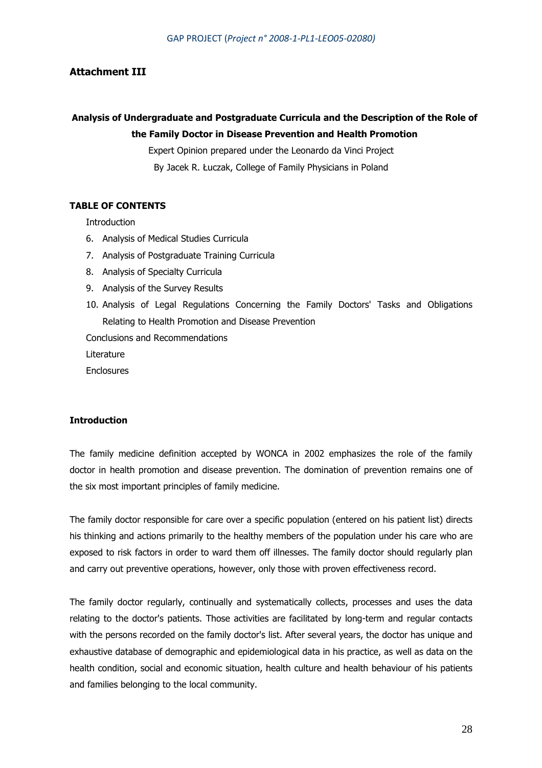## Attachment III

**Analysis of Undergraduate and Postgraduate Curricula and the Description of the Role of the Family Doctor in Disease Prevention and Health Promotion**

Expert Opinion prepared under the Leonardo da Vinci Project

By Jacek R. Łuczak, College of Family Physicians in Poland

**TABLE OF CONTENTS**

Introduction

6. Analysis of Medical Studies Curricula
7. Analysis of Postgraduate Training Curricula
8. Analysis of Specialty Curricula
9. Analysis of the Survey Results
10. Analysis of Legal Regulations Concerning the Family Doctors' Tasks and Obligations Relating to Health Promotion and Disease Prevention

Conclusions and Recommendations

Literature

Enclosures

### Introduction

The family medicine definition accepted by WONCA in 2002 emphasizes the role of the family doctor in health promotion and disease prevention. The domination of prevention remains one of the six most important principles of family medicine.

The family doctor responsible for care over a specific population (entered on his patient list) directs his thinking and actions primarily to the healthy members of the population under his care who are exposed to risk factors in order to ward them off illnesses. The family doctor should regularly plan and carry out preventive operations, however, only those with proven effectiveness record.

The family doctor regularly, continually and systematically collects, processes and uses the data relating to the doctor's patients. Those activities are facilitated by long-term and regular contacts with the persons recorded on the family doctor's list. After several years, the doctor has unique and exhaustive database of demographic and epidemiological data in his practice, as well as data on the health condition, social and economic situation, health culture and health behaviour of his patients and families belonging to the local community.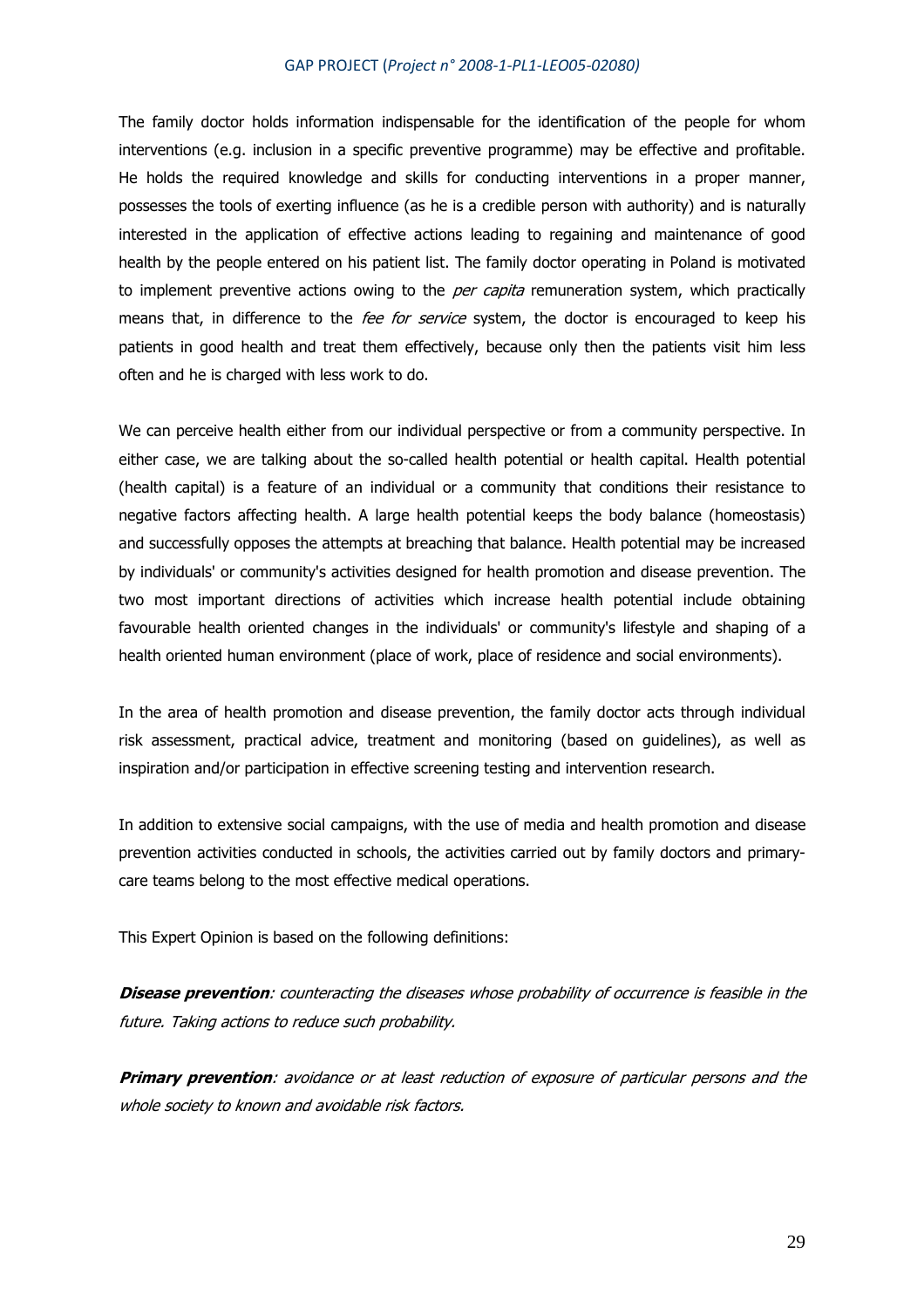The family doctor holds information indispensable for the identification of the people for whom interventions (e.g. inclusion in a specific preventive programme) may be effective and profitable. He holds the required knowledge and skills for conducting interventions in a proper manner, possesses the tools of exerting influence (as he is a credible person with authority) and is naturally interested in the application of effective actions leading to regaining and maintenance of good health by the people entered on his patient list. The family doctor operating in Poland is motivated to implement preventive actions owing to the *per capita* remuneration system, which practically means that, in difference to the *fee for service* system, the doctor is encouraged to keep his patients in good health and treat them effectively, because only then the patients visit him less often and he is charged with less work to do.

We can perceive health either from our individual perspective or from a community perspective. In either case, we are talking about the so-called health potential or health capital. Health potential (health capital) is a feature of an individual or a community that conditions their resistance to negative factors affecting health. A large health potential keeps the body balance (homeostasis) and successfully opposes the attempts at breaching that balance. Health potential may be increased by individuals' or community's activities designed for health promotion and disease prevention. The two most important directions of activities which increase health potential include obtaining favourable health oriented changes in the individuals' or community's lifestyle and shaping of a health oriented human environment (place of work, place of residence and social environments).

In the area of health promotion and disease prevention, the family doctor acts through individual risk assessment, practical advice, treatment and monitoring (based on guidelines), as well as inspiration and/or participation in effective screening testing and intervention research.

In addition to extensive social campaigns, with the use of media and health promotion and disease prevention activities conducted in schools, the activities carried out by family doctors and primary-care teams belong to the most effective medical operations.

This Expert Opinion is based on the following definitions:

***Disease prevention****: counteracting the diseases whose probability of occurrence is feasible in the future. Taking actions to reduce such probability.*

***Primary prevention****: avoidance or at least reduction of exposure of particular persons and the whole society to known and avoidable risk factors.*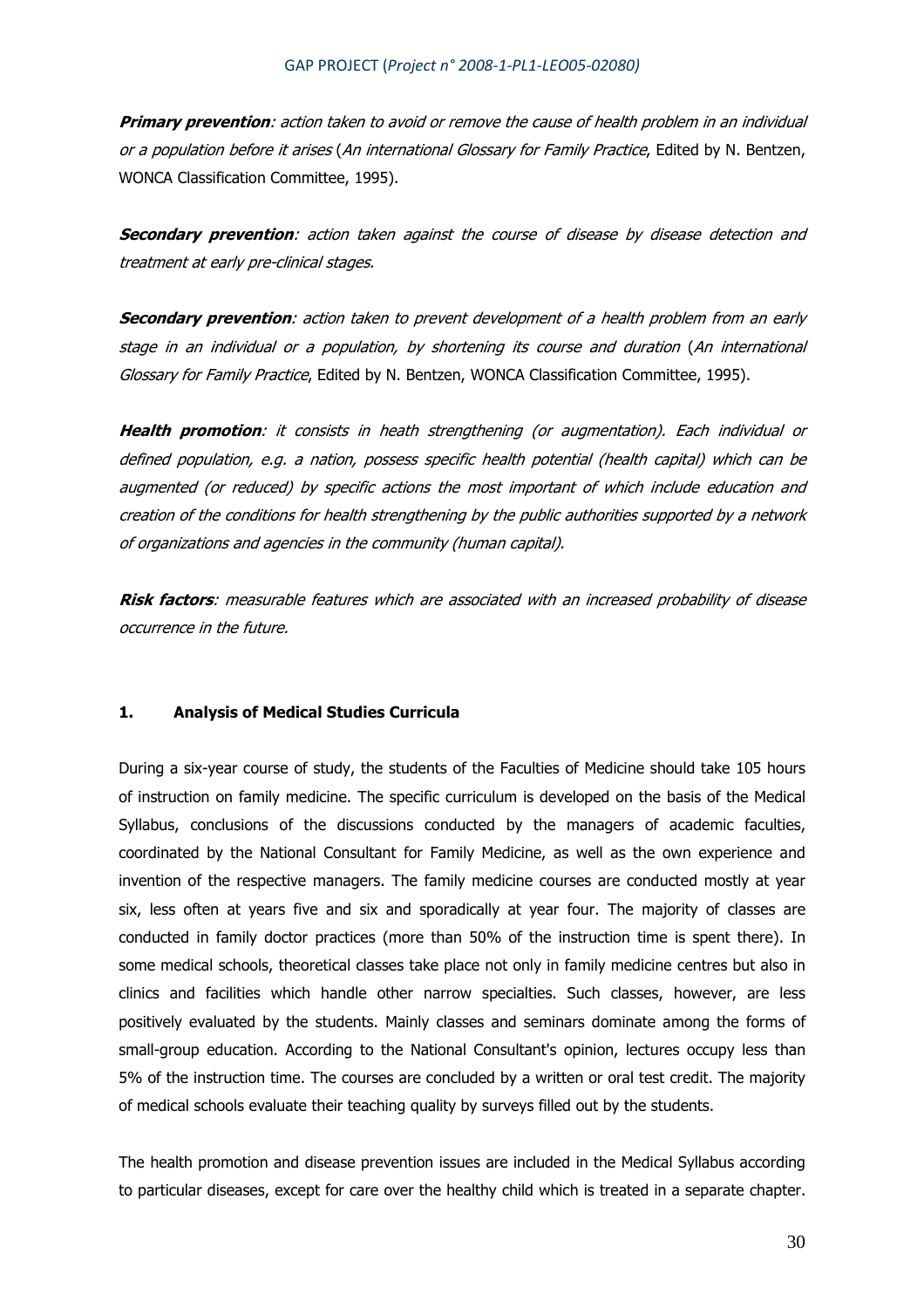***Primary prevention**: action taken to avoid or remove the cause of health problem in an individual or a population before it arises* (*An international Glossary for Family Practice*, Edited by N. Bentzen, WONCA Classification Committee, 1995).

***Secondary prevention**: action taken against the course of disease by disease detection and treatment at early pre-clinical stages.*

***Secondary prevention**: action taken to prevent development of a health problem from an early stage in an individual or a population, by shortening its course and duration* (*An international Glossary for Family Practice*, Edited by N. Bentzen, WONCA Classification Committee, 1995).

***Health promotion**: it consists in heath strengthening (or augmentation). Each individual or defined population, e.g. a nation, possess specific health potential (health capital) which can be augmented (or reduced) by specific actions the most important of which include education and creation of the conditions for health strengthening by the public authorities supported by a network of organizations and agencies in the community (human capital).*

***Risk factors**: measurable features which are associated with an increased probability of disease occurrence in the future.*

## 1. Analysis of Medical Studies Curricula

During a six-year course of study, the students of the Faculties of Medicine should take 105 hours of instruction on family medicine. The specific curriculum is developed on the basis of the Medical Syllabus, conclusions of the discussions conducted by the managers of academic faculties, coordinated by the National Consultant for Family Medicine, as well as the own experience and invention of the respective managers. The family medicine courses are conducted mostly at year six, less often at years five and six and sporadically at year four. The majority of classes are conducted in family doctor practices (more than 50% of the instruction time is spent there). In some medical schools, theoretical classes take place not only in family medicine centres but also in clinics and facilities which handle other narrow specialties. Such classes, however, are less positively evaluated by the students. Mainly classes and seminars dominate among the forms of small-group education. According to the National Consultant's opinion, lectures occupy less than 5% of the instruction time. The courses are concluded by a written or oral test credit. The majority of medical schools evaluate their teaching quality by surveys filled out by the students.

The health promotion and disease prevention issues are included in the Medical Syllabus according to particular diseases, except for care over the healthy child which is treated in a separate chapter.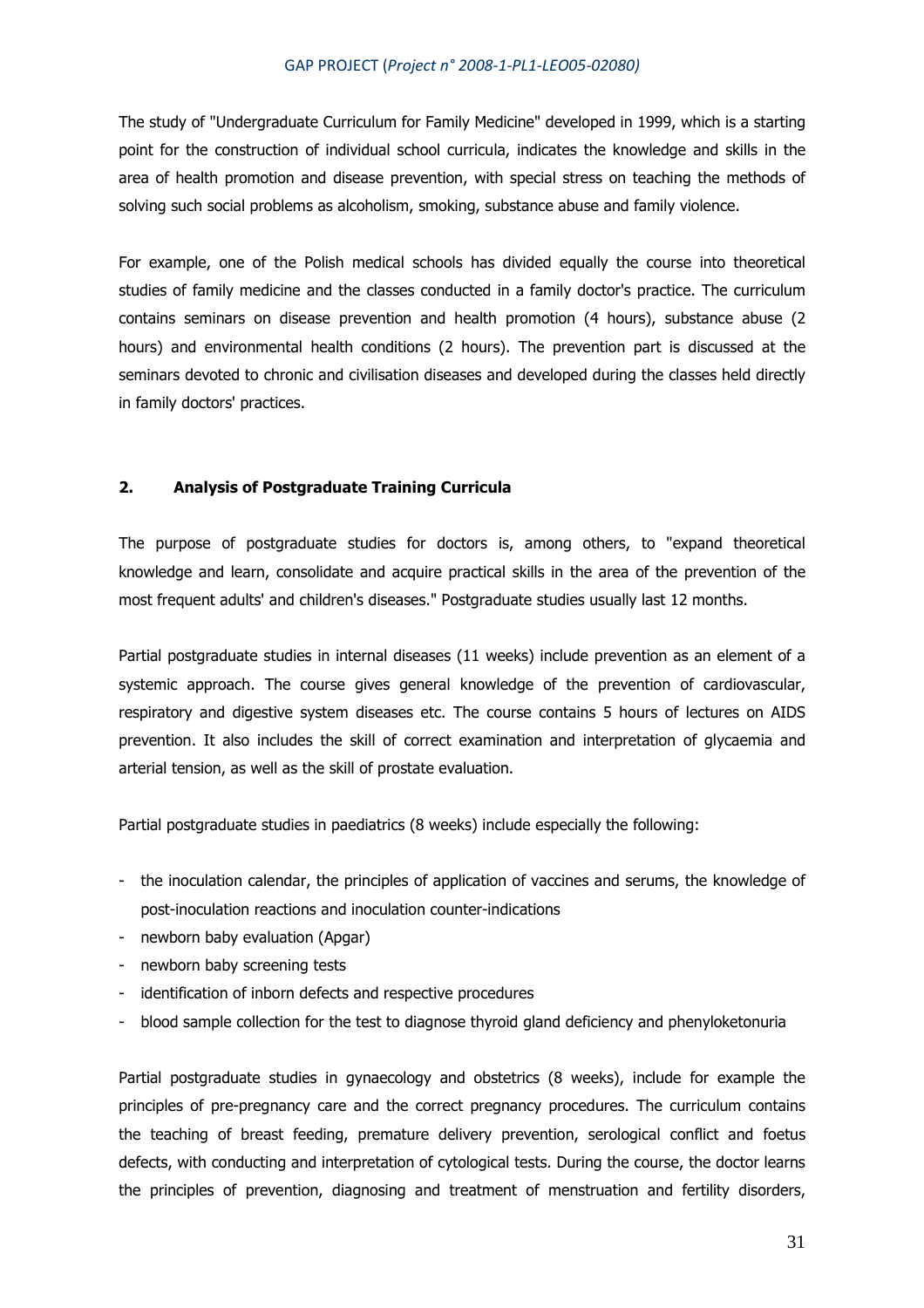The study of "Undergraduate Curriculum for Family Medicine" developed in 1999, which is a starting point for the construction of individual school curricula, indicates the knowledge and skills in the area of health promotion and disease prevention, with special stress on teaching the methods of solving such social problems as alcoholism, smoking, substance abuse and family violence.

For example, one of the Polish medical schools has divided equally the course into theoretical studies of family medicine and the classes conducted in a family doctor's practice. The curriculum contains seminars on disease prevention and health promotion (4 hours), substance abuse (2 hours) and environmental health conditions (2 hours). The prevention part is discussed at the seminars devoted to chronic and civilisation diseases and developed during the classes held directly in family doctors' practices.

## 2. Analysis of Postgraduate Training Curricula

The purpose of postgraduate studies for doctors is, among others, to "expand theoretical knowledge and learn, consolidate and acquire practical skills in the area of the prevention of the most frequent adults' and children's diseases." Postgraduate studies usually last 12 months.

Partial postgraduate studies in internal diseases (11 weeks) include prevention as an element of a systemic approach. The course gives general knowledge of the prevention of cardiovascular, respiratory and digestive system diseases etc. The course contains 5 hours of lectures on AIDS prevention. It also includes the skill of correct examination and interpretation of glycaemia and arterial tension, as well as the skill of prostate evaluation.

Partial postgraduate studies in paediatrics (8 weeks) include especially the following:

- the inoculation calendar, the principles of application of vaccines and serums, the knowledge of post-inoculation reactions and inoculation counter-indications
- newborn baby evaluation (Apgar)
- newborn baby screening tests
- identification of inborn defects and respective procedures
- blood sample collection for the test to diagnose thyroid gland deficiency and phenyloketonuria

Partial postgraduate studies in gynaecology and obstetrics (8 weeks), include for example the principles of pre-pregnancy care and the correct pregnancy procedures. The curriculum contains the teaching of breast feeding, premature delivery prevention, serological conflict and foetus defects, with conducting and interpretation of cytological tests. During the course, the doctor learns the principles of prevention, diagnosing and treatment of menstruation and fertility disorders,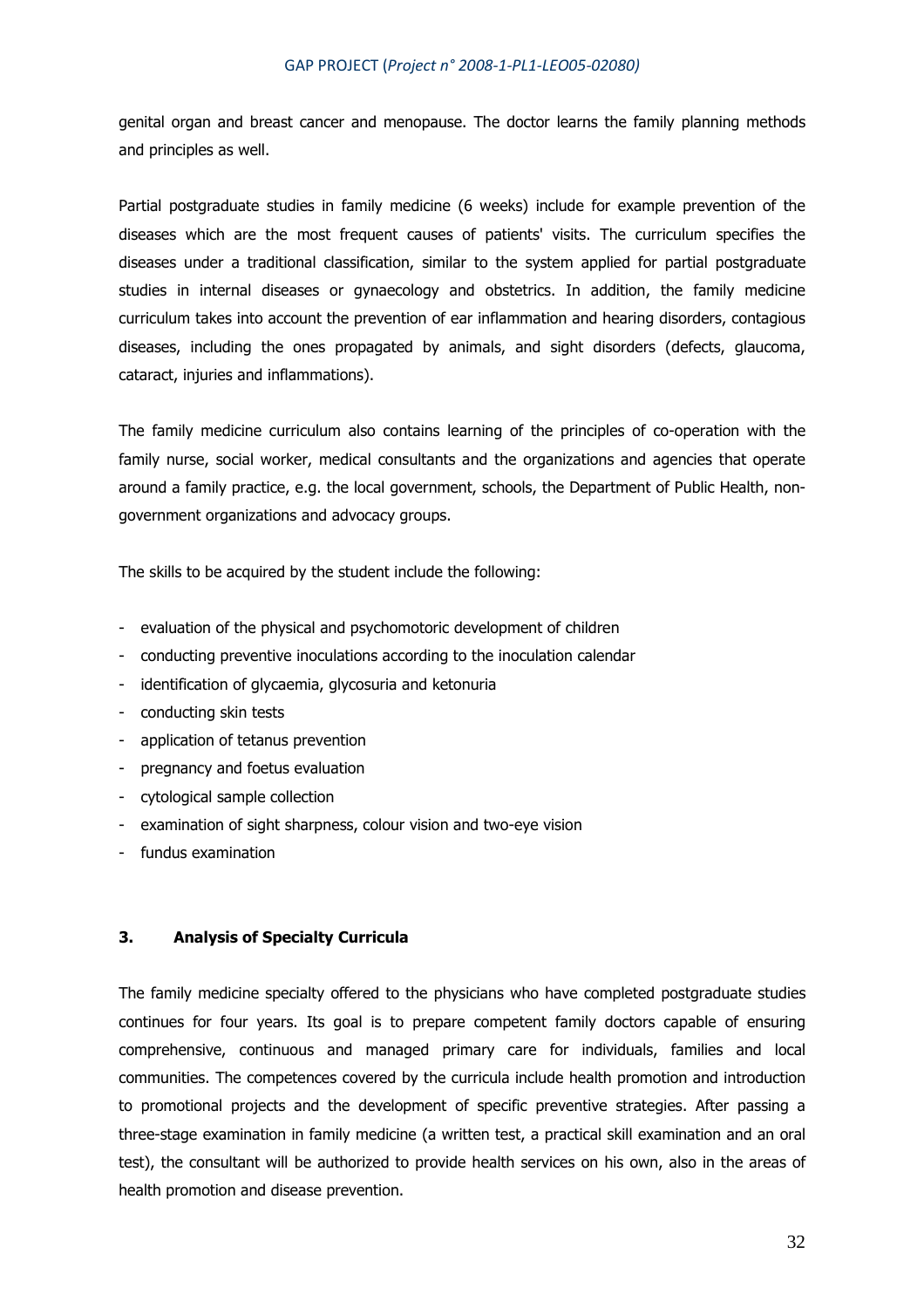genital organ and breast cancer and menopause. The doctor learns the family planning methods and principles as well.

Partial postgraduate studies in family medicine (6 weeks) include for example prevention of the diseases which are the most frequent causes of patients' visits. The curriculum specifies the diseases under a traditional classification, similar to the system applied for partial postgraduate studies in internal diseases or gynaecology and obstetrics. In addition, the family medicine curriculum takes into account the prevention of ear inflammation and hearing disorders, contagious diseases, including the ones propagated by animals, and sight disorders (defects, glaucoma, cataract, injuries and inflammations).

The family medicine curriculum also contains learning of the principles of co-operation with the family nurse, social worker, medical consultants and the organizations and agencies that operate around a family practice, e.g. the local government, schools, the Department of Public Health, non-government organizations and advocacy groups.

The skills to be acquired by the student include the following:

- evaluation of the physical and psychomotoric development of children
- conducting preventive inoculations according to the inoculation calendar
- identification of glycaemia, glycosuria and ketonuria
- conducting skin tests
- application of tetanus prevention
- pregnancy and foetus evaluation
- cytological sample collection
- examination of sight sharpness, colour vision and two-eye vision
- fundus examination

## 3. Analysis of Specialty Curricula

The family medicine specialty offered to the physicians who have completed postgraduate studies continues for four years. Its goal is to prepare competent family doctors capable of ensuring comprehensive, continuous and managed primary care for individuals, families and local communities. The competences covered by the curricula include health promotion and introduction to promotional projects and the development of specific preventive strategies. After passing a three-stage examination in family medicine (a written test, a practical skill examination and an oral test), the consultant will be authorized to provide health services on his own, also in the areas of health promotion and disease prevention.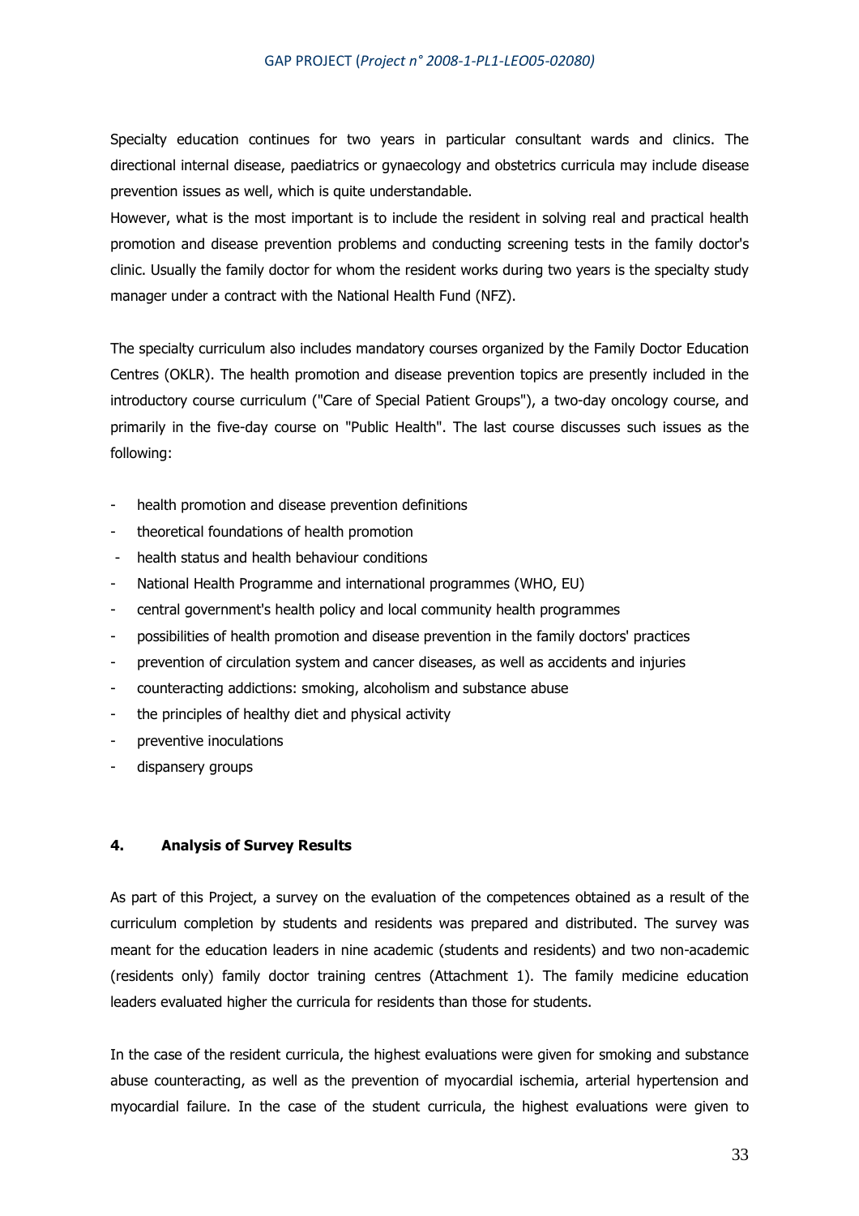Specialty education continues for two years in particular consultant wards and clinics. The directional internal disease, paediatrics or gynaecology and obstetrics curricula may include disease prevention issues as well, which is quite understandable.

However, what is the most important is to include the resident in solving real and practical health promotion and disease prevention problems and conducting screening tests in the family doctor's clinic. Usually the family doctor for whom the resident works during two years is the specialty study manager under a contract with the National Health Fund (NFZ).

The specialty curriculum also includes mandatory courses organized by the Family Doctor Education Centres (OKLR). The health promotion and disease prevention topics are presently included in the introductory course curriculum ("Care of Special Patient Groups"), a two-day oncology course, and primarily in the five-day course on "Public Health". The last course discusses such issues as the following:

- health promotion and disease prevention definitions
- theoretical foundations of health promotion
- health status and health behaviour conditions
- National Health Programme and international programmes (WHO, EU)
- central government's health policy and local community health programmes
- possibilities of health promotion and disease prevention in the family doctors' practices
- prevention of circulation system and cancer diseases, as well as accidents and injuries
- counteracting addictions: smoking, alcoholism and substance abuse
- the principles of healthy diet and physical activity
- preventive inoculations
- dispansery groups

## 4. Analysis of Survey Results

As part of this Project, a survey on the evaluation of the competences obtained as a result of the curriculum completion by students and residents was prepared and distributed. The survey was meant for the education leaders in nine academic (students and residents) and two non-academic (residents only) family doctor training centres (Attachment 1). The family medicine education leaders evaluated higher the curricula for residents than those for students.

In the case of the resident curricula, the highest evaluations were given for smoking and substance abuse counteracting, as well as the prevention of myocardial ischemia, arterial hypertension and myocardial failure. In the case of the student curricula, the highest evaluations were given to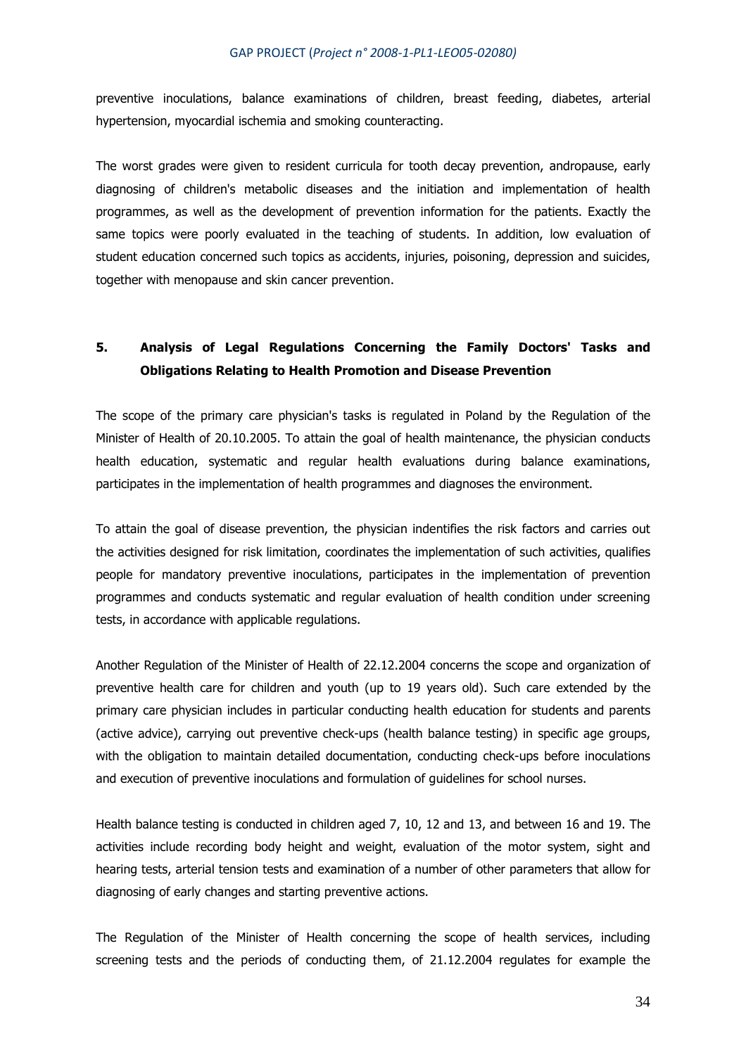preventive inoculations, balance examinations of children, breast feeding, diabetes, arterial hypertension, myocardial ischemia and smoking counteracting.

The worst grades were given to resident curricula for tooth decay prevention, andropause, early diagnosing of children's metabolic diseases and the initiation and implementation of health programmes, as well as the development of prevention information for the patients. Exactly the same topics were poorly evaluated in the teaching of students. In addition, low evaluation of student education concerned such topics as accidents, injuries, poisoning, depression and suicides, together with menopause and skin cancer prevention.

## 5. Analysis of Legal Regulations Concerning the Family Doctors' Tasks and Obligations Relating to Health Promotion and Disease Prevention

The scope of the primary care physician's tasks is regulated in Poland by the Regulation of the Minister of Health of 20.10.2005. To attain the goal of health maintenance, the physician conducts health education, systematic and regular health evaluations during balance examinations, participates in the implementation of health programmes and diagnoses the environment.

To attain the goal of disease prevention, the physician indentifies the risk factors and carries out the activities designed for risk limitation, coordinates the implementation of such activities, qualifies people for mandatory preventive inoculations, participates in the implementation of prevention programmes and conducts systematic and regular evaluation of health condition under screening tests, in accordance with applicable regulations.

Another Regulation of the Minister of Health of 22.12.2004 concerns the scope and organization of preventive health care for children and youth (up to 19 years old). Such care extended by the primary care physician includes in particular conducting health education for students and parents (active advice), carrying out preventive check-ups (health balance testing) in specific age groups, with the obligation to maintain detailed documentation, conducting check-ups before inoculations and execution of preventive inoculations and formulation of guidelines for school nurses.

Health balance testing is conducted in children aged 7, 10, 12 and 13, and between 16 and 19. The activities include recording body height and weight, evaluation of the motor system, sight and hearing tests, arterial tension tests and examination of a number of other parameters that allow for diagnosing of early changes and starting preventive actions.

The Regulation of the Minister of Health concerning the scope of health services, including screening tests and the periods of conducting them, of 21.12.2004 regulates for example the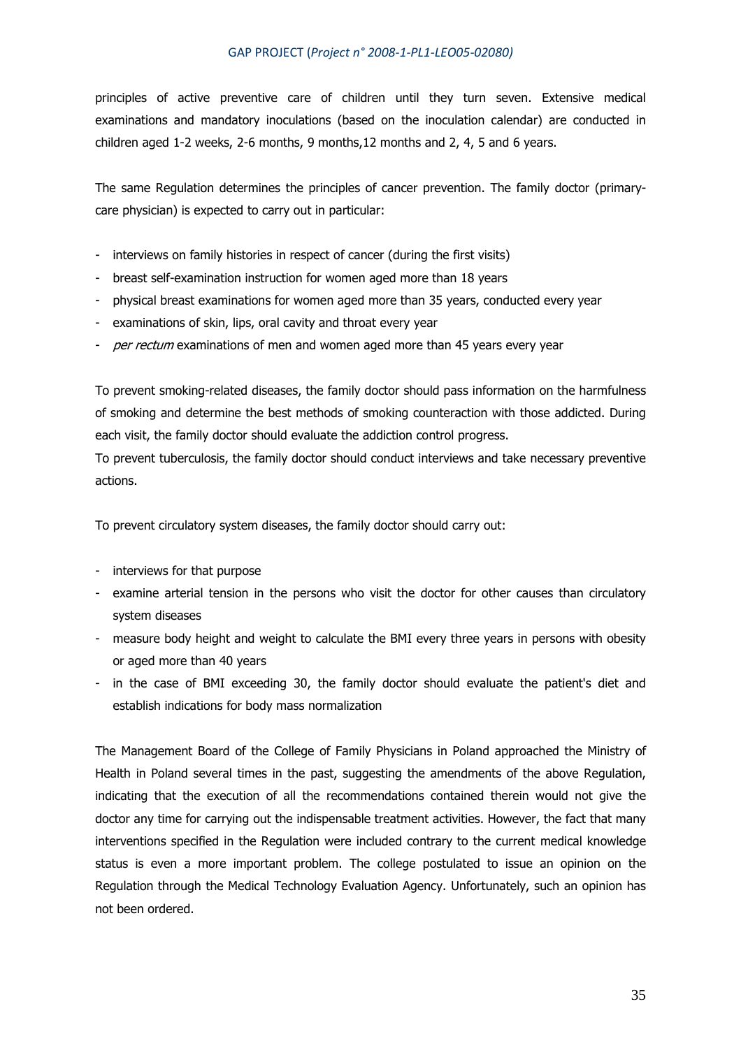principles of active preventive care of children until they turn seven. Extensive medical examinations and mandatory inoculations (based on the inoculation calendar) are conducted in children aged 1-2 weeks, 2-6 months, 9 months,12 months and 2, 4, 5 and 6 years.

The same Regulation determines the principles of cancer prevention. The family doctor (primary-care physician) is expected to carry out in particular:

- interviews on family histories in respect of cancer (during the first visits)
- breast self-examination instruction for women aged more than 18 years
- physical breast examinations for women aged more than 35 years, conducted every year
- examinations of skin, lips, oral cavity and throat every year
- *per rectum* examinations of men and women aged more than 45 years every year

To prevent smoking-related diseases, the family doctor should pass information on the harmfulness of smoking and determine the best methods of smoking counteraction with those addicted. During each visit, the family doctor should evaluate the addiction control progress.

To prevent tuberculosis, the family doctor should conduct interviews and take necessary preventive actions.

To prevent circulatory system diseases, the family doctor should carry out:

- interviews for that purpose
- examine arterial tension in the persons who visit the doctor for other causes than circulatory system diseases
- measure body height and weight to calculate the BMI every three years in persons with obesity or aged more than 40 years
- in the case of BMI exceeding 30, the family doctor should evaluate the patient's diet and establish indications for body mass normalization

The Management Board of the College of Family Physicians in Poland approached the Ministry of Health in Poland several times in the past, suggesting the amendments of the above Regulation, indicating that the execution of all the recommendations contained therein would not give the doctor any time for carrying out the indispensable treatment activities. However, the fact that many interventions specified in the Regulation were included contrary to the current medical knowledge status is even a more important problem. The college postulated to issue an opinion on the Regulation through the Medical Technology Evaluation Agency. Unfortunately, such an opinion has not been ordered.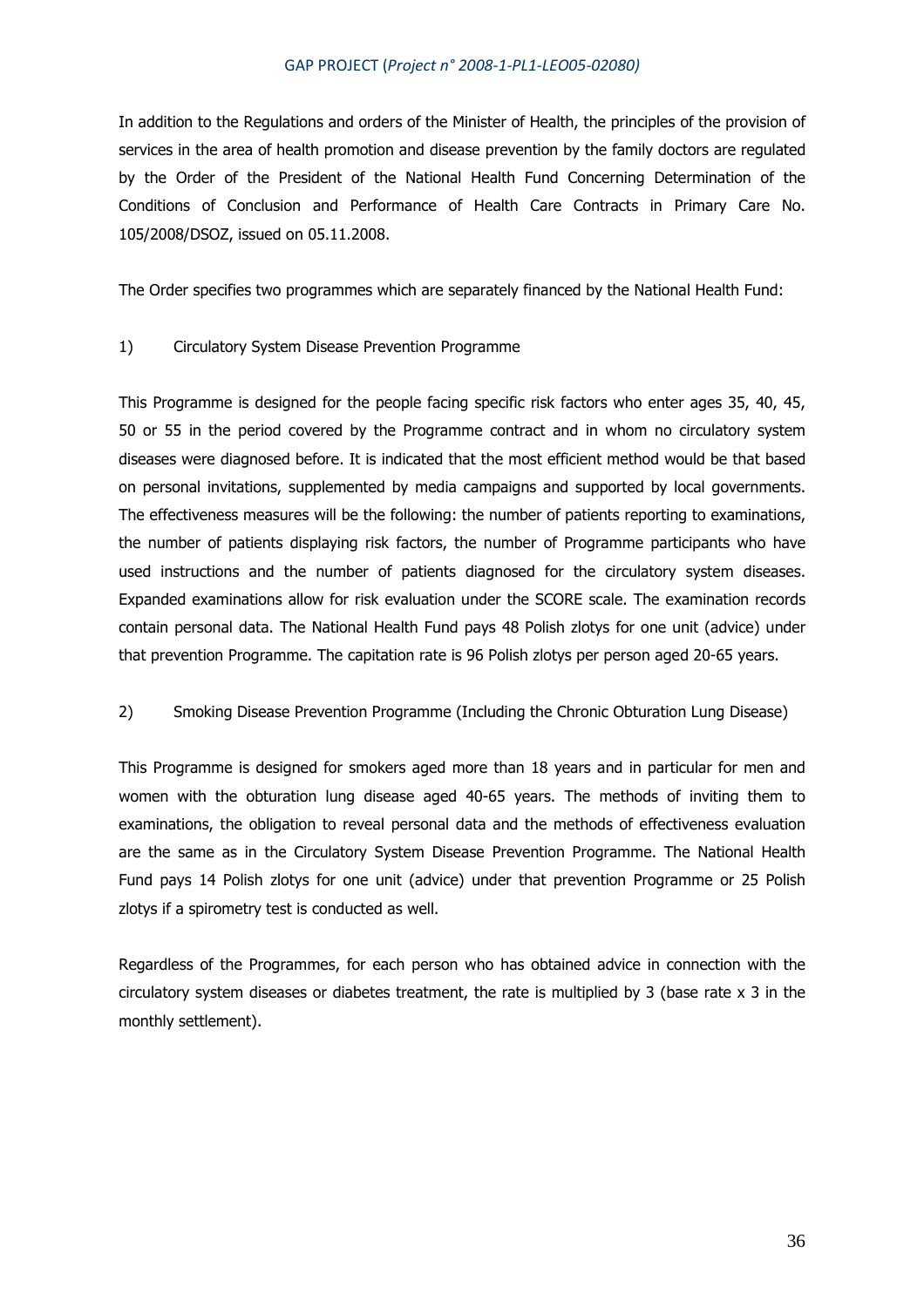In addition to the Regulations and orders of the Minister of Health, the principles of the provision of services in the area of health promotion and disease prevention by the family doctors are regulated by the Order of the President of the National Health Fund Concerning Determination of the Conditions of Conclusion and Performance of Health Care Contracts in Primary Care No. 105/2008/DSOZ, issued on 05.11.2008.

The Order specifies two programmes which are separately financed by the National Health Fund:

1) Circulatory System Disease Prevention Programme

This Programme is designed for the people facing specific risk factors who enter ages 35, 40, 45, 50 or 55 in the period covered by the Programme contract and in whom no circulatory system diseases were diagnosed before. It is indicated that the most efficient method would be that based on personal invitations, supplemented by media campaigns and supported by local governments. The effectiveness measures will be the following: the number of patients reporting to examinations, the number of patients displaying risk factors, the number of Programme participants who have used instructions and the number of patients diagnosed for the circulatory system diseases. Expanded examinations allow for risk evaluation under the SCORE scale. The examination records contain personal data. The National Health Fund pays 48 Polish zlotys for one unit (advice) under that prevention Programme. The capitation rate is 96 Polish zlotys per person aged 20-65 years.

2) Smoking Disease Prevention Programme (Including the Chronic Obturation Lung Disease)

This Programme is designed for smokers aged more than 18 years and in particular for men and women with the obturation lung disease aged 40-65 years. The methods of inviting them to examinations, the obligation to reveal personal data and the methods of effectiveness evaluation are the same as in the Circulatory System Disease Prevention Programme. The National Health Fund pays 14 Polish zlotys for one unit (advice) under that prevention Programme or 25 Polish zlotys if a spirometry test is conducted as well.

Regardless of the Programmes, for each person who has obtained advice in connection with the circulatory system diseases or diabetes treatment, the rate is multiplied by 3 (base rate x 3 in the monthly settlement).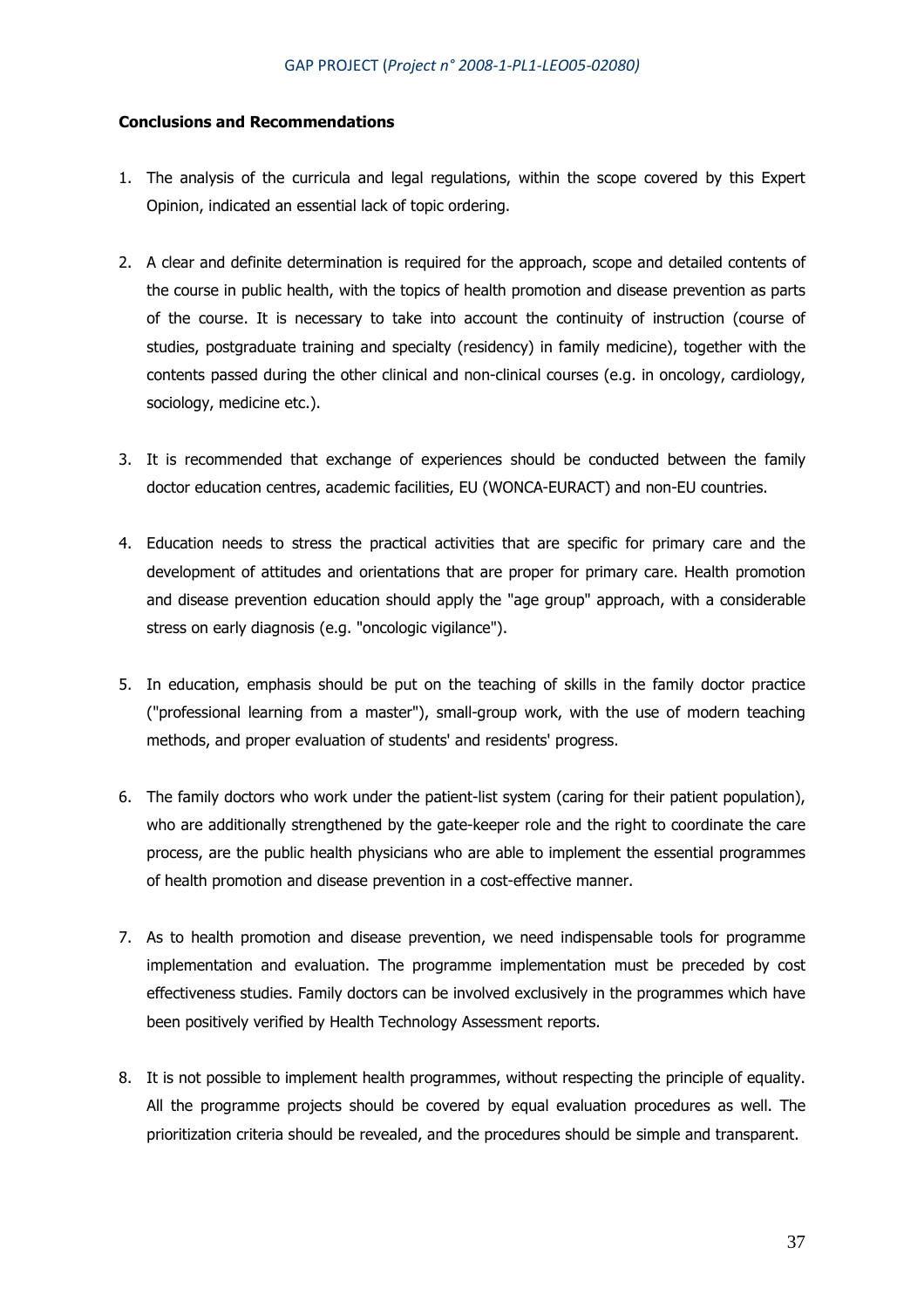**Conclusions and Recommendations**

1. The analysis of the curricula and legal regulations, within the scope covered by this Expert Opinion, indicated an essential lack of topic ordering.

2. A clear and definite determination is required for the approach, scope and detailed contents of the course in public health, with the topics of health promotion and disease prevention as parts of the course. It is necessary to take into account the continuity of instruction (course of studies, postgraduate training and specialty (residency) in family medicine), together with the contents passed during the other clinical and non-clinical courses (e.g. in oncology, cardiology, sociology, medicine etc.).

3. It is recommended that exchange of experiences should be conducted between the family doctor education centres, academic facilities, EU (WONCA-EURACT) and non-EU countries.

4. Education needs to stress the practical activities that are specific for primary care and the development of attitudes and orientations that are proper for primary care. Health promotion and disease prevention education should apply the "age group" approach, with a considerable stress on early diagnosis (e.g. "oncologic vigilance").

5. In education, emphasis should be put on the teaching of skills in the family doctor practice ("professional learning from a master"), small-group work, with the use of modern teaching methods, and proper evaluation of students' and residents' progress.

6. The family doctors who work under the patient-list system (caring for their patient population), who are additionally strengthened by the gate-keeper role and the right to coordinate the care process, are the public health physicians who are able to implement the essential programmes of health promotion and disease prevention in a cost-effective manner.

7. As to health promotion and disease prevention, we need indispensable tools for programme implementation and evaluation. The programme implementation must be preceded by cost effectiveness studies. Family doctors can be involved exclusively in the programmes which have been positively verified by Health Technology Assessment reports.

8. It is not possible to implement health programmes, without respecting the principle of equality. All the programme projects should be covered by equal evaluation procedures as well. The prioritization criteria should be revealed, and the procedures should be simple and transparent.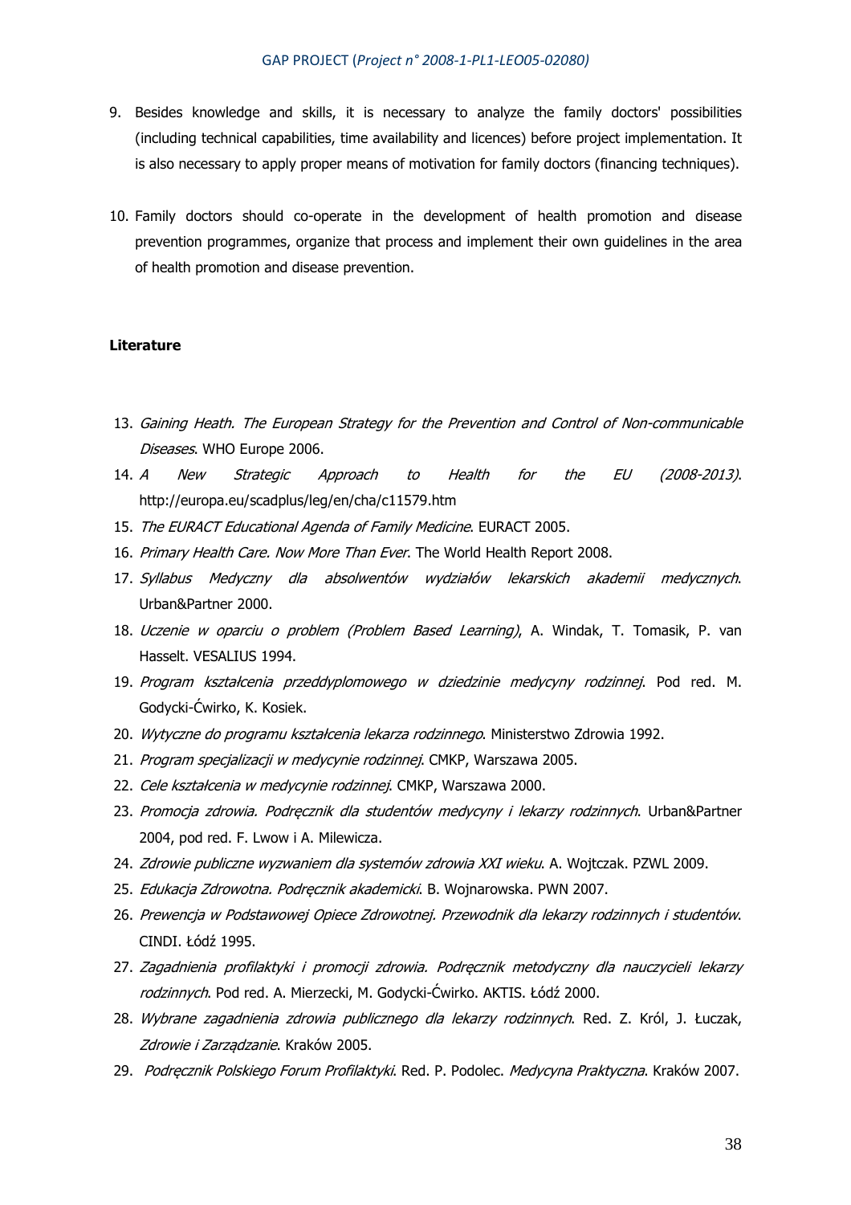9. Besides knowledge and skills, it is necessary to analyze the family doctors' possibilities (including technical capabilities, time availability and licences) before project implementation. It is also necessary to apply proper means of motivation for family doctors (financing techniques).

10. Family doctors should co-operate in the development of health promotion and disease prevention programmes, organize that process and implement their own guidelines in the area of health promotion and disease prevention.

**Literature**

13. *Gaining Heath. The European Strategy for the Prevention and Control of Non-communicable Diseases*. WHO Europe 2006.
14. *A New Strategic Approach to Health for the EU (2008-2013).* http://europa.eu/scadplus/leg/en/cha/c11579.htm
15. *The EURACT Educational Agenda of Family Medicine*. EURACT 2005.
16. *Primary Health Care. Now More Than Ever*. The World Health Report 2008.
17. *Syllabus Medyczny dla absolwentów wydziałów lekarskich akademii medycznych*. Urban&Partner 2000.
18. *Uczenie w oparciu o problem (Problem Based Learning)*, A. Windak, T. Tomasik, P. van Hasselt. VESALIUS 1994.
19. *Program kształcenia przeddyplomowego w dziedzinie medycyny rodzinnej*. Pod red. M. Godycki-Ćwirko, K. Kosiek.
20. *Wytyczne do programu kształcenia lekarza rodzinnego*. Ministerstwo Zdrowia 1992.
21. *Program specjalizacji w medycynie rodzinnej*. CMKP, Warszawa 2005.
22. *Cele kształcenia w medycynie rodzinnej*. CMKP, Warszawa 2000.
23. *Promocja zdrowia. Podręcznik dla studentów medycyny i lekarzy rodzinnych*. Urban&Partner 2004, pod red. F. Lwow i A. Milewicza.
24. *Zdrowie publiczne wyzwaniem dla systemów zdrowia XXI wieku*. A. Wojtczak. PZWL 2009.
25. *Edukacja Zdrowotna. Podręcznik akademicki*. B. Wojnarowska. PWN 2007.
26. *Prewencja w Podstawowej Opiece Zdrowotnej. Przewodnik dla lekarzy rodzinnych i studentów*. CINDI. Łódź 1995.
27. *Zagadnienia profilaktyki i promocji zdrowia. Podręcznik metodyczny dla nauczycieli lekarzy rodzinnych*. Pod red. A. Mierzecki, M. Godycki-Ćwirko. AKTIS. Łódź 2000.
28. *Wybrane zagadnienia zdrowia publicznego dla lekarzy rodzinnych*. Red. Z. Król, J. Łuczak, *Zdrowie i Zarządzanie*. Kraków 2005.
29. *Podręcznik Polskiego Forum Profilaktyki*. Red. P. Podolec. *Medycyna Praktyczna*. Kraków 2007.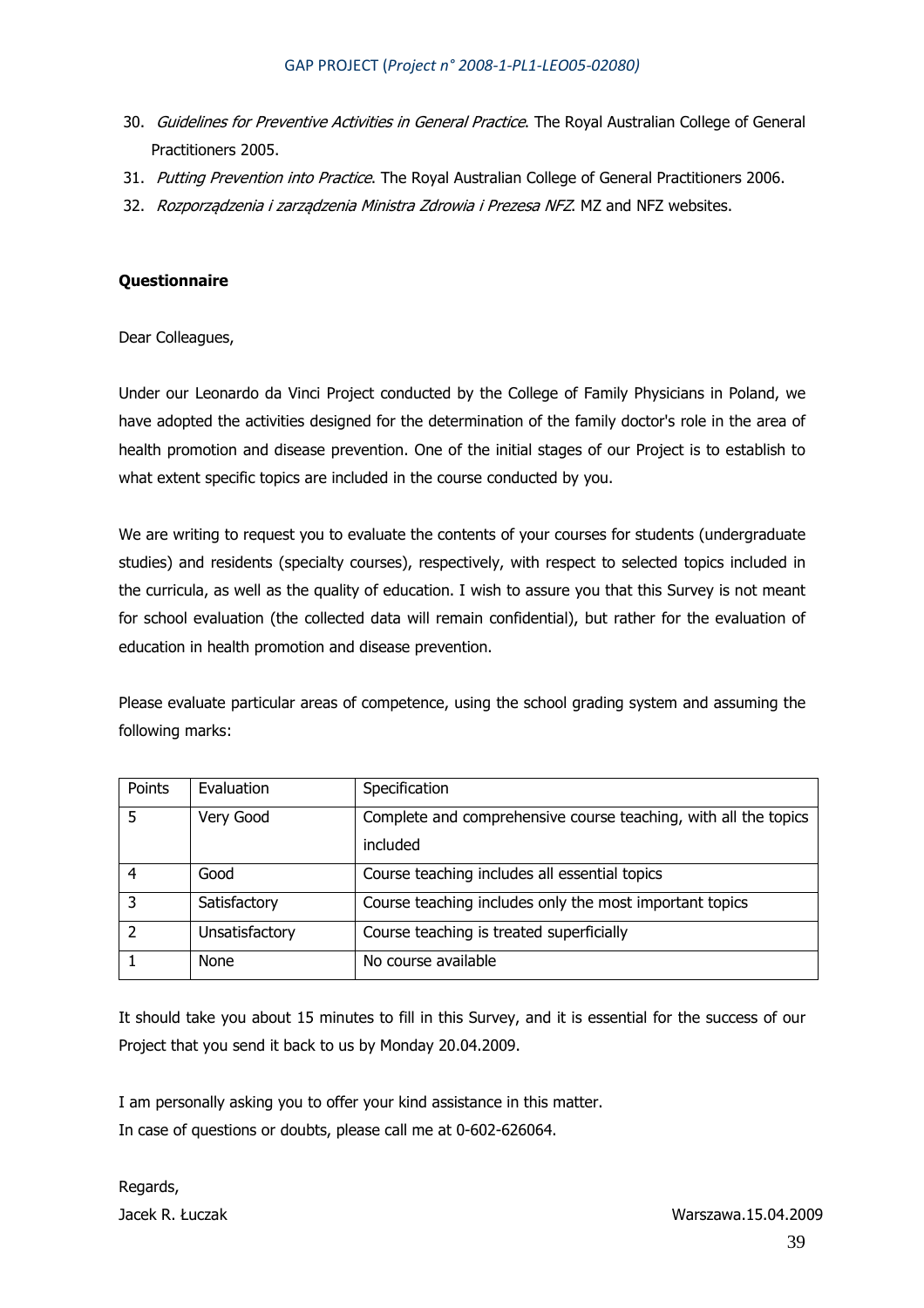30. *Guidelines for Preventive Activities in General Practice*. The Royal Australian College of General Practitioners 2005.
31. *Putting Prevention into Practice*. The Royal Australian College of General Practitioners 2006.
32. *Rozporządzenia i zarządzenia Ministra Zdrowia i Prezesa NFZ*. MZ and NFZ websites.

**Questionnaire**

Dear Colleagues,

Under our Leonardo da Vinci Project conducted by the College of Family Physicians in Poland, we have adopted the activities designed for the determination of the family doctor's role in the area of health promotion and disease prevention. One of the initial stages of our Project is to establish to what extent specific topics are included in the course conducted by you.

We are writing to request you to evaluate the contents of your courses for students (undergraduate studies) and residents (specialty courses), respectively, with respect to selected topics included in the curricula, as well as the quality of education. I wish to assure you that this Survey is not meant for school evaluation (the collected data will remain confidential), but rather for the evaluation of education in health promotion and disease prevention.

Please evaluate particular areas of competence, using the school grading system and assuming the following marks:

| Points | Evaluation | Specification |
|---|---|---|
| 5 | Very Good | Complete and comprehensive course teaching, with all the topics included |
| 4 | Good | Course teaching includes all essential topics |
| 3 | Satisfactory | Course teaching includes only the most important topics |
| 2 | Unsatisfactory | Course teaching is treated superficially |
| 1 | None | No course available |

It should take you about 15 minutes to fill in this Survey, and it is essential for the success of our Project that you send it back to us by Monday 20.04.2009.

I am personally asking you to offer your kind assistance in this matter.
In case of questions or doubts, please call me at 0-602-626064.

Regards,
Jacek R. Łuczak

Warszawa.15.04.2009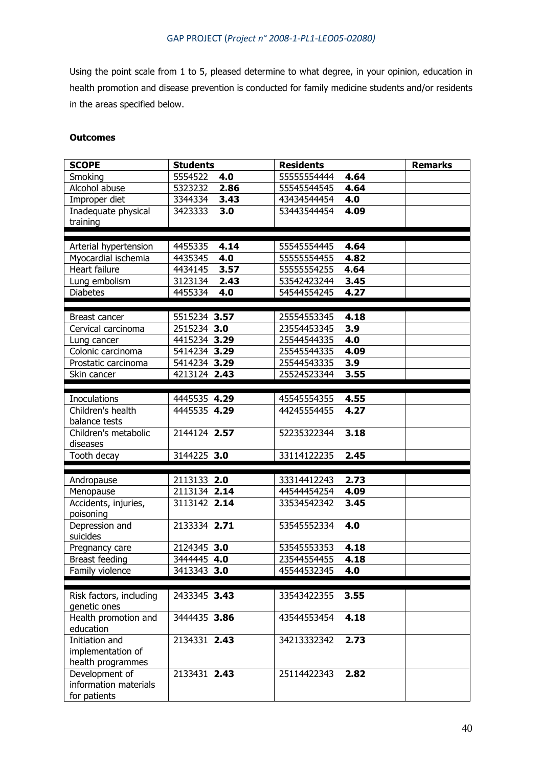Using the point scale from 1 to 5, pleased determine to what degree, in your opinion, education in health promotion and disease prevention is conducted for family medicine students and/or residents in the areas specified below.

**Outcomes**

| SCOPE | Students | Residents | Remarks |
|---|---|---|---|
| Smoking | 5554522 **4.0** | 55555554444 **4.64** | |
| Alcohol abuse | 5323232 **2.86** | 55545544545 **4.64** | |
| Improper diet | 3344334 **3.43** | 43434544454 **4.0** | |
| Inadequate physical training | 3423333 **3.0** | 53443544454 **4.09** | |
| | | | |
| Arterial hypertension | 4455335 **4.14** | 55545554445 **4.64** | |
| Myocardial ischemia | 4435345 **4.0** | 55555554455 **4.82** | |
| Heart failure | 4434145 **3.57** | 55555554255 **4.64** | |
| Lung embolism | 3123134 **2.43** | 53542423244 **3.45** | |
| Diabetes | 4455334 **4.0** | 54544554245 **4.27** | |
| | | | |
| Breast cancer | 5515234 **3.57** | 25554553345 **4.18** | |
| Cervical carcinoma | 2515234 **3.0** | 23554453345 **3.9** | |
| Lung cancer | 4415234 **3.29** | 25544544335 **4.0** | |
| Colonic carcinoma | 5414234 **3.29** | 25545544335 **4.09** | |
| Prostatic carcinoma | 5414234 **3.29** | 25544543335 **3.9** | |
| Skin cancer | 4213124 **2.43** | 25524523344 **3.55** | |
| | | | |
| Inoculations | 4445535 **4.29** | 45545554355 **4.55** | |
| Children's health balance tests | 4445535 **4.29** | 44245554455 **4.27** | |
| Children's metabolic diseases | 2144124 **2.57** | 52235322344 **3.18** | |
| Tooth decay | 3144225 **3.0** | 33114122235 **2.45** | |
| | | | |
| Andropause | 2113133 **2.0** | 33314412243 **2.73** | |
| Menopause | 2113134 **2.14** | 44544454254 **4.09** | |
| Accidents, injuries, poisoning | 3113142 **2.14** | 33534542342 **3.45** | |
| Depression and suicides | 2133334 **2.71** | 53545552334 **4.0** | |
| Pregnancy care | 2124345 **3.0** | 53545553353 **4.18** | |
| Breast feeding | 3444445 **4.0** | 23544554455 **4.18** | |
| Family violence | 3413343 **3.0** | 45544532345 **4.0** | |
| | | | |
| Risk factors, including genetic ones | 2433345 **3.43** | 33543422355 **3.55** | |
| Health promotion and education | 3444435 **3.86** | 43544553454 **4.18** | |
| Initiation and implementation of health programmes | 2134331 **2.43** | 34213332342 **2.73** | |
| Development of information materials for patients | 2133431 **2.43** | 25114422343 **2.82** | |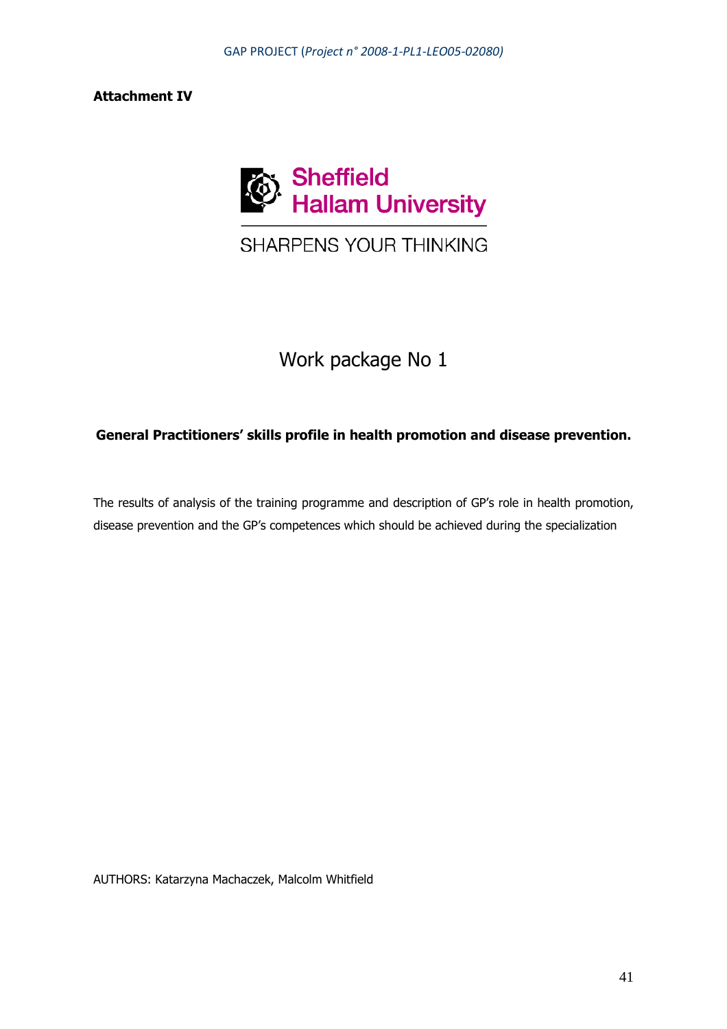**Attachment IV**

Sheffield Hallam University

SHARPENS YOUR THINKING

# Work package No 1

**General Practitioners' skills profile in health promotion and disease prevention.**

The results of analysis of the training programme and description of GP's role in health promotion, disease prevention and the GP's competences which should be achieved during the specialization

AUTHORS: Katarzyna Machaczek, Malcolm Whitfield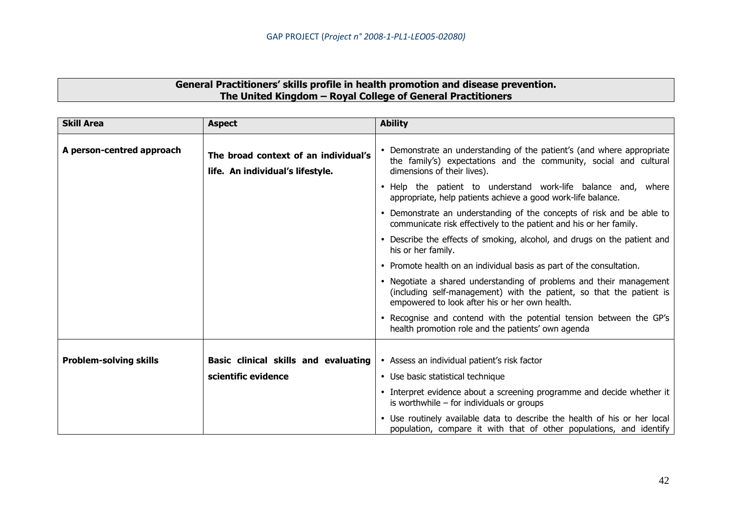**General Practitioners' skills profile in health promotion and disease prevention.**
**The United Kingdom – Royal College of General Practitioners**

| Skill Area | Aspect | Ability |
|---|---|---|
| **A person-centred approach** | **The broad context of an individual's life. An individual's lifestyle.** | • Demonstrate an understanding of the patient's (and where appropriate the family's) expectations and the community, social and cultural dimensions of their lives). |
| | | • Help the patient to understand work-life balance and, where appropriate, help patients achieve a good work-life balance. |
| | | • Demonstrate an understanding of the concepts of risk and be able to communicate risk effectively to the patient and his or her family. |
| | | • Describe the effects of smoking, alcohol, and drugs on the patient and his or her family. |
| | | • Promote health on an individual basis as part of the consultation. |
| | | • Negotiate a shared understanding of problems and their management (including self-management) with the patient, so that the patient is empowered to look after his or her own health. |
| | | • Recognise and contend with the potential tension between the GP's health promotion role and the patients' own agenda |
| **Problem-solving skills** | **Basic clinical skills and evaluating scientific evidence** | • Assess an individual patient's risk factor |
| | | • Use basic statistical technique |
| | | • Interpret evidence about a screening programme and decide whether it is worthwhile – for individuals or groups |
| | | • Use routinely available data to describe the health of his or her local population, compare it with that of other populations, and identify |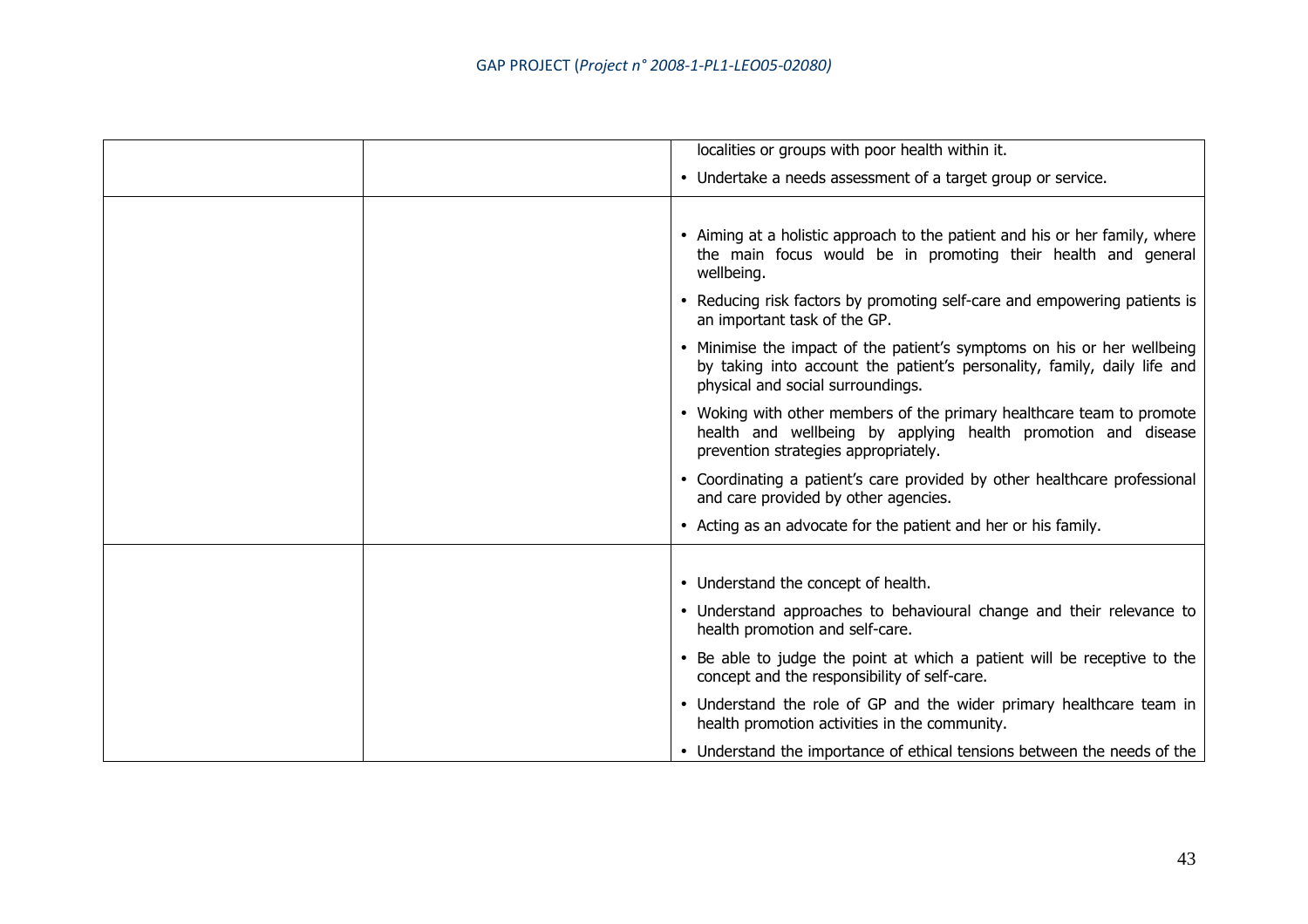| | | |
|---|---|---|
| | | localities or groups with poor health within it.<br>• Undertake a needs assessment of a target group or service. |
| | | • Aiming at a holistic approach to the patient and his or her family, where the main focus would be in promoting their health and general wellbeing.<br>• Reducing risk factors by promoting self-care and empowering patients is an important task of the GP.<br>• Minimise the impact of the patient's symptoms on his or her wellbeing by taking into account the patient's personality, family, daily life and physical and social surroundings.<br>• Woking with other members of the primary healthcare team to promote health and wellbeing by applying health promotion and disease prevention strategies appropriately.<br>• Coordinating a patient's care provided by other healthcare professional and care provided by other agencies.<br>• Acting as an advocate for the patient and her or his family. |
| | | • Understand the concept of health.<br>• Understand approaches to behavioural change and their relevance to health promotion and self-care.<br>• Be able to judge the point at which a patient will be receptive to the concept and the responsibility of self-care.<br>• Understand the role of GP and the wider primary healthcare team in health promotion activities in the community.<br>• Understand the importance of ethical tensions between the needs of the |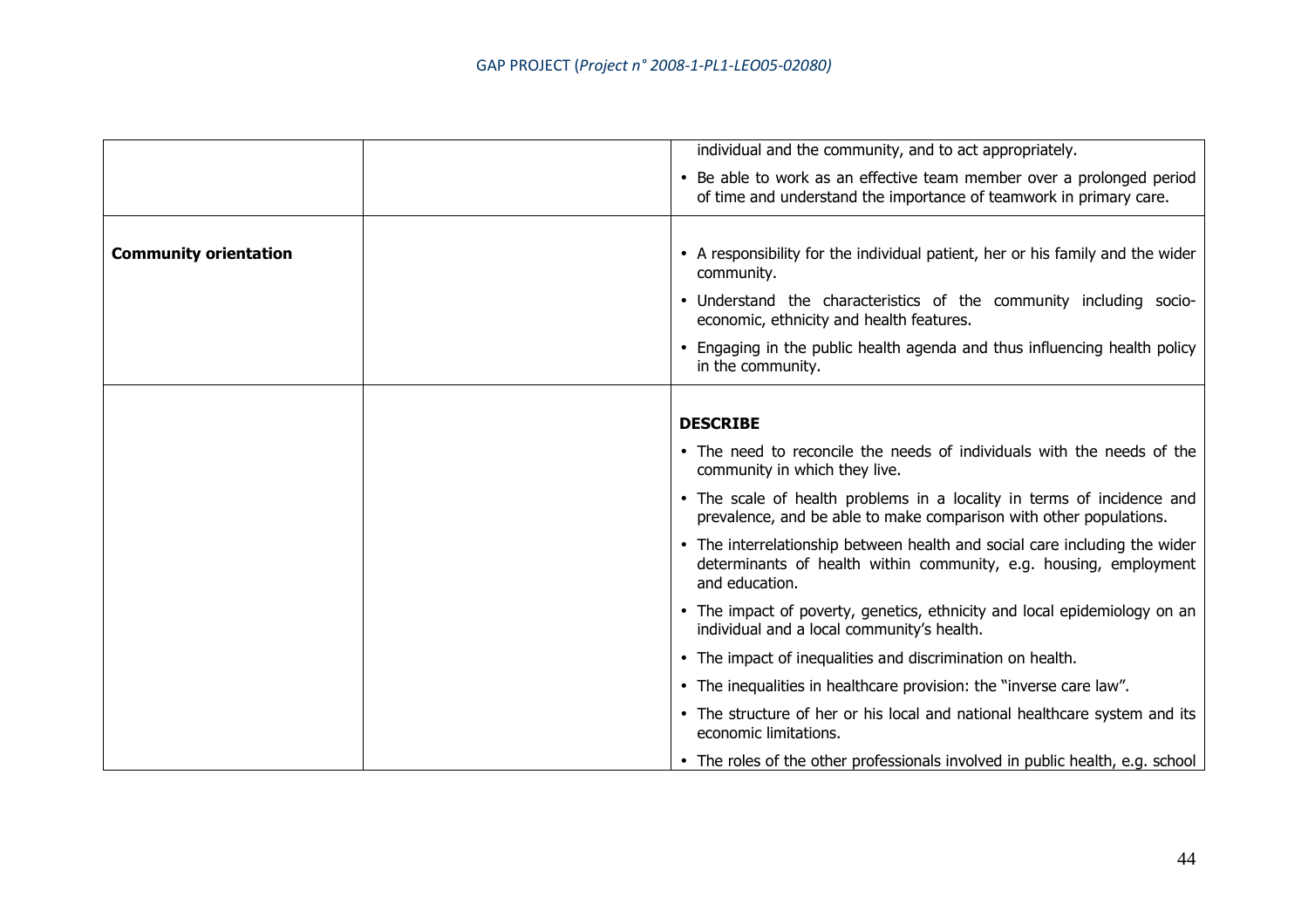| | | |
|---|---|---|
| | | individual and the community, and to act appropriately.<br>• Be able to work as an effective team member over a prolonged period of time and understand the importance of teamwork in primary care. |
| **Community orientation** | | • A responsibility for the individual patient, her or his family and the wider community.<br>• Understand the characteristics of the community including socio-economic, ethnicity and health features.<br>• Engaging in the public health agenda and thus influencing health policy in the community. |
| | | **DESCRIBE**<br>• The need to reconcile the needs of individuals with the needs of the community in which they live.<br>• The scale of health problems in a locality in terms of incidence and prevalence, and be able to make comparison with other populations.<br>• The interrelationship between health and social care including the wider determinants of health within community, e.g. housing, employment and education.<br>• The impact of poverty, genetics, ethnicity and local epidemiology on an individual and a local community's health.<br>• The impact of inequalities and discrimination on health.<br>• The inequalities in healthcare provision: the "inverse care law".<br>• The structure of her or his local and national healthcare system and its economic limitations.<br>• The roles of the other professionals involved in public health, e.g. school |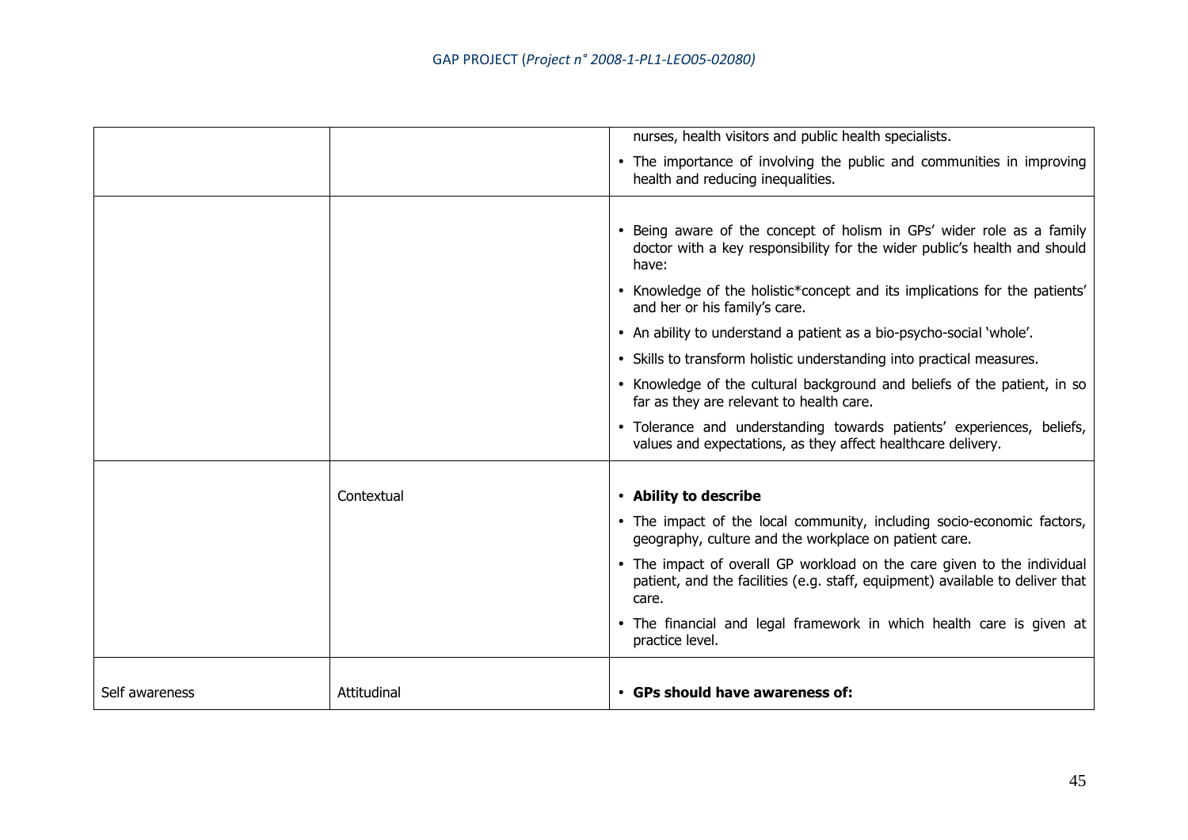| | | |
|---|---|---|
| | | nurses, health visitors and public health specialists.<br>• The importance of involving the public and communities in improving health and reducing inequalities. |
| | | • Being aware of the concept of holism in GPs' wider role as a family doctor with a key responsibility for the wider public's health and should have:<br>• Knowledge of the holistic*concept and its implications for the patients' and her or his family's care.<br>• An ability to understand a patient as a bio-psycho-social 'whole'.<br>• Skills to transform holistic understanding into practical measures.<br>• Knowledge of the cultural background and beliefs of the patient, in so far as they are relevant to health care.<br>• Tolerance and understanding towards patients' experiences, beliefs, values and expectations, as they affect healthcare delivery. |
| | Contextual | • **Ability to describe**<br>• The impact of the local community, including socio-economic factors, geography, culture and the workplace on patient care.<br>• The impact of overall GP workload on the care given to the individual patient, and the facilities (e.g. staff, equipment) available to deliver that care.<br>• The financial and legal framework in which health care is given at practice level. |
| Self awareness | Attitudinal | • **GPs should have awareness of:** |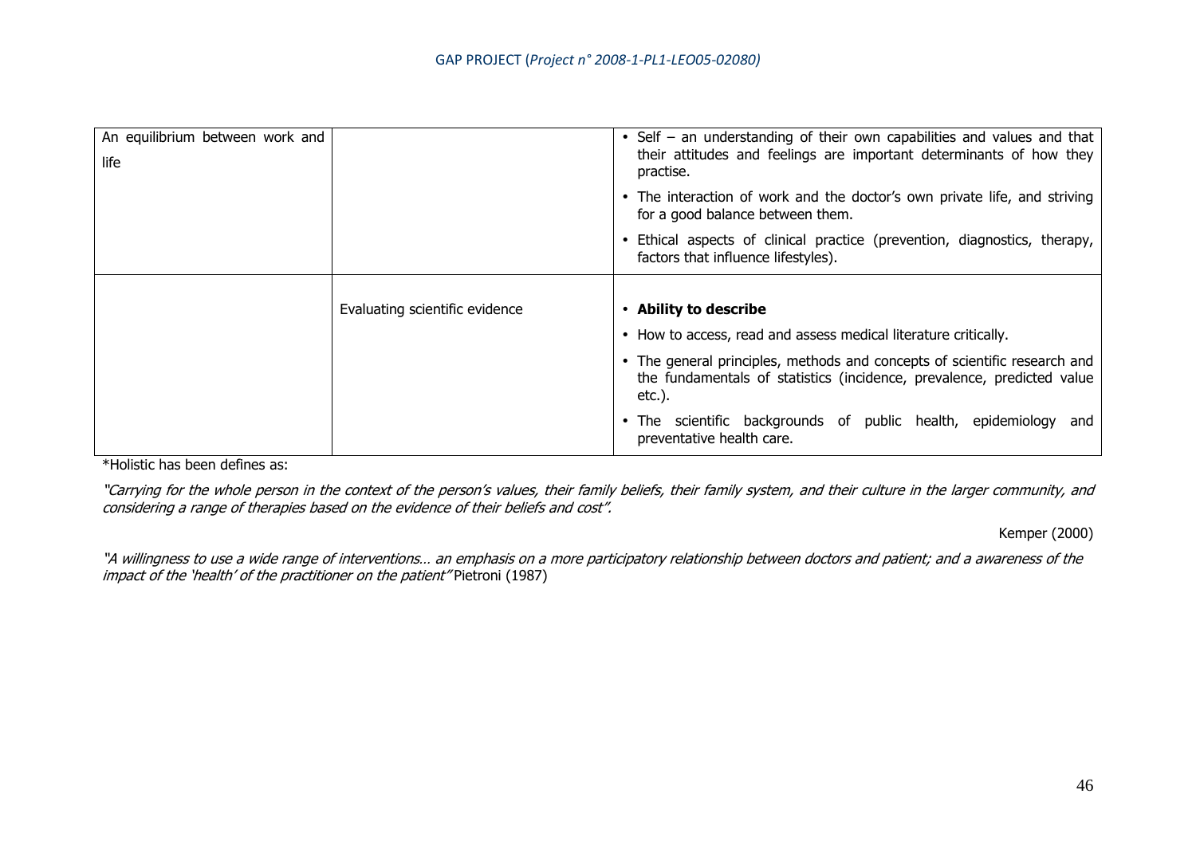| | | |
|---|---|---|
| An equilibrium between work and life | | • Self – an understanding of their own capabilities and values and that their attitudes and feelings are important determinants of how they practise.<br>• The interaction of work and the doctor's own private life, and striving for a good balance between them.<br>• Ethical aspects of clinical practice (prevention, diagnostics, therapy, factors that influence lifestyles). |
| | Evaluating scientific evidence | • **Ability to describe**<br>• How to access, read and assess medical literature critically.<br>• The general principles, methods and concepts of scientific research and the fundamentals of statistics (incidence, prevalence, predicted value etc.).<br>• The scientific backgrounds of public health, epidemiology and preventative health care. |

*Holistic has been defines as:

*"Carrying for the whole person in the context of the person's values, their family beliefs, their family system, and their culture in the larger community, and considering a range of therapies based on the evidence of their beliefs and cost".*

Kemper (2000)

*"A willingness to use a wide range of interventions… an emphasis on a more participatory relationship between doctors and patient; and a awareness of the impact of the 'health' of the practitioner on the patient"* Pietroni (1987)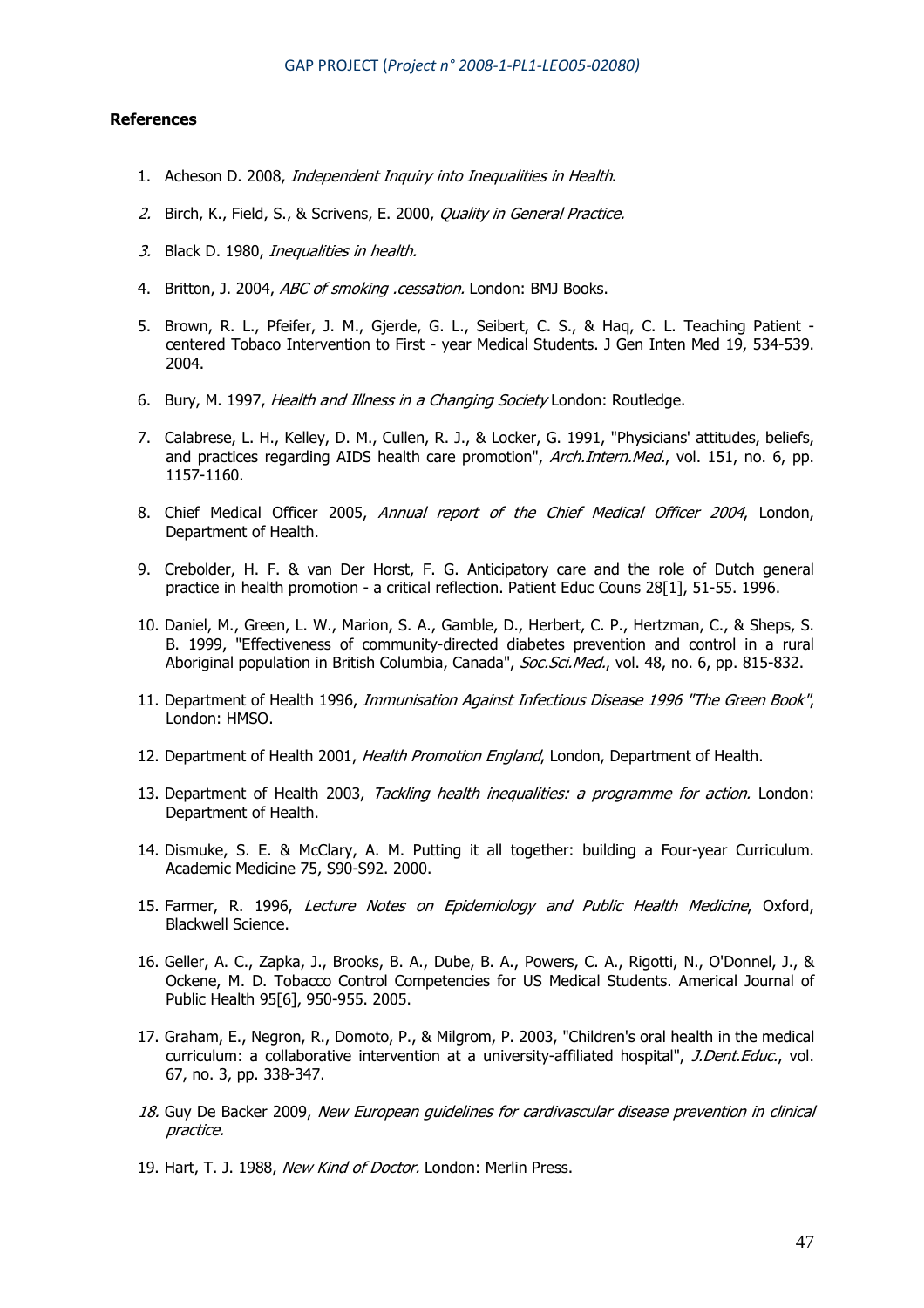**References**

1. Acheson D. 2008, *Independent Inquiry into Inequalities in Health*.
2. Birch, K., Field, S., & Scrivens, E. 2000, *Quality in General Practice.*
3. Black D. 1980, *Inequalities in health.*
4. Britton, J. 2004, *ABC of smoking .cessation.* London: BMJ Books.
5. Brown, R. L., Pfeifer, J. M., Gjerde, G. L., Seibert, C. S., & Haq, C. L. Teaching Patient - centered Tobaco Intervention to First - year Medical Students. J Gen Inten Med 19, 534-539. 2004.
6. Bury, M. 1997, *Health and Illness in a Changing Society* London: Routledge.
7. Calabrese, L. H., Kelley, D. M., Cullen, R. J., & Locker, G. 1991, "Physicians' attitudes, beliefs, and practices regarding AIDS health care promotion", *Arch.Intern.Med.*, vol. 151, no. 6, pp. 1157-1160.
8. Chief Medical Officer 2005, *Annual report of the Chief Medical Officer 2004*, London, Department of Health.
9. Crebolder, H. F. & van Der Horst, F. G. Anticipatory care and the role of Dutch general practice in health promotion - a critical reflection. Patient Educ Couns 28[1], 51-55. 1996.
10. Daniel, M., Green, L. W., Marion, S. A., Gamble, D., Herbert, C. P., Hertzman, C., & Sheps, S. B. 1999, "Effectiveness of community-directed diabetes prevention and control in a rural Aboriginal population in British Columbia, Canada", *Soc.Sci.Med.*, vol. 48, no. 6, pp. 815-832.
11. Department of Health 1996, *Immunisation Against Infectious Disease 1996 "The Green Book"*, London: HMSO.
12. Department of Health 2001, *Health Promotion England*, London, Department of Health.
13. Department of Health 2003, *Tackling health inequalities: a programme for action.* London: Department of Health.
14. Dismuke, S. E. & McClary, A. M. Putting it all together: building a Four-year Curriculum. Academic Medicine 75, S90-S92. 2000.
15. Farmer, R. 1996, *Lecture Notes on Epidemiology and Public Health Medicine*, Oxford, Blackwell Science.
16. Geller, A. C., Zapka, J., Brooks, B. A., Dube, B. A., Powers, C. A., Rigotti, N., O'Donnel, J., & Ockene, M. D. Tobacco Control Competencies for US Medical Students. Americal Journal of Public Health 95[6], 950-955. 2005.
17. Graham, E., Negron, R., Domoto, P., & Milgrom, P. 2003, "Children's oral health in the medical curriculum: a collaborative intervention at a university-affiliated hospital", *J.Dent.Educ.*, vol. 67, no. 3, pp. 338-347.
18. Guy De Backer 2009, *New European guidelines for cardivascular disease prevention in clinical practice.*
19. Hart, T. J. 1988, *New Kind of Doctor.* London: Merlin Press.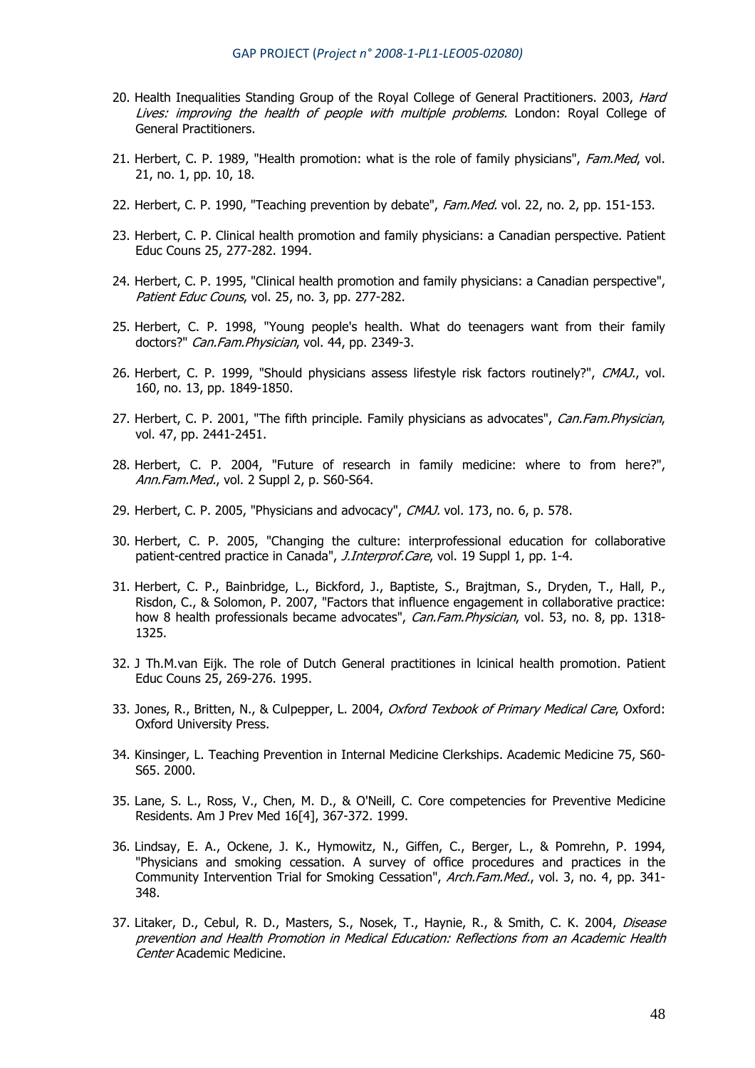20. Health Inequalities Standing Group of the Royal College of General Practitioners. 2003, *Hard Lives: improving the health of people with multiple problems.* London: Royal College of General Practitioners.

21. Herbert, C. P. 1989, "Health promotion: what is the role of family physicians", *Fam.Med*, vol. 21, no. 1, pp. 10, 18.

22. Herbert, C. P. 1990, "Teaching prevention by debate", *Fam.Med.* vol. 22, no. 2, pp. 151-153.

23. Herbert, C. P. Clinical health promotion and family physicians: a Canadian perspective. Patient Educ Couns 25, 277-282. 1994.

24. Herbert, C. P. 1995, "Clinical health promotion and family physicians: a Canadian perspective", *Patient Educ Couns*, vol. 25, no. 3, pp. 277-282.

25. Herbert, C. P. 1998, "Young people's health. What do teenagers want from their family doctors?" *Can.Fam.Physician*, vol. 44, pp. 2349-3.

26. Herbert, C. P. 1999, "Should physicians assess lifestyle risk factors routinely?", *CMAJ.*, vol. 160, no. 13, pp. 1849-1850.

27. Herbert, C. P. 2001, "The fifth principle. Family physicians as advocates", *Can.Fam.Physician*, vol. 47, pp. 2441-2451.

28. Herbert, C. P. 2004, "Future of research in family medicine: where to from here?", *Ann.Fam.Med.*, vol. 2 Suppl 2, p. S60-S64.

29. Herbert, C. P. 2005, "Physicians and advocacy", *CMAJ.* vol. 173, no. 6, p. 578.

30. Herbert, C. P. 2005, "Changing the culture: interprofessional education for collaborative patient-centred practice in Canada", *J.Interprof.Care*, vol. 19 Suppl 1, pp. 1-4.

31. Herbert, C. P., Bainbridge, L., Bickford, J., Baptiste, S., Brajtman, S., Dryden, T., Hall, P., Risdon, C., & Solomon, P. 2007, "Factors that influence engagement in collaborative practice: how 8 health professionals became advocates", *Can.Fam.Physician*, vol. 53, no. 8, pp. 1318-1325.

32. J Th.M.van Eijk. The role of Dutch General practitiones in lcinical health promotion. Patient Educ Couns 25, 269-276. 1995.

33. Jones, R., Britten, N., & Culpepper, L. 2004, *Oxford Texbook of Primary Medical Care*, Oxford: Oxford University Press.

34. Kinsinger, L. Teaching Prevention in Internal Medicine Clerkships. Academic Medicine 75, S60-S65. 2000.

35. Lane, S. L., Ross, V., Chen, M. D., & O'Neill, C. Core competencies for Preventive Medicine Residents. Am J Prev Med 16[4], 367-372. 1999.

36. Lindsay, E. A., Ockene, J. K., Hymowitz, N., Giffen, C., Berger, L., & Pomrehn, P. 1994, "Physicians and smoking cessation. A survey of office procedures and practices in the Community Intervention Trial for Smoking Cessation", *Arch.Fam.Med.*, vol. 3, no. 4, pp. 341-348.

37. Litaker, D., Cebul, R. D., Masters, S., Nosek, T., Haynie, R., & Smith, C. K. 2004, *Disease prevention and Health Promotion in Medical Education: Reflections from an Academic Health Center* Academic Medicine.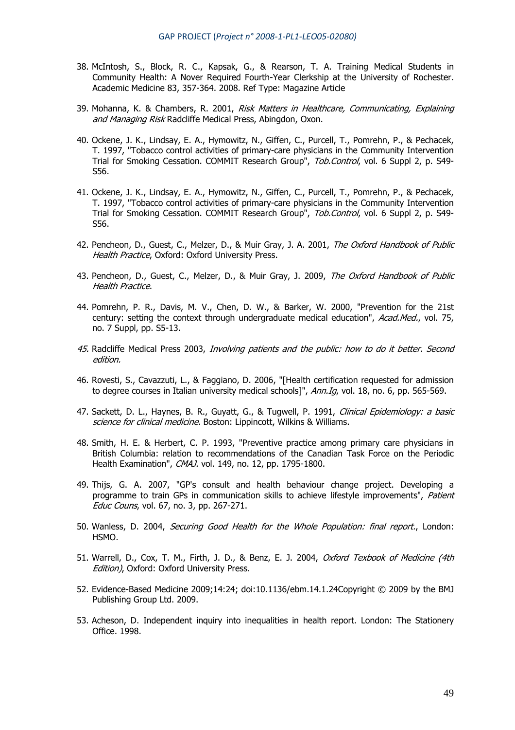38. McIntosh, S., Block, R. C., Kapsak, G., & Rearson, T. A. Training Medical Students in Community Health: A Nover Required Fourth-Year Clerkship at the University of Rochester. Academic Medicine 83, 357-364. 2008. Ref Type: Magazine Article

39. Mohanna, K. & Chambers, R. 2001, *Risk Matters in Healthcare, Communicating, Explaining and Managing Risk* Radcliffe Medical Press, Abingdon, Oxon.

40. Ockene, J. K., Lindsay, E. A., Hymowitz, N., Giffen, C., Purcell, T., Pomrehn, P., & Pechacek, T. 1997, "Tobacco control activities of primary-care physicians in the Community Intervention Trial for Smoking Cessation. COMMIT Research Group", *Tob.Control*, vol. 6 Suppl 2, p. S49-S56.

41. Ockene, J. K., Lindsay, E. A., Hymowitz, N., Giffen, C., Purcell, T., Pomrehn, P., & Pechacek, T. 1997, "Tobacco control activities of primary-care physicians in the Community Intervention Trial for Smoking Cessation. COMMIT Research Group", *Tob.Control*, vol. 6 Suppl 2, p. S49-S56.

42. Pencheon, D., Guest, C., Melzer, D., & Muir Gray, J. A. 2001, *The Oxford Handbook of Public Health Practice*, Oxford: Oxford University Press.

43. Pencheon, D., Guest, C., Melzer, D., & Muir Gray, J. 2009, *The Oxford Handbook of Public Health Practice*.

44. Pomrehn, P. R., Davis, M. V., Chen, D. W., & Barker, W. 2000, "Prevention for the 21st century: setting the context through undergraduate medical education", *Acad.Med.*, vol. 75, no. 7 Suppl, pp. S5-13.

45. Radcliffe Medical Press 2003, *Involving patients and the public: how to do it better. Second edition.*

46. Rovesti, S., Cavazzuti, L., & Faggiano, D. 2006, "[Health certification requested for admission to degree courses in Italian university medical schools]", *Ann.Ig*, vol. 18, no. 6, pp. 565-569.

47. Sackett, D. L., Haynes, B. R., Guyatt, G., & Tugwell, P. 1991, *Clinical Epidemiology: a basic science for clinical medicine.* Boston: Lippincott, Wilkins & Williams.

48. Smith, H. E. & Herbert, C. P. 1993, "Preventive practice among primary care physicians in British Columbia: relation to recommendations of the Canadian Task Force on the Periodic Health Examination", *CMAJ.* vol. 149, no. 12, pp. 1795-1800.

49. Thijs, G. A. 2007, "GP's consult and health behaviour change project. Developing a programme to train GPs in communication skills to achieve lifestyle improvements", *Patient Educ Couns*, vol. 67, no. 3, pp. 267-271.

50. Wanless, D. 2004, *Securing Good Health for the Whole Population: final report.*, London: HSMO.

51. Warrell, D., Cox, T. M., Firth, J. D., & Benz, E. J. 2004, *Oxford Texbook of Medicine (4th Edition)*, Oxford: Oxford University Press.

52. Evidence-Based Medicine 2009;14:24; doi:10.1136/ebm.14.1.24Copyright © 2009 by the BMJ Publishing Group Ltd. 2009.

53. Acheson, D. Independent inquiry into inequalities in health report. London: The Stationery Office. 1998.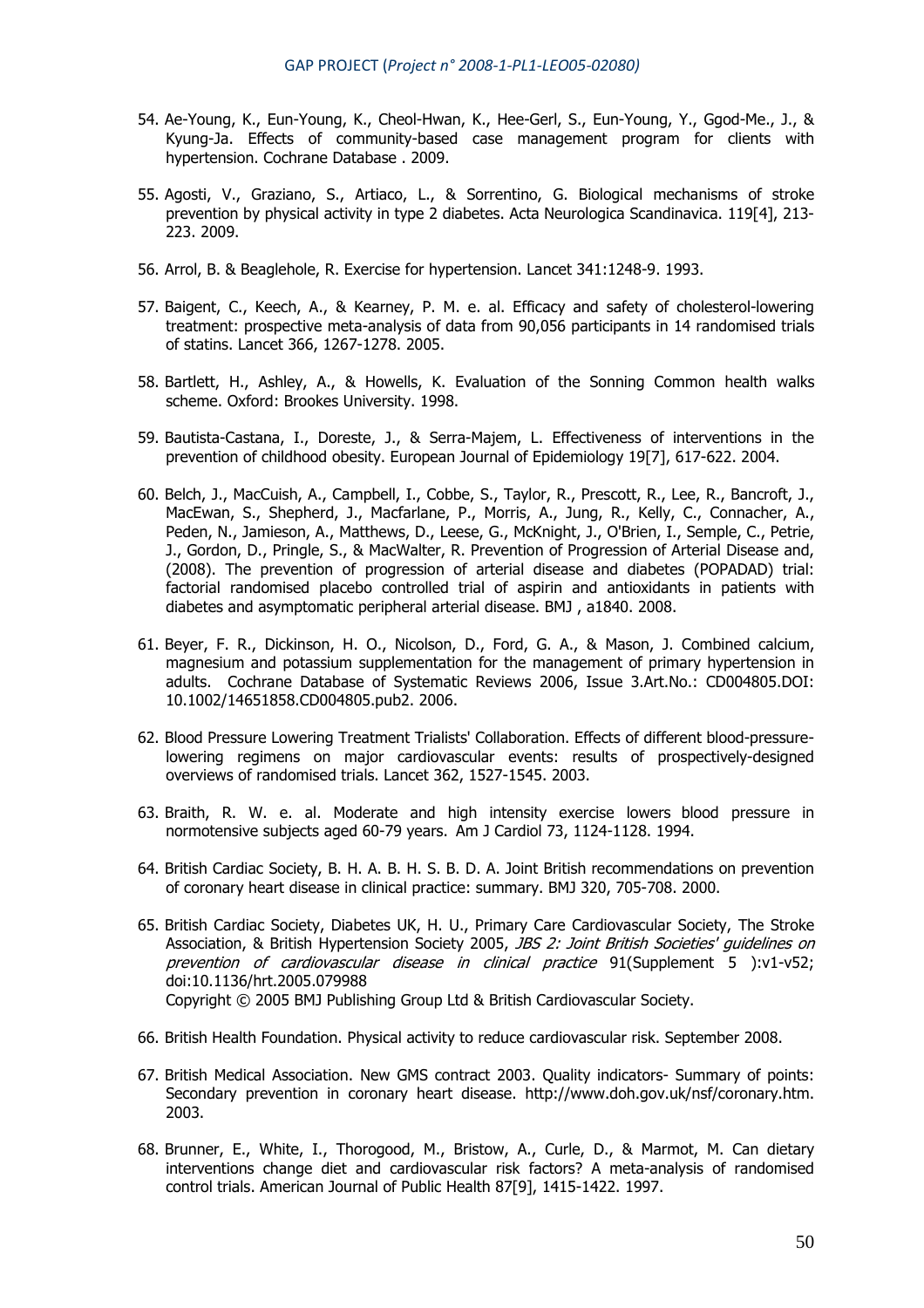54. Ae-Young, K., Eun-Young, K., Cheol-Hwan, K., Hee-Gerl, S., Eun-Young, Y., Ggod-Me., J., & Kyung-Ja. Effects of community-based case management program for clients with hypertension. Cochrane Database . 2009.

55. Agosti, V., Graziano, S., Artiaco, L., & Sorrentino, G. Biological mechanisms of stroke prevention by physical activity in type 2 diabetes. Acta Neurologica Scandinavica. 119[4], 213-223. 2009.

56. Arrol, B. & Beaglehole, R. Exercise for hypertension. Lancet 341:1248-9. 1993.

57. Baigent, C., Keech, A., & Kearney, P. M. e. al. Efficacy and safety of cholesterol-lowering treatment: prospective meta-analysis of data from 90,056 participants in 14 randomised trials of statins. Lancet 366, 1267-1278. 2005.

58. Bartlett, H., Ashley, A., & Howells, K. Evaluation of the Sonning Common health walks scheme. Oxford: Brookes University. 1998.

59. Bautista-Castana, I., Doreste, J., & Serra-Majem, L. Effectiveness of interventions in the prevention of childhood obesity. European Journal of Epidemiology 19[7], 617-622. 2004.

60. Belch, J., MacCuish, A., Campbell, I., Cobbe, S., Taylor, R., Prescott, R., Lee, R., Bancroft, J., MacEwan, S., Shepherd, J., Macfarlane, P., Morris, A., Jung, R., Kelly, C., Connacher, A., Peden, N., Jamieson, A., Matthews, D., Leese, G., McKnight, J., O'Brien, I., Semple, C., Petrie, J., Gordon, D., Pringle, S., & MacWalter, R. Prevention of Progression of Arterial Disease and, (2008). The prevention of progression of arterial disease and diabetes (POPADAD) trial: factorial randomised placebo controlled trial of aspirin and antioxidants in patients with diabetes and asymptomatic peripheral arterial disease. BMJ , a1840. 2008.

61. Beyer, F. R., Dickinson, H. O., Nicolson, D., Ford, G. A., & Mason, J. Combined calcium, magnesium and potassium supplementation for the management of primary hypertension in adults. Cochrane Database of Systematic Reviews 2006, Issue 3.Art.No.: CD004805.DOI: 10.1002/14651858.CD004805.pub2. 2006.

62. Blood Pressure Lowering Treatment Trialists' Collaboration. Effects of different blood-pressure-lowering regimens on major cardiovascular events: results of prospectively-designed overviews of randomised trials. Lancet 362, 1527-1545. 2003.

63. Braith, R. W. e. al. Moderate and high intensity exercise lowers blood pressure in normotensive subjects aged 60-79 years. Am J Cardiol 73, 1124-1128. 1994.

64. British Cardiac Society, B. H. A. B. H. S. B. D. A. Joint British recommendations on prevention of coronary heart disease in clinical practice: summary. BMJ 320, 705-708. 2000.

65. British Cardiac Society, Diabetes UK, H. U., Primary Care Cardiovascular Society, The Stroke Association, & British Hypertension Society 2005, *JBS 2: Joint British Societies' guidelines on prevention of cardiovascular disease in clinical practice* 91(Supplement 5 ):v1-v52; doi:10.1136/hrt.2005.079988
Copyright © 2005 BMJ Publishing Group Ltd & British Cardiovascular Society.

66. British Health Foundation. Physical activity to reduce cardiovascular risk. September 2008.

67. British Medical Association. New GMS contract 2003. Quality indicators- Summary of points: Secondary prevention in coronary heart disease. http://www.doh.gov.uk/nsf/coronary.htm. 2003.

68. Brunner, E., White, I., Thorogood, M., Bristow, A., Curle, D., & Marmot, M. Can dietary interventions change diet and cardiovascular risk factors? A meta-analysis of randomised control trials. American Journal of Public Health 87[9], 1415-1422. 1997.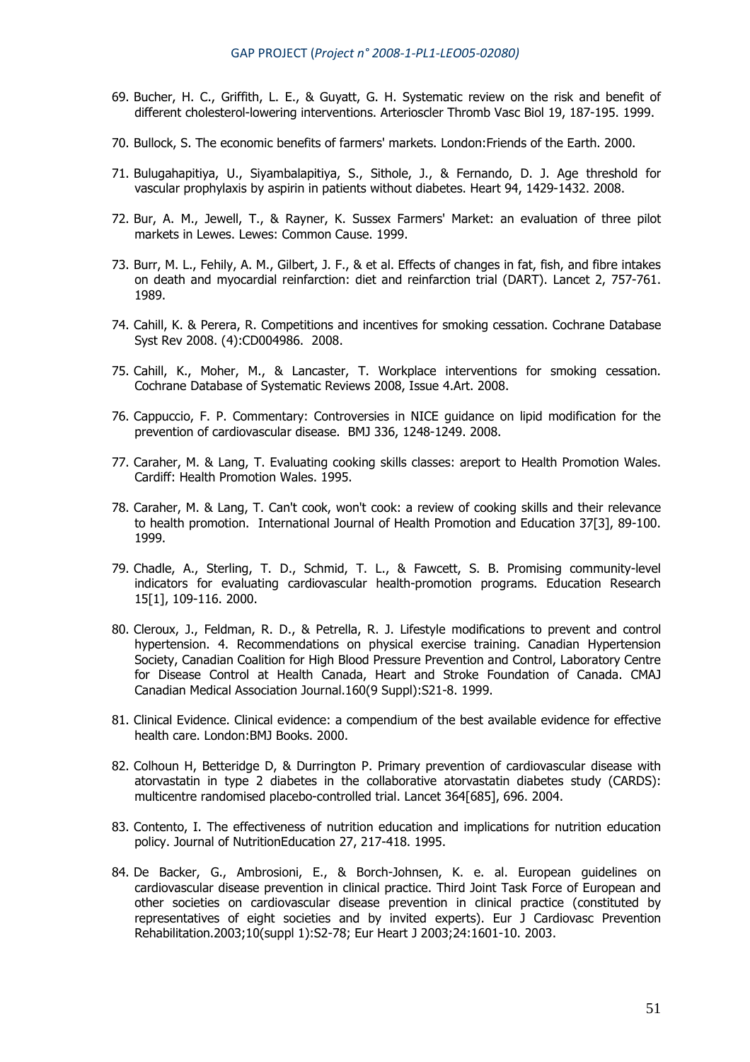69. Bucher, H. C., Griffith, L. E., & Guyatt, G. H. Systematic review on the risk and benefit of different cholesterol-lowering interventions. Arterioscler Thromb Vasc Biol 19, 187-195. 1999.

70. Bullock, S. The economic benefits of farmers' markets. London:Friends of the Earth. 2000.

71. Bulugahapitiya, U., Siyambalapitiya, S., Sithole, J., & Fernando, D. J. Age threshold for vascular prophylaxis by aspirin in patients without diabetes. Heart 94, 1429-1432. 2008.

72. Bur, A. M., Jewell, T., & Rayner, K. Sussex Farmers' Market: an evaluation of three pilot markets in Lewes. Lewes: Common Cause. 1999.

73. Burr, M. L., Fehily, A. M., Gilbert, J. F., & et al. Effects of changes in fat, fish, and fibre intakes on death and myocardial reinfarction: diet and reinfarction trial (DART). Lancet 2, 757-761. 1989.

74. Cahill, K. & Perera, R. Competitions and incentives for smoking cessation. Cochrane Database Syst Rev 2008. (4):CD004986. 2008.

75. Cahill, K., Moher, M., & Lancaster, T. Workplace interventions for smoking cessation. Cochrane Database of Systematic Reviews 2008, Issue 4.Art. 2008.

76. Cappuccio, F. P. Commentary: Controversies in NICE guidance on lipid modification for the prevention of cardiovascular disease. BMJ 336, 1248-1249. 2008.

77. Caraher, M. & Lang, T. Evaluating cooking skills classes: areport to Health Promotion Wales. Cardiff: Health Promotion Wales. 1995.

78. Caraher, M. & Lang, T. Can't cook, won't cook: a review of cooking skills and their relevance to health promotion. International Journal of Health Promotion and Education 37[3], 89-100. 1999.

79. Chadle, A., Sterling, T. D., Schmid, T. L., & Fawcett, S. B. Promising community-level indicators for evaluating cardiovascular health-promotion programs. Education Research 15[1], 109-116. 2000.

80. Cleroux, J., Feldman, R. D., & Petrella, R. J. Lifestyle modifications to prevent and control hypertension. 4. Recommendations on physical exercise training. Canadian Hypertension Society, Canadian Coalition for High Blood Pressure Prevention and Control, Laboratory Centre for Disease Control at Health Canada, Heart and Stroke Foundation of Canada. CMAJ Canadian Medical Association Journal.160(9 Suppl):S21-8. 1999.

81. Clinical Evidence. Clinical evidence: a compendium of the best available evidence for effective health care. London:BMJ Books. 2000.

82. Colhoun H, Betteridge D, & Durrington P. Primary prevention of cardiovascular disease with atorvastatin in type 2 diabetes in the collaborative atorvastatin diabetes study (CARDS): multicentre randomised placebo-controlled trial. Lancet 364[685], 696. 2004.

83. Contento, I. The effectiveness of nutrition education and implications for nutrition education policy. Journal of NutritionEducation 27, 217-418. 1995.

84. De Backer, G., Ambrosioni, E., & Borch-Johnsen, K. e. al. European guidelines on cardiovascular disease prevention in clinical practice. Third Joint Task Force of European and other societies on cardiovascular disease prevention in clinical practice (constituted by representatives of eight societies and by invited experts). Eur J Cardiovasc Prevention Rehabilitation.2003;10(suppl 1):S2-78; Eur Heart J 2003;24:1601-10. 2003.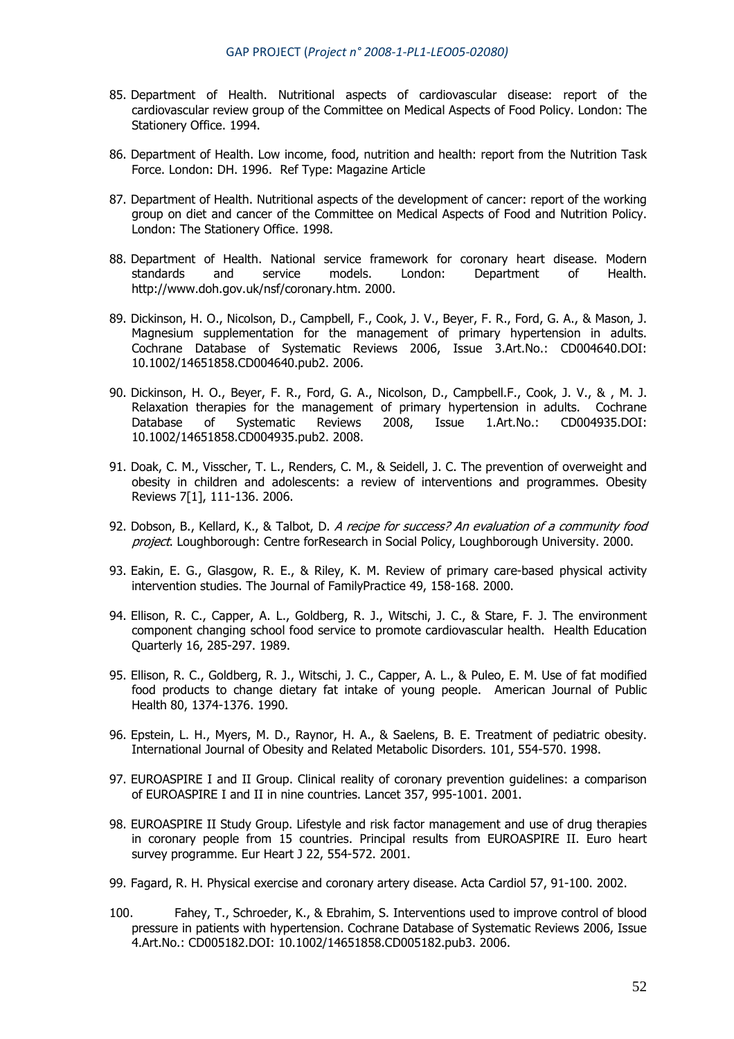85. Department of Health. Nutritional aspects of cardiovascular disease: report of the cardiovascular review group of the Committee on Medical Aspects of Food Policy. London: The Stationery Office. 1994.

86. Department of Health. Low income, food, nutrition and health: report from the Nutrition Task Force. London: DH. 1996. Ref Type: Magazine Article

87. Department of Health. Nutritional aspects of the development of cancer: report of the working group on diet and cancer of the Committee on Medical Aspects of Food and Nutrition Policy. London: The Stationery Office. 1998.

88. Department of Health. National service framework for coronary heart disease. Modern standards and service models. London: Department of Health. http://www.doh.gov.uk/nsf/coronary.htm. 2000.

89. Dickinson, H. O., Nicolson, D., Campbell, F., Cook, J. V., Beyer, F. R., Ford, G. A., & Mason, J. Magnesium supplementation for the management of primary hypertension in adults. Cochrane Database of Systematic Reviews 2006, Issue 3.Art.No.: CD004640.DOI: 10.1002/14651858.CD004640.pub2. 2006.

90. Dickinson, H. O., Beyer, F. R., Ford, G. A., Nicolson, D., Campbell.F., Cook, J. V., & , M. J. Relaxation therapies for the management of primary hypertension in adults. Cochrane Database of Systematic Reviews 2008, Issue 1.Art.No.: CD004935.DOI: 10.1002/14651858.CD004935.pub2. 2008.

91. Doak, C. M., Visscher, T. L., Renders, C. M., & Seidell, J. C. The prevention of overweight and obesity in children and adolescents: a review of interventions and programmes. Obesity Reviews 7[1], 111-136. 2006.

92. Dobson, B., Kellard, K., & Talbot, D. *A recipe for success? An evaluation of a community food project*. Loughborough: Centre forResearch in Social Policy, Loughborough University. 2000.

93. Eakin, E. G., Glasgow, R. E., & Riley, K. M. Review of primary care-based physical activity intervention studies. The Journal of FamilyPractice 49, 158-168. 2000.

94. Ellison, R. C., Capper, A. L., Goldberg, R. J., Witschi, J. C., & Stare, F. J. The environment component changing school food service to promote cardiovascular health. Health Education Quarterly 16, 285-297. 1989.

95. Ellison, R. C., Goldberg, R. J., Witschi, J. C., Capper, A. L., & Puleo, E. M. Use of fat modified food products to change dietary fat intake of young people. American Journal of Public Health 80, 1374-1376. 1990.

96. Epstein, L. H., Myers, M. D., Raynor, H. A., & Saelens, B. E. Treatment of pediatric obesity. International Journal of Obesity and Related Metabolic Disorders. 101, 554-570. 1998.

97. EUROASPIRE I and II Group. Clinical reality of coronary prevention guidelines: a comparison of EUROASPIRE I and II in nine countries. Lancet 357, 995-1001. 2001.

98. EUROASPIRE II Study Group. Lifestyle and risk factor management and use of drug therapies in coronary people from 15 countries. Principal results from EUROASPIRE II. Euro heart survey programme. Eur Heart J 22, 554-572. 2001.

99. Fagard, R. H. Physical exercise and coronary artery disease. Acta Cardiol 57, 91-100. 2002.

100. Fahey, T., Schroeder, K., & Ebrahim, S. Interventions used to improve control of blood pressure in patients with hypertension. Cochrane Database of Systematic Reviews 2006, Issue 4.Art.No.: CD005182.DOI: 10.1002/14651858.CD005182.pub3. 2006.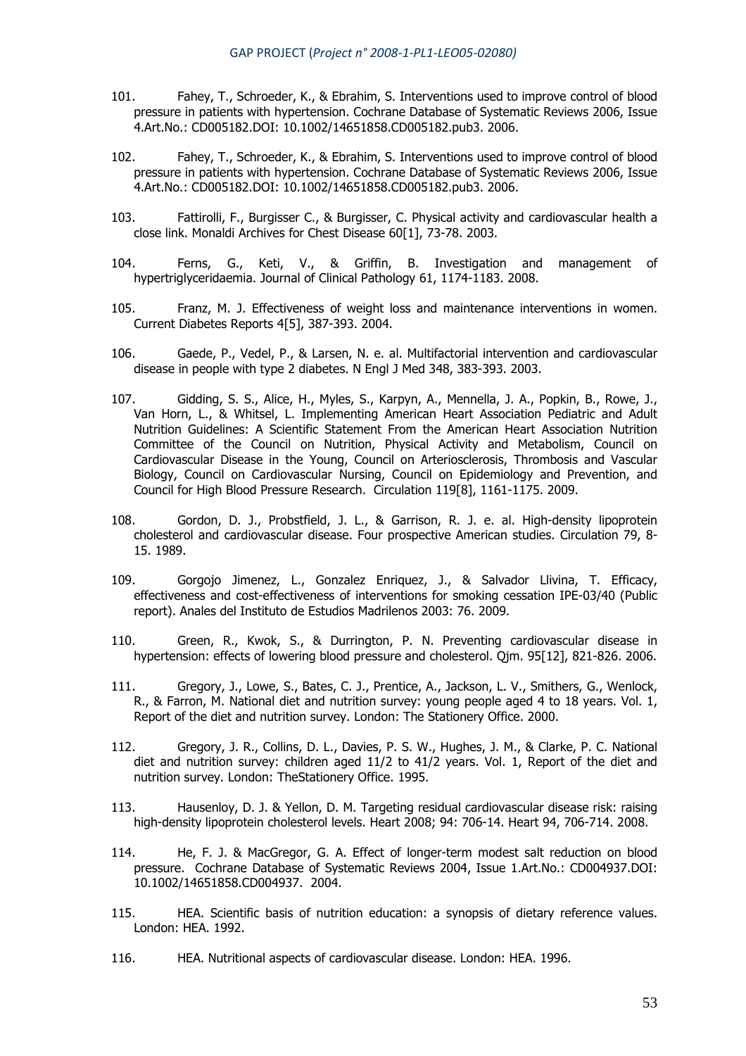101. Fahey, T., Schroeder, K., & Ebrahim, S. Interventions used to improve control of blood pressure in patients with hypertension. Cochrane Database of Systematic Reviews 2006, Issue 4.Art.No.: CD005182.DOI: 10.1002/14651858.CD005182.pub3. 2006.

102. Fahey, T., Schroeder, K., & Ebrahim, S. Interventions used to improve control of blood pressure in patients with hypertension. Cochrane Database of Systematic Reviews 2006, Issue 4.Art.No.: CD005182.DOI: 10.1002/14651858.CD005182.pub3. 2006.

103. Fattirolli, F., Burgisser C., & Burgisser, C. Physical activity and cardiovascular health a close link. Monaldi Archives for Chest Disease 60[1], 73-78. 2003.

104. Ferns, G., Keti, V., & Griffin, B. Investigation and management of hypertriglyceridaemia. Journal of Clinical Pathology 61, 1174-1183. 2008.

105. Franz, M. J. Effectiveness of weight loss and maintenance interventions in women. Current Diabetes Reports 4[5], 387-393. 2004.

106. Gaede, P., Vedel, P., & Larsen, N. e. al. Multifactorial intervention and cardiovascular disease in people with type 2 diabetes. N Engl J Med 348, 383-393. 2003.

107. Gidding, S. S., Alice, H., Myles, S., Karpyn, A., Mennella, J. A., Popkin, B., Rowe, J., Van Horn, L., & Whitsel, L. Implementing American Heart Association Pediatric and Adult Nutrition Guidelines: A Scientific Statement From the American Heart Association Nutrition Committee of the Council on Nutrition, Physical Activity and Metabolism, Council on Cardiovascular Disease in the Young, Council on Arteriosclerosis, Thrombosis and Vascular Biology, Council on Cardiovascular Nursing, Council on Epidemiology and Prevention, and Council for High Blood Pressure Research. Circulation 119[8], 1161-1175. 2009.

108. Gordon, D. J., Probstfield, J. L., & Garrison, R. J. e. al. High-density lipoprotein cholesterol and cardiovascular disease. Four prospective American studies. Circulation 79, 8-15. 1989.

109. Gorgojo Jimenez, L., Gonzalez Enriquez, J., & Salvador Llivina, T. Efficacy, effectiveness and cost-effectiveness of interventions for smoking cessation IPE-03/40 (Public report). Anales del Instituto de Estudios Madrilenos 2003: 76. 2009.

110. Green, R., Kwok, S., & Durrington, P. N. Preventing cardiovascular disease in hypertension: effects of lowering blood pressure and cholesterol. Qjm. 95[12], 821-826. 2006.

111. Gregory, J., Lowe, S., Bates, C. J., Prentice, A., Jackson, L. V., Smithers, G., Wenlock, R., & Farron, M. National diet and nutrition survey: young people aged 4 to 18 years. Vol. 1, Report of the diet and nutrition survey. London: The Stationery Office. 2000.

112. Gregory, J. R., Collins, D. L., Davies, P. S. W., Hughes, J. M., & Clarke, P. C. National diet and nutrition survey: children aged 11/2 to 41/2 years. Vol. 1, Report of the diet and nutrition survey. London: TheStationery Office. 1995.

113. Hausenloy, D. J. & Yellon, D. M. Targeting residual cardiovascular disease risk: raising high-density lipoprotein cholesterol levels. Heart 2008; 94: 706-14. Heart 94, 706-714. 2008.

114. He, F. J. & MacGregor, G. A. Effect of longer-term modest salt reduction on blood pressure. Cochrane Database of Systematic Reviews 2004, Issue 1.Art.No.: CD004937.DOI: 10.1002/14651858.CD004937. 2004.

115. HEA. Scientific basis of nutrition education: a synopsis of dietary reference values. London: HEA. 1992.

116. HEA. Nutritional aspects of cardiovascular disease. London: HEA. 1996.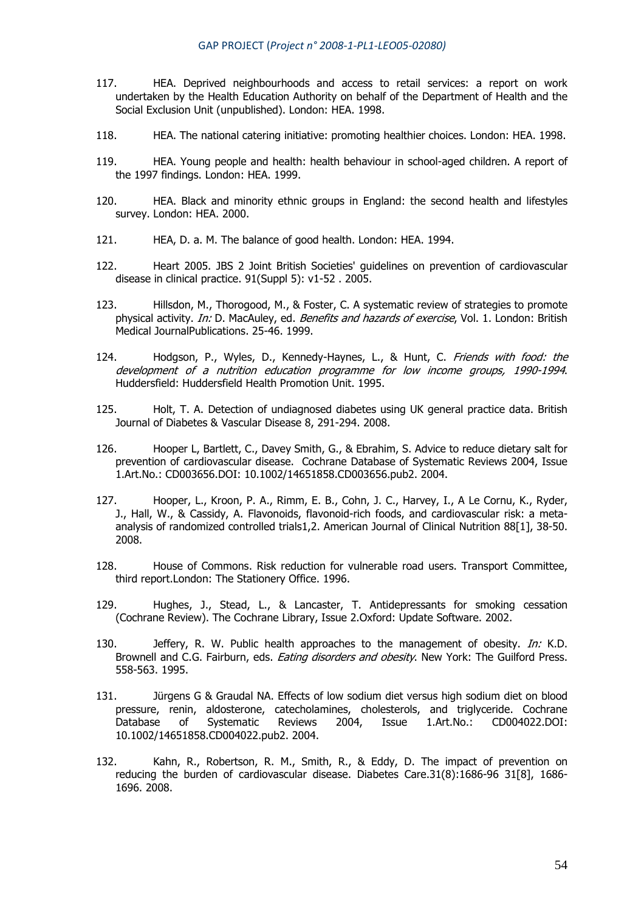117. HEA. Deprived neighbourhoods and access to retail services: a report on work undertaken by the Health Education Authority on behalf of the Department of Health and the Social Exclusion Unit (unpublished). London: HEA. 1998.

118. HEA. The national catering initiative: promoting healthier choices. London: HEA. 1998.

119. HEA. Young people and health: health behaviour in school-aged children. A report of the 1997 findings. London: HEA. 1999.

120. HEA. Black and minority ethnic groups in England: the second health and lifestyles survey. London: HEA. 2000.

121. HEA, D. a. M. The balance of good health. London: HEA. 1994.

122. Heart 2005. JBS 2 Joint British Societies' guidelines on prevention of cardiovascular disease in clinical practice. 91(Suppl 5): v1-52 . 2005.

123. Hillsdon, M., Thorogood, M., & Foster, C. A systematic review of strategies to promote physical activity. *In:* D. MacAuley, ed. *Benefits and hazards of exercise*, Vol. 1. London: British Medical JournalPublications. 25-46. 1999.

124. Hodgson, P., Wyles, D., Kennedy-Haynes, L., & Hunt, C. *Friends with food: the development of a nutrition education programme for low income groups, 1990-1994*. Huddersfield: Huddersfield Health Promotion Unit. 1995.

125. Holt, T. A. Detection of undiagnosed diabetes using UK general practice data. British Journal of Diabetes & Vascular Disease 8, 291-294. 2008.

126. Hooper L, Bartlett, C., Davey Smith, G., & Ebrahim, S. Advice to reduce dietary salt for prevention of cardiovascular disease. Cochrane Database of Systematic Reviews 2004, Issue 1.Art.No.: CD003656.DOI: 10.1002/14651858.CD003656.pub2. 2004.

127. Hooper, L., Kroon, P. A., Rimm, E. B., Cohn, J. C., Harvey, I., A Le Cornu, K., Ryder, J., Hall, W., & Cassidy, A. Flavonoids, flavonoid-rich foods, and cardiovascular risk: a meta-analysis of randomized controlled trials1,2. American Journal of Clinical Nutrition 88[1], 38-50. 2008.

128. House of Commons. Risk reduction for vulnerable road users. Transport Committee, third report.London: The Stationery Office. 1996.

129. Hughes, J., Stead, L., & Lancaster, T. Antidepressants for smoking cessation (Cochrane Review). The Cochrane Library, Issue 2.Oxford: Update Software. 2002.

130. Jeffery, R. W. Public health approaches to the management of obesity. *In:* K.D. Brownell and C.G. Fairburn, eds. *Eating disorders and obesity*. New York: The Guilford Press. 558-563. 1995.

131. Jürgens G & Graudal NA. Effects of low sodium diet versus high sodium diet on blood pressure, renin, aldosterone, catecholamines, cholesterols, and triglyceride. Cochrane Database of Systematic Reviews 2004, Issue 1.Art.No.: CD004022.DOI: 10.1002/14651858.CD004022.pub2. 2004.

132. Kahn, R., Robertson, R. M., Smith, R., & Eddy, D. The impact of prevention on reducing the burden of cardiovascular disease. Diabetes Care.31(8):1686-96 31[8], 1686-1696. 2008.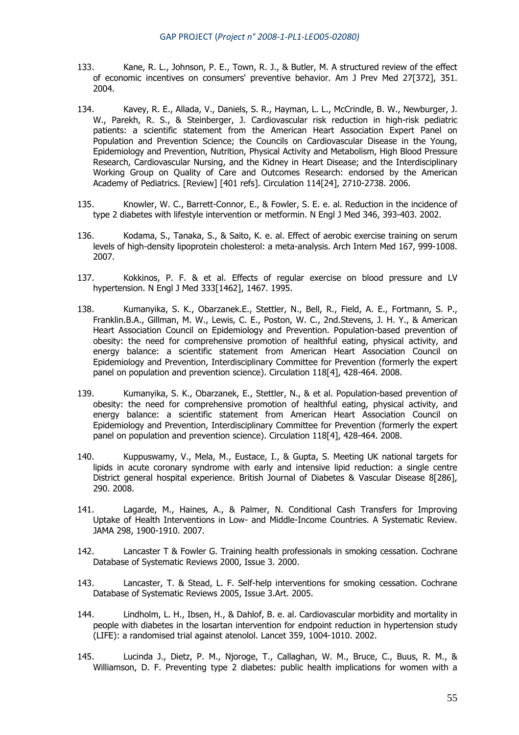133. Kane, R. L., Johnson, P. E., Town, R. J., & Butler, M. A structured review of the effect of economic incentives on consumers' preventive behavior. Am J Prev Med 27[372], 351. 2004.

134. Kavey, R. E., Allada, V., Daniels, S. R., Hayman, L. L., McCrindle, B. W., Newburger, J. W., Parekh, R. S., & Steinberger, J. Cardiovascular risk reduction in high-risk pediatric patients: a scientific statement from the American Heart Association Expert Panel on Population and Prevention Science; the Councils on Cardiovascular Disease in the Young, Epidemiology and Prevention, Nutrition, Physical Activity and Metabolism, High Blood Pressure Research, Cardiovascular Nursing, and the Kidney in Heart Disease; and the Interdisciplinary Working Group on Quality of Care and Outcomes Research: endorsed by the American Academy of Pediatrics. [Review] [401 refs]. Circulation 114[24], 2710-2738. 2006.

135. Knowler, W. C., Barrett-Connor, E., & Fowler, S. E. e. al. Reduction in the incidence of type 2 diabetes with lifestyle intervention or metformin. N Engl J Med 346, 393-403. 2002.

136. Kodama, S., Tanaka, S., & Saito, K. e. al. Effect of aerobic exercise training on serum levels of high-density lipoprotein cholesterol: a meta-analysis. Arch Intern Med 167, 999-1008. 2007.

137. Kokkinos, P. F. & et al. Effects of regular exercise on blood pressure and LV hypertension. N Engl J Med 333[1462], 1467. 1995.

138. Kumanyika, S. K., Obarzanek.E., Stettler, N., Bell, R., Field, A. E., Fortmann, S. P., Franklin.B.A., Gillman, M. W., Lewis, C. E., Poston, W. C., 2nd.Stevens, J. H. Y., & American Heart Association Council on Epidemiology and Prevention. Population-based prevention of obesity: the need for comprehensive promotion of healthful eating, physical activity, and energy balance: a scientific statement from American Heart Association Council on Epidemiology and Prevention, Interdisciplinary Committee for Prevention (formerly the expert panel on population and prevention science). Circulation 118[4], 428-464. 2008.

139. Kumanyika, S. K., Obarzanek, E., Stettler, N., & et al. Population-based prevention of obesity: the need for comprehensive promotion of healthful eating, physical activity, and energy balance: a scientific statement from American Heart Association Council on Epidemiology and Prevention, Interdisciplinary Committee for Prevention (formerly the expert panel on population and prevention science). Circulation 118[4], 428-464. 2008.

140. Kuppuswamy, V., Mela, M., Eustace, I., & Gupta, S. Meeting UK national targets for lipids in acute coronary syndrome with early and intensive lipid reduction: a single centre District general hospital experience. British Journal of Diabetes & Vascular Disease 8[286], 290. 2008.

141. Lagarde, M., Haines, A., & Palmer, N. Conditional Cash Transfers for Improving Uptake of Health Interventions in Low- and Middle-Income Countries. A Systematic Review. JAMA 298, 1900-1910. 2007.

142. Lancaster T & Fowler G. Training health professionals in smoking cessation. Cochrane Database of Systematic Reviews 2000, Issue 3. 2000.

143. Lancaster, T. & Stead, L. F. Self-help interventions for smoking cessation. Cochrane Database of Systematic Reviews 2005, Issue 3.Art. 2005.

144. Lindholm, L. H., Ibsen, H., & Dahlof, B. e. al. Cardiovascular morbidity and mortality in people with diabetes in the losartan intervention for endpoint reduction in hypertension study (LIFE): a randomised trial against atenolol. Lancet 359, 1004-1010. 2002.

145. Lucinda J., Dietz, P. M., Njoroge, T., Callaghan, W. M., Bruce, C., Buus, R. M., & Williamson, D. F. Preventing type 2 diabetes: public health implications for women with a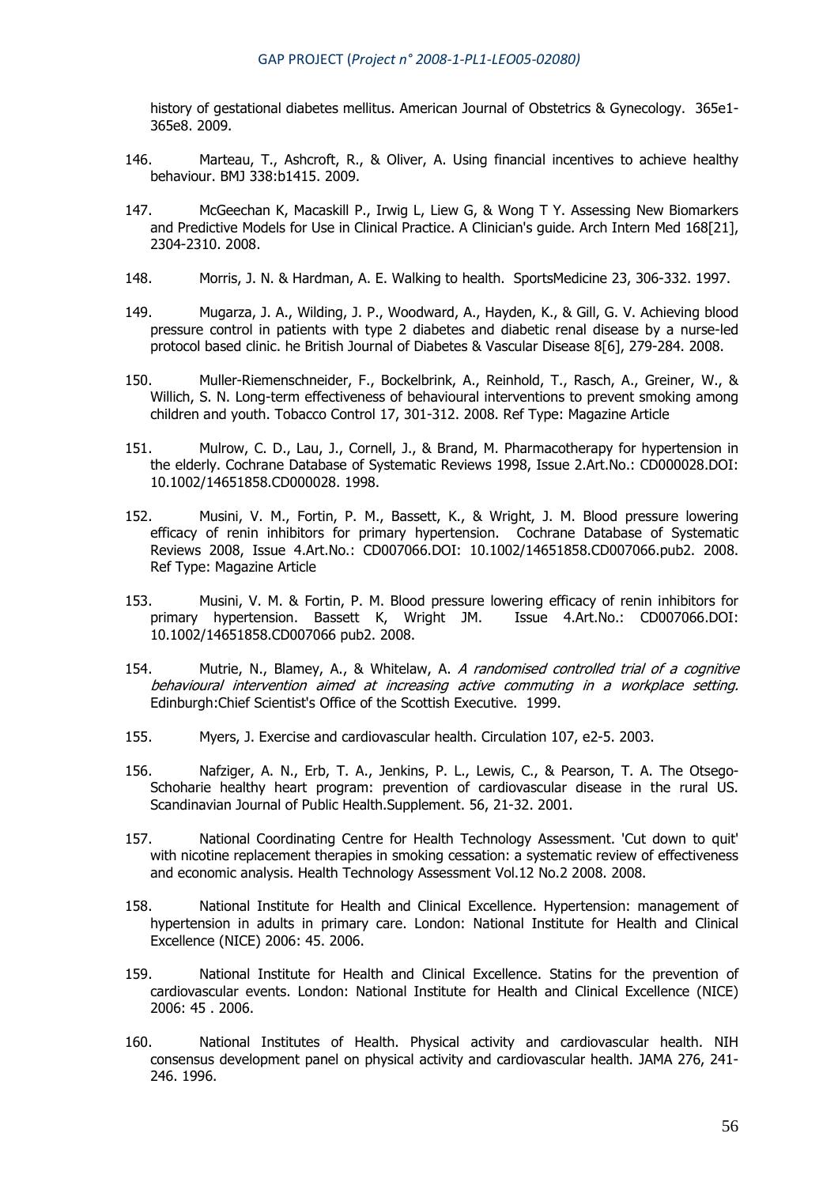history of gestational diabetes mellitus. American Journal of Obstetrics & Gynecology. 365e1-365e8. 2009.

146. Marteau, T., Ashcroft, R., & Oliver, A. Using financial incentives to achieve healthy behaviour. BMJ 338:b1415. 2009.

147. McGeechan K, Macaskill P., Irwig L, Liew G, & Wong T Y. Assessing New Biomarkers and Predictive Models for Use in Clinical Practice. A Clinician's guide. Arch Intern Med 168[21], 2304-2310. 2008.

148. Morris, J. N. & Hardman, A. E. Walking to health. SportsMedicine 23, 306-332. 1997.

149. Mugarza, J. A., Wilding, J. P., Woodward, A., Hayden, K., & Gill, G. V. Achieving blood pressure control in patients with type 2 diabetes and diabetic renal disease by a nurse-led protocol based clinic. he British Journal of Diabetes & Vascular Disease 8[6], 279-284. 2008.

150. Muller-Riemenschneider, F., Bockelbrink, A., Reinhold, T., Rasch, A., Greiner, W., & Willich, S. N. Long-term effectiveness of behavioural interventions to prevent smoking among children and youth. Tobacco Control 17, 301-312. 2008. Ref Type: Magazine Article

151. Mulrow, C. D., Lau, J., Cornell, J., & Brand, M. Pharmacotherapy for hypertension in the elderly. Cochrane Database of Systematic Reviews 1998, Issue 2.Art.No.: CD000028.DOI: 10.1002/14651858.CD000028. 1998.

152. Musini, V. M., Fortin, P. M., Bassett, K., & Wright, J. M. Blood pressure lowering efficacy of renin inhibitors for primary hypertension. Cochrane Database of Systematic Reviews 2008, Issue 4.Art.No.: CD007066.DOI: 10.1002/14651858.CD007066.pub2. 2008. Ref Type: Magazine Article

153. Musini, V. M. & Fortin, P. M. Blood pressure lowering efficacy of renin inhibitors for primary hypertension. Bassett K, Wright JM. Issue 4.Art.No.: CD007066.DOI: 10.1002/14651858.CD007066 pub2. 2008.

154. Mutrie, N., Blamey, A., & Whitelaw, A. *A randomised controlled trial of a cognitive behavioural intervention aimed at increasing active commuting in a workplace setting.* Edinburgh:Chief Scientist's Office of the Scottish Executive. 1999.

155. Myers, J. Exercise and cardiovascular health. Circulation 107, e2-5. 2003.

156. Nafziger, A. N., Erb, T. A., Jenkins, P. L., Lewis, C., & Pearson, T. A. The Otsego-Schoharie healthy heart program: prevention of cardiovascular disease in the rural US. Scandinavian Journal of Public Health.Supplement. 56, 21-32. 2001.

157. National Coordinating Centre for Health Technology Assessment. 'Cut down to quit' with nicotine replacement therapies in smoking cessation: a systematic review of effectiveness and economic analysis. Health Technology Assessment Vol.12 No.2 2008. 2008.

158. National Institute for Health and Clinical Excellence. Hypertension: management of hypertension in adults in primary care. London: National Institute for Health and Clinical Excellence (NICE) 2006: 45. 2006.

159. National Institute for Health and Clinical Excellence. Statins for the prevention of cardiovascular events. London: National Institute for Health and Clinical Excellence (NICE) 2006: 45 . 2006.

160. National Institutes of Health. Physical activity and cardiovascular health. NIH consensus development panel on physical activity and cardiovascular health. JAMA 276, 241-246. 1996.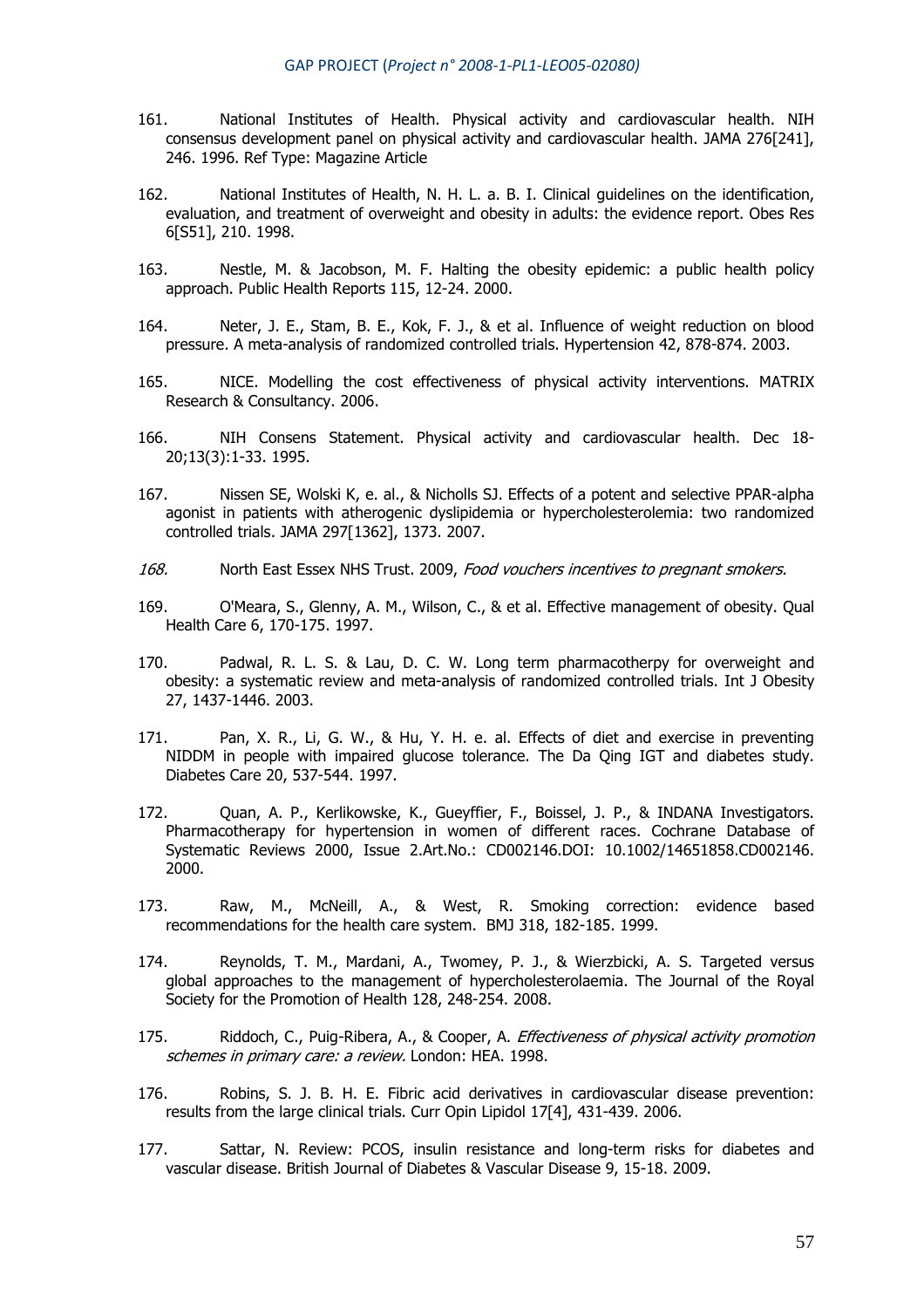161. National Institutes of Health. Physical activity and cardiovascular health. NIH consensus development panel on physical activity and cardiovascular health. JAMA 276[241], 246. 1996. Ref Type: Magazine Article

162. National Institutes of Health, N. H. L. a. B. I. Clinical guidelines on the identification, evaluation, and treatment of overweight and obesity in adults: the evidence report. Obes Res 6[S51], 210. 1998.

163. Nestle, M. & Jacobson, M. F. Halting the obesity epidemic: a public health policy approach. Public Health Reports 115, 12-24. 2000.

164. Neter, J. E., Stam, B. E., Kok, F. J., & et al. Influence of weight reduction on blood pressure. A meta-analysis of randomized controlled trials. Hypertension 42, 878-874. 2003.

165. NICE. Modelling the cost effectiveness of physical activity interventions. MATRIX Research & Consultancy. 2006.

166. NIH Consens Statement. Physical activity and cardiovascular health. Dec 18-20;13(3):1-33. 1995.

167. Nissen SE, Wolski K, e. al., & Nicholls SJ. Effects of a potent and selective PPAR-alpha agonist in patients with atherogenic dyslipidemia or hypercholesterolemia: two randomized controlled trials. JAMA 297[1362], 1373. 2007.

*168.* North East Essex NHS Trust. 2009, *Food vouchers incentives to pregnant smokers.*

169. O'Meara, S., Glenny, A. M., Wilson, C., & et al. Effective management of obesity. Qual Health Care 6, 170-175. 1997.

170. Padwal, R. L. S. & Lau, D. C. W. Long term pharmacotherpy for overweight and obesity: a systematic review and meta-analysis of randomized controlled trials. Int J Obesity 27, 1437-1446. 2003.

171. Pan, X. R., Li, G. W., & Hu, Y. H. e. al. Effects of diet and exercise in preventing NIDDM in people with impaired glucose tolerance. The Da Qing IGT and diabetes study. Diabetes Care 20, 537-544. 1997.

172. Quan, A. P., Kerlikowske, K., Gueyffier, F., Boissel, J. P., & INDANA Investigators. Pharmacotherapy for hypertension in women of different races. Cochrane Database of Systematic Reviews 2000, Issue 2.Art.No.: CD002146.DOI: 10.1002/14651858.CD002146. 2000.

173. Raw, M., McNeill, A., & West, R. Smoking correction: evidence based recommendations for the health care system. BMJ 318, 182-185. 1999.

174. Reynolds, T. M., Mardani, A., Twomey, P. J., & Wierzbicki, A. S. Targeted versus global approaches to the management of hypercholesterolaemia. The Journal of the Royal Society for the Promotion of Health 128, 248-254. 2008.

175. Riddoch, C., Puig-Ribera, A., & Cooper, A. *Effectiveness of physical activity promotion schemes in primary care: a review.* London: HEA. 1998.

176. Robins, S. J. B. H. E. Fibric acid derivatives in cardiovascular disease prevention: results from the large clinical trials. Curr Opin Lipidol 17[4], 431-439. 2006.

177. Sattar, N. Review: PCOS, insulin resistance and long-term risks for diabetes and vascular disease. British Journal of Diabetes & Vascular Disease 9, 15-18. 2009.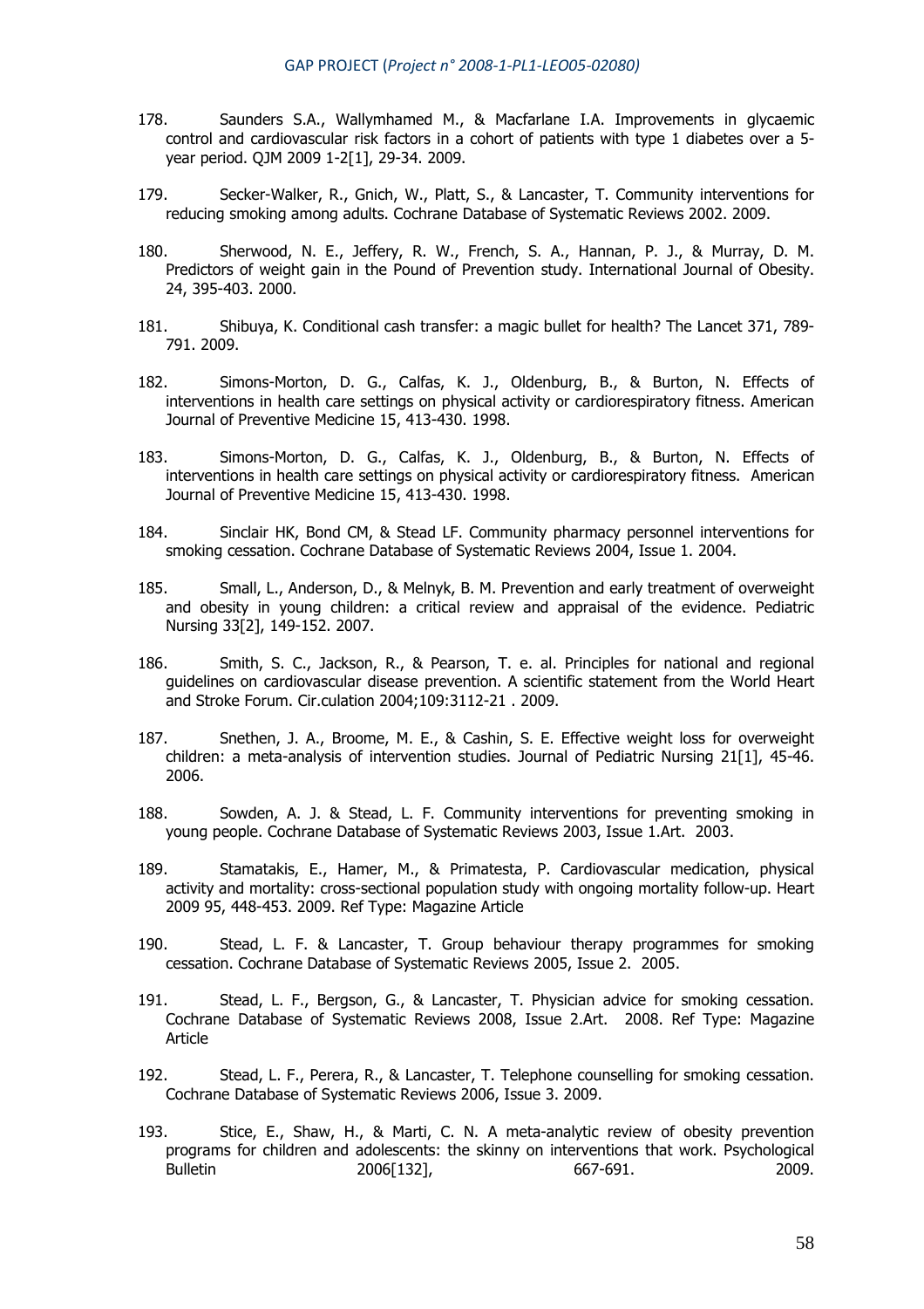178. Saunders S.A., Wallymhamed M., & Macfarlane I.A. Improvements in glycaemic control and cardiovascular risk factors in a cohort of patients with type 1 diabetes over a 5-year period. QJM 2009 1-2[1], 29-34. 2009.

179. Secker-Walker, R., Gnich, W., Platt, S., & Lancaster, T. Community interventions for reducing smoking among adults. Cochrane Database of Systematic Reviews 2002. 2009.

180. Sherwood, N. E., Jeffery, R. W., French, S. A., Hannan, P. J., & Murray, D. M. Predictors of weight gain in the Pound of Prevention study. International Journal of Obesity. 24, 395-403. 2000.

181. Shibuya, K. Conditional cash transfer: a magic bullet for health? The Lancet 371, 789-791. 2009.

182. Simons-Morton, D. G., Calfas, K. J., Oldenburg, B., & Burton, N. Effects of interventions in health care settings on physical activity or cardiorespiratory fitness. American Journal of Preventive Medicine 15, 413-430. 1998.

183. Simons-Morton, D. G., Calfas, K. J., Oldenburg, B., & Burton, N. Effects of interventions in health care settings on physical activity or cardiorespiratory fitness. American Journal of Preventive Medicine 15, 413-430. 1998.

184. Sinclair HK, Bond CM, & Stead LF. Community pharmacy personnel interventions for smoking cessation. Cochrane Database of Systematic Reviews 2004, Issue 1. 2004.

185. Small, L., Anderson, D., & Melnyk, B. M. Prevention and early treatment of overweight and obesity in young children: a critical review and appraisal of the evidence. Pediatric Nursing 33[2], 149-152. 2007.

186. Smith, S. C., Jackson, R., & Pearson, T. e. al. Principles for national and regional guidelines on cardiovascular disease prevention. A scientific statement from the World Heart and Stroke Forum. Cir.culation 2004;109:3112-21 . 2009.

187. Snethen, J. A., Broome, M. E., & Cashin, S. E. Effective weight loss for overweight children: a meta-analysis of intervention studies. Journal of Pediatric Nursing 21[1], 45-46. 2006.

188. Sowden, A. J. & Stead, L. F. Community interventions for preventing smoking in young people. Cochrane Database of Systematic Reviews 2003, Issue 1.Art. 2003.

189. Stamatakis, E., Hamer, M., & Primatesta, P. Cardiovascular medication, physical activity and mortality: cross-sectional population study with ongoing mortality follow-up. Heart 2009 95, 448-453. 2009. Ref Type: Magazine Article

190. Stead, L. F. & Lancaster, T. Group behaviour therapy programmes for smoking cessation. Cochrane Database of Systematic Reviews 2005, Issue 2. 2005.

191. Stead, L. F., Bergson, G., & Lancaster, T. Physician advice for smoking cessation. Cochrane Database of Systematic Reviews 2008, Issue 2.Art. 2008. Ref Type: Magazine Article

192. Stead, L. F., Perera, R., & Lancaster, T. Telephone counselling for smoking cessation. Cochrane Database of Systematic Reviews 2006, Issue 3. 2009.

193. Stice, E., Shaw, H., & Marti, C. N. A meta-analytic review of obesity prevention programs for children and adolescents: the skinny on interventions that work. Psychological Bulletin 2006[132], 667-691. 2009.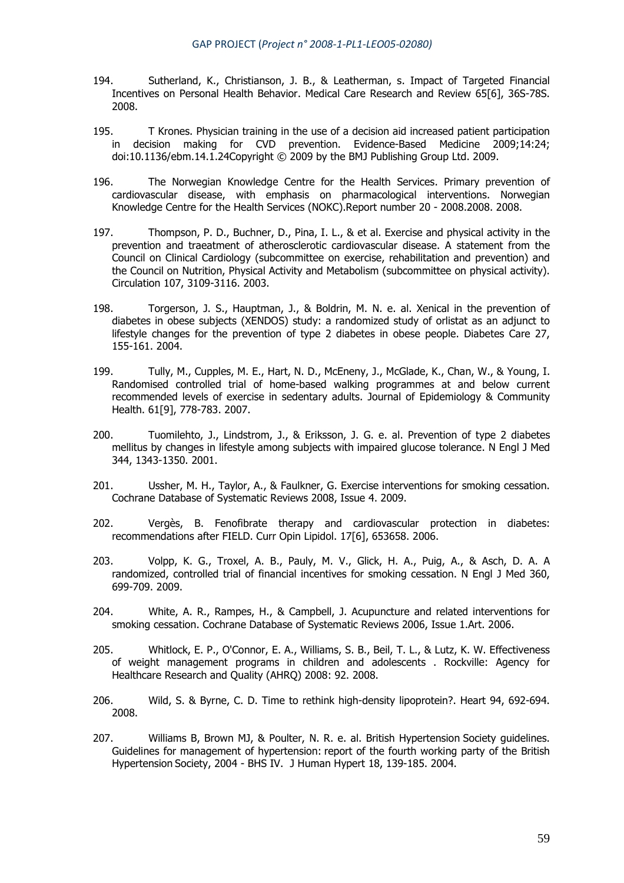194. Sutherland, K., Christianson, J. B., & Leatherman, s. Impact of Targeted Financial Incentives on Personal Health Behavior. Medical Care Research and Review 65[6], 36S-78S. 2008.

195. T Krones. Physician training in the use of a decision aid increased patient participation in decision making for CVD prevention. Evidence-Based Medicine 2009;14:24; doi:10.1136/ebm.14.1.24Copyright © 2009 by the BMJ Publishing Group Ltd. 2009.

196. The Norwegian Knowledge Centre for the Health Services. Primary prevention of cardiovascular disease, with emphasis on pharmacological interventions. Norwegian Knowledge Centre for the Health Services (NOKC).Report number 20 - 2008.2008. 2008.

197. Thompson, P. D., Buchner, D., Pina, I. L., & et al. Exercise and physical activity in the prevention and traeatment of atherosclerotic cardiovascular disease. A statement from the Council on Clinical Cardiology (subcommittee on exercise, rehabilitation and prevention) and the Council on Nutrition, Physical Activity and Metabolism (subcommittee on physical activity). Circulation 107, 3109-3116. 2003.

198. Torgerson, J. S., Hauptman, J., & Boldrin, M. N. e. al. Xenical in the prevention of diabetes in obese subjects (XENDOS) study: a randomized study of orlistat as an adjunct to lifestyle changes for the prevention of type 2 diabetes in obese people. Diabetes Care 27, 155-161. 2004.

199. Tully, M., Cupples, M. E., Hart, N. D., McEneny, J., McGlade, K., Chan, W., & Young, I. Randomised controlled trial of home-based walking programmes at and below current recommended levels of exercise in sedentary adults. Journal of Epidemiology & Community Health. 61[9], 778-783. 2007.

200. Tuomilehto, J., Lindstrom, J., & Eriksson, J. G. e. al. Prevention of type 2 diabetes mellitus by changes in lifestyle among subjects with impaired glucose tolerance. N Engl J Med 344, 1343-1350. 2001.

201. Ussher, M. H., Taylor, A., & Faulkner, G. Exercise interventions for smoking cessation. Cochrane Database of Systematic Reviews 2008, Issue 4. 2009.

202. Vergès, B. Fenofibrate therapy and cardiovascular protection in diabetes: recommendations after FIELD. Curr Opin Lipidol. 17[6], 653658. 2006.

203. Volpp, K. G., Troxel, A. B., Pauly, M. V., Glick, H. A., Puig, A., & Asch, D. A. A randomized, controlled trial of financial incentives for smoking cessation. N Engl J Med 360, 699-709. 2009.

204. White, A. R., Rampes, H., & Campbell, J. Acupuncture and related interventions for smoking cessation. Cochrane Database of Systematic Reviews 2006, Issue 1.Art. 2006.

205. Whitlock, E. P., O'Connor, E. A., Williams, S. B., Beil, T. L., & Lutz, K. W. Effectiveness of weight management programs in children and adolescents . Rockville: Agency for Healthcare Research and Quality (AHRQ) 2008: 92. 2008.

206. Wild, S. & Byrne, C. D. Time to rethink high-density lipoprotein?. Heart 94, 692-694. 2008.

207. Williams B, Brown MJ, & Poulter, N. R. e. al. British Hypertension Society guidelines. Guidelines for management of hypertension: report of the fourth working party of the British Hypertension Society, 2004 - BHS IV. J Human Hypert 18, 139-185. 2004.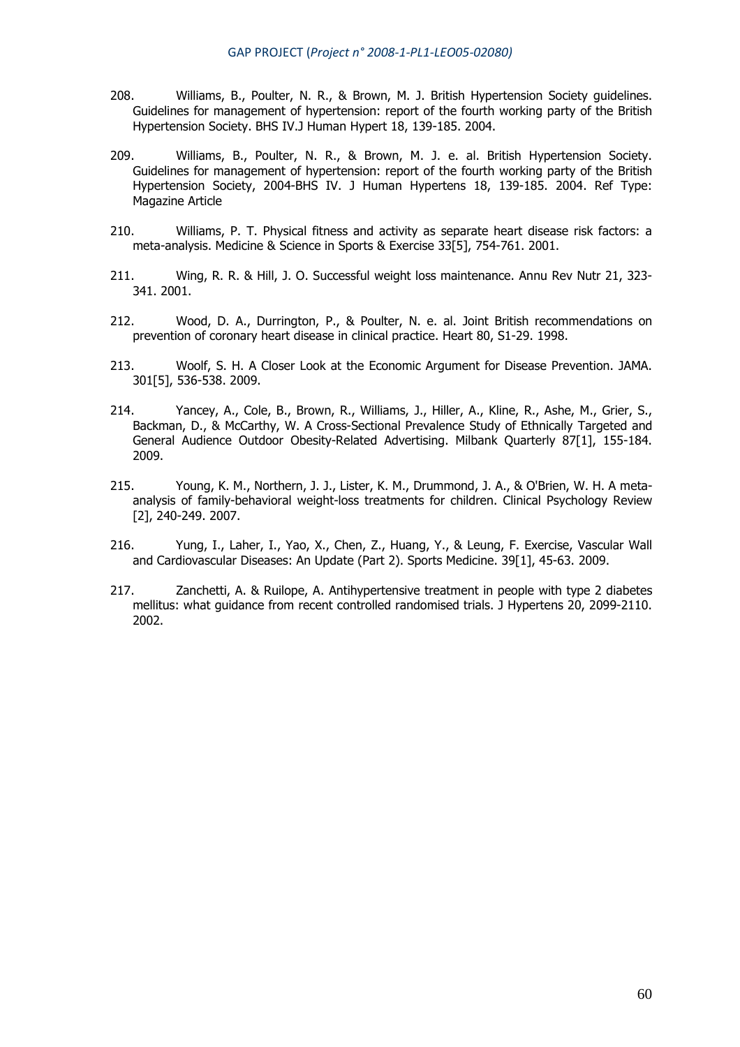208. Williams, B., Poulter, N. R., & Brown, M. J. British Hypertension Society guidelines. Guidelines for management of hypertension: report of the fourth working party of the British Hypertension Society. BHS IV.J Human Hypert 18, 139-185. 2004.

209. Williams, B., Poulter, N. R., & Brown, M. J. e. al. British Hypertension Society. Guidelines for management of hypertension: report of the fourth working party of the British Hypertension Society, 2004-BHS IV. J Human Hypertens 18, 139-185. 2004. Ref Type: Magazine Article

210. Williams, P. T. Physical fitness and activity as separate heart disease risk factors: a meta-analysis. Medicine & Science in Sports & Exercise 33[5], 754-761. 2001.

211. Wing, R. R. & Hill, J. O. Successful weight loss maintenance. Annu Rev Nutr 21, 323-341. 2001.

212. Wood, D. A., Durrington, P., & Poulter, N. e. al. Joint British recommendations on prevention of coronary heart disease in clinical practice. Heart 80, S1-29. 1998.

213. Woolf, S. H. A Closer Look at the Economic Argument for Disease Prevention. JAMA. 301[5], 536-538. 2009.

214. Yancey, A., Cole, B., Brown, R., Williams, J., Hiller, A., Kline, R., Ashe, M., Grier, S., Backman, D., & McCarthy, W. A Cross-Sectional Prevalence Study of Ethnically Targeted and General Audience Outdoor Obesity-Related Advertising. Milbank Quarterly 87[1], 155-184. 2009.

215. Young, K. M., Northern, J. J., Lister, K. M., Drummond, J. A., & O'Brien, W. H. A meta-analysis of family-behavioral weight-loss treatments for children. Clinical Psychology Review [2], 240-249. 2007.

216. Yung, I., Laher, I., Yao, X., Chen, Z., Huang, Y., & Leung, F. Exercise, Vascular Wall and Cardiovascular Diseases: An Update (Part 2). Sports Medicine. 39[1], 45-63. 2009.

217. Zanchetti, A. & Ruilope, A. Antihypertensive treatment in people with type 2 diabetes mellitus: what guidance from recent controlled randomised trials. J Hypertens 20, 2099-2110. 2002.